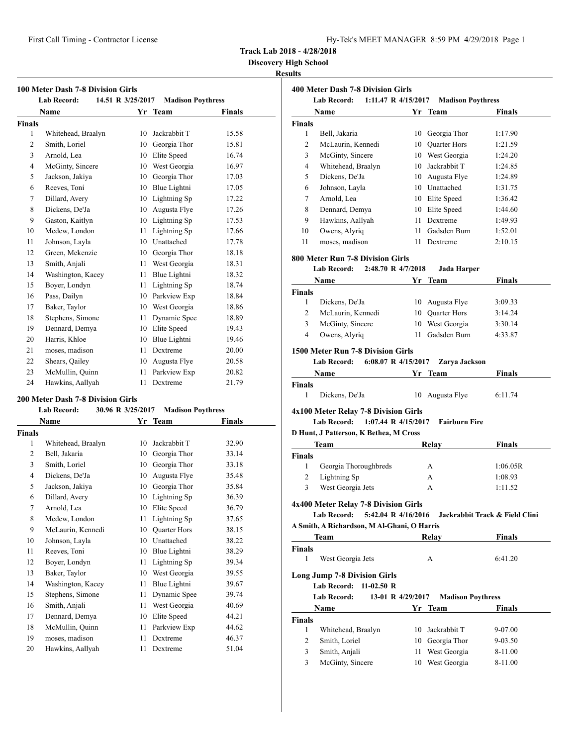# Track Lab 2018 - 4/28/2018

**Discovery High School**

**Results**

## 100 Meter Dash 7-8 Division Girls

**Lab Record:** 14.51 R 3/25/2017 **Madison Poythress**

| | Name | Yr | Team | Finals |
|---|---|---|---|---|
| **Finals** | | | | |
| 1 | Whitehead, Braalyn | 10 | Jackrabbit T | 15.58 |
| 2 | Smith, Loriel | 10 | Georgia Thor | 15.81 |
| 3 | Arnold, Lea | 10 | Elite Speed | 16.74 |
| 4 | McGinty, Sincere | 10 | West Georgia | 16.97 |
| 5 | Jackson, Jakiya | 10 | Georgia Thor | 17.03 |
| 6 | Reeves, Toni | 10 | Blue Lightni | 17.05 |
| 7 | Dillard, Avery | 10 | Lightning Sp | 17.22 |
| 8 | Dickens, De'Ja | 10 | Augusta Flye | 17.26 |
| 9 | Gaston, Kaitlyn | 10 | Lightning Sp | 17.53 |
| 10 | Mcdew, London | 11 | Lightning Sp | 17.66 |
| 11 | Johnson, Layla | 10 | Unattached | 17.78 |
| 12 | Green, Mekenzie | 10 | Georgia Thor | 18.18 |
| 13 | Smith, Anjali | 11 | West Georgia | 18.31 |
| 14 | Washington, Kacey | 11 | Blue Lightni | 18.32 |
| 15 | Boyer, Londyn | 11 | Lightning Sp | 18.74 |
| 16 | Pass, Dailyn | 10 | Parkview Exp | 18.84 |
| 17 | Baker, Taylor | 10 | West Georgia | 18.86 |
| 18 | Stephens, Simone | 11 | Dynamic Spee | 18.89 |
| 19 | Dennard, Demya | 10 | Elite Speed | 19.43 |
| 20 | Harris, Khloe | 10 | Blue Lightni | 19.46 |
| 21 | moses, madison | 11 | Dcxtreme | 20.00 |
| 22 | Shears, Qailey | 10 | Augusta Flye | 20.58 |
| 23 | McMullin, Quinn | 11 | Parkview Exp | 20.82 |
| 24 | Hawkins, Aallyah | 11 | Dcxtreme | 21.79 |

## 200 Meter Dash 7-8 Division Girls

**Lab Record:** 30.96 R 3/25/2017 **Madison Poythress**

| | Name | Yr | Team | Finals |
|---|---|---|---|---|
| **Finals** | | | | |
| 1 | Whitehead, Braalyn | 10 | Jackrabbit T | 32.90 |
| 2 | Bell, Jakaria | 10 | Georgia Thor | 33.14 |
| 3 | Smith, Loriel | 10 | Georgia Thor | 33.18 |
| 4 | Dickens, De'Ja | 10 | Augusta Flye | 35.48 |
| 5 | Jackson, Jakiya | 10 | Georgia Thor | 35.84 |
| 6 | Dillard, Avery | 10 | Lightning Sp | 36.39 |
| 7 | Arnold, Lea | 10 | Elite Speed | 36.79 |
| 8 | Mcdew, London | 11 | Lightning Sp | 37.65 |
| 9 | McLaurin, Kennedi | 10 | Quarter Hors | 38.15 |
| 10 | Johnson, Layla | 10 | Unattached | 38.22 |
| 11 | Reeves, Toni | 10 | Blue Lightni | 38.29 |
| 12 | Boyer, Londyn | 11 | Lightning Sp | 39.34 |
| 13 | Baker, Taylor | 10 | West Georgia | 39.55 |
| 14 | Washington, Kacey | 11 | Blue Lightni | 39.67 |
| 15 | Stephens, Simone | 11 | Dynamic Spee | 39.74 |
| 16 | Smith, Anjali | 11 | West Georgia | 40.69 |
| 17 | Dennard, Demya | 10 | Elite Speed | 44.21 |
| 18 | McMullin, Quinn | 11 | Parkview Exp | 44.62 |
| 19 | moses, madison | 11 | Dcxtreme | 46.37 |
| 20 | Hawkins, Aallyah | 11 | Dcxtreme | 51.04 |

## 400 Meter Dash 7-8 Division Girls

**Lab Record:** 1:11.47 R 4/15/2017 **Madison Poythress**

| | Name | Yr | Team | Finals |
|---|---|---|---|---|
| **Finals** | | | | |
| 1 | Bell, Jakaria | 10 | Georgia Thor | 1:17.90 |
| 2 | McLaurin, Kennedi | 10 | Quarter Hors | 1:21.59 |
| 3 | McGinty, Sincere | 10 | West Georgia | 1:24.20 |
| 4 | Whitehead, Braalyn | 10 | Jackrabbit T | 1:24.85 |
| 5 | Dickens, De'Ja | 10 | Augusta Flye | 1:24.89 |
| 6 | Johnson, Layla | 10 | Unattached | 1:31.75 |
| 7 | Arnold, Lea | 10 | Elite Speed | 1:36.42 |
| 8 | Dennard, Demya | 10 | Elite Speed | 1:44.60 |
| 9 | Hawkins, Aallyah | 11 | Dcxtreme | 1:49.93 |
| 10 | Owens, Alyriq | 11 | Gadsden Burn | 1:52.01 |
| 11 | moses, madison | 11 | Dcxtreme | 2:10.15 |

## 800 Meter Run 7-8 Division Girls

**Lab Record:** 2:48.70 R 4/7/2018 **Jada Harper**

| | Name | Yr | Team | Finals |
|---|---|---|---|---|
| **Finals** | | | | |
| 1 | Dickens, De'Ja | 10 | Augusta Flye | 3:09.33 |
| 2 | McLaurin, Kennedi | 10 | Quarter Hors | 3:14.24 |
| 3 | McGinty, Sincere | 10 | West Georgia | 3:30.14 |
| 4 | Owens, Alyriq | 11 | Gadsden Burn | 4:33.87 |

## 1500 Meter Run 7-8 Division Girls

**Lab Record:** 6:08.07 R 4/15/2017 **Zarya Jackson**

| | Name | Yr | Team | Finals |
|---|---|---|---|---|
| **Finals** | | | | |
| 1 | Dickens, De'Ja | 10 | Augusta Flye | 6:11.74 |

## 4x100 Meter Relay 7-8 Division Girls

**Lab Record:** 1:07.44 R 4/15/2017 **Fairburn Fire**

**D Hunt, J Patterson, K Bethea, M Cross**

| | Team | Relay | Finals |
|---|---|---|---|
| **Finals** | | | |
| 1 | Georgia Thoroughbreds | A | 1:06.05R |
| 2 | Lightning Sp | A | 1:08.93 |
| 3 | West Georgia Jets | A | 1:11.52 |

## 4x400 Meter Relay 7-8 Division Girls

**Lab Record:** 5:42.04 R 4/16/2016 **Jackrabbit Track & Field Clini**

**A Smith, A Richardson, M Al-Ghani, O Harris**

| | Team | Relay | Finals |
|---|---|---|---|
| **Finals** | | | |
| 1 | West Georgia Jets | A | 6:41.20 |

## Long Jump 7-8 Division Girls

**Lab Record:** 11-02.50 R

**Lab Record:** 13-01 R 4/29/2017 **Madison Poythress**

| | Name | Yr | Team | Finals |
|---|---|---|---|---|
| **Finals** | | | | |
| 1 | Whitehead, Braalyn | 10 | Jackrabbit T | 9-07.00 |
| 2 | Smith, Loriel | 10 | Georgia Thor | 9-03.50 |
| 3 | Smith, Anjali | 11 | West Georgia | 8-11.00 |
| 3 | McGinty, Sincere | 10 | West Georgia | 8-11.00 |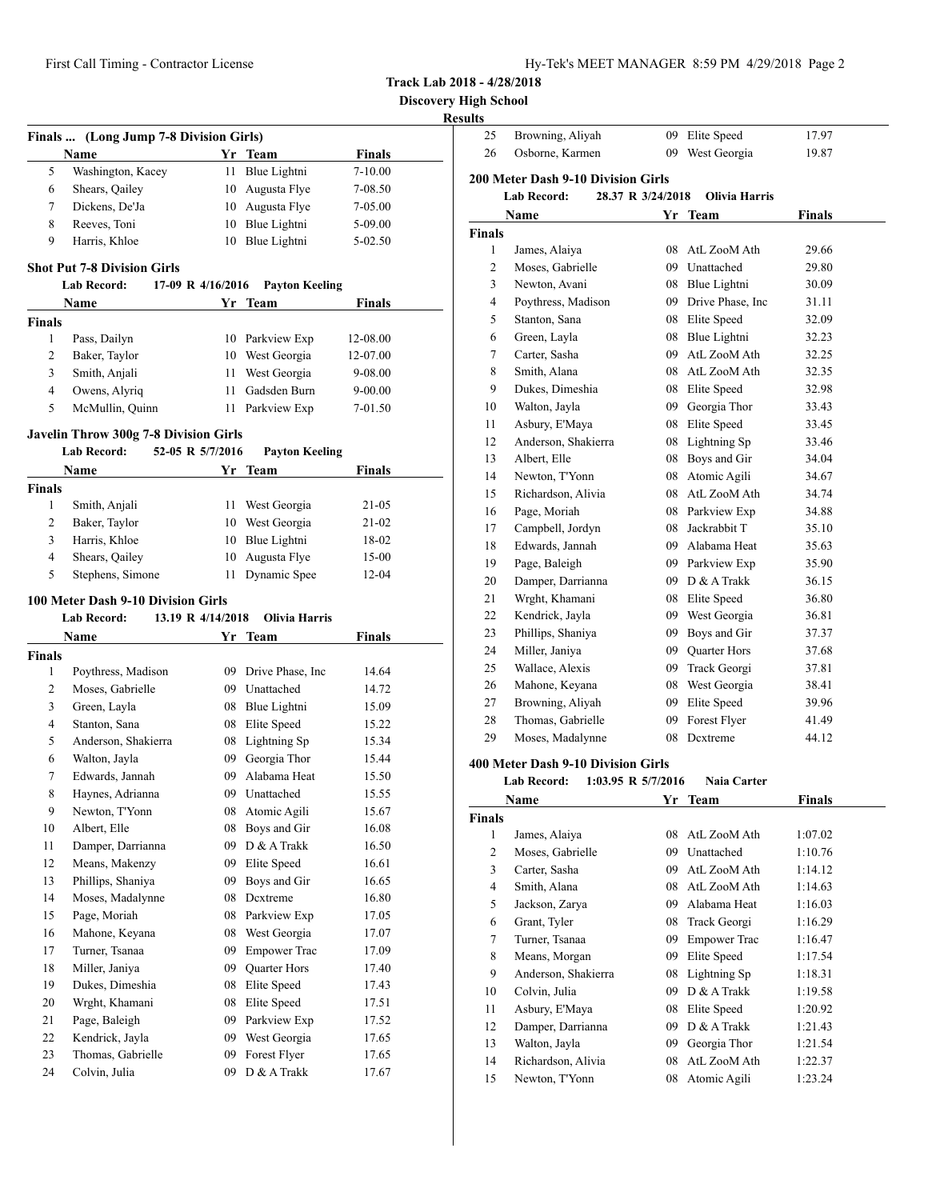**Track Lab 2018 - 4/28/2018**

**Discovery High School**

**Results**

### Finals ... (Long Jump 7-8 Division Girls)

| | Name | Yr | Team | Finals |
|---|---|---|---|---|
| 5 | Washington, Kacey | 11 | Blue Lightni | 7-10.00 |
| 6 | Shears, Qailey | 10 | Augusta Flye | 7-08.50 |
| 7 | Dickens, De'Ja | 10 | Augusta Flye | 7-05.00 |
| 8 | Reeves, Toni | 10 | Blue Lightni | 5-09.00 |
| 9 | Harris, Khloe | 10 | Blue Lightni | 5-02.50 |

### Shot Put 7-8 Division Girls

**Lab Record:** 17-09 R 4/16/2016 **Payton Keeling**

| | Name | Yr | Team | Finals |
|---|---|---|---|---|
| **Finals** | | | | |
| 1 | Pass, Dailyn | 10 | Parkview Exp | 12-08.00 |
| 2 | Baker, Taylor | 10 | West Georgia | 12-07.00 |
| 3 | Smith, Anjali | 11 | West Georgia | 9-08.00 |
| 4 | Owens, Alyriq | 11 | Gadsden Burn | 9-00.00 |
| 5 | McMullin, Quinn | 11 | Parkview Exp | 7-01.50 |

### Javelin Throw 300g 7-8 Division Girls

**Lab Record:** 52-05 R 5/7/2016 **Payton Keeling**

| | Name | Yr | Team | Finals |
|---|---|---|---|---|
| **Finals** | | | | |
| 1 | Smith, Anjali | 11 | West Georgia | 21-05 |
| 2 | Baker, Taylor | 10 | West Georgia | 21-02 |
| 3 | Harris, Khloe | 10 | Blue Lightni | 18-02 |
| 4 | Shears, Qailey | 10 | Augusta Flye | 15-00 |
| 5 | Stephens, Simone | 11 | Dynamic Spee | 12-04 |

### 100 Meter Dash 9-10 Division Girls

**Lab Record:** 13.19 R 4/14/2018 **Olivia Harris**

| | Name | Yr | Team | Finals |
|---|---|---|---|---|
| **Finals** | | | | |
| 1 | Poythress, Madison | 09 | Drive Phase, Inc | 14.64 |
| 2 | Moses, Gabrielle | 09 | Unattached | 14.72 |
| 3 | Green, Layla | 08 | Blue Lightni | 15.09 |
| 4 | Stanton, Sana | 08 | Elite Speed | 15.22 |
| 5 | Anderson, Shakierra | 08 | Lightning Sp | 15.34 |
| 6 | Walton, Jayla | 09 | Georgia Thor | 15.44 |
| 7 | Edwards, Jannah | 09 | Alabama Heat | 15.50 |
| 8 | Haynes, Adrianna | 09 | Unattached | 15.55 |
| 9 | Newton, T'Yonn | 08 | Atomic Agili | 15.67 |
| 10 | Albert, Elle | 08 | Boys and Gir | 16.08 |
| 11 | Damper, Darrianna | 09 | D & A Trakk | 16.50 |
| 12 | Means, Makenzy | 09 | Elite Speed | 16.61 |
| 13 | Phillips, Shaniya | 09 | Boys and Gir | 16.65 |
| 14 | Moses, Madalynne | 08 | Dcxtreme | 16.80 |
| 15 | Page, Moriah | 08 | Parkview Exp | 17.05 |
| 16 | Mahone, Keyana | 08 | West Georgia | 17.07 |
| 17 | Turner, Tsanaa | 09 | Empower Trac | 17.09 |
| 18 | Miller, Janiya | 09 | Quarter Hors | 17.40 |
| 19 | Dukes, Dimeshia | 08 | Elite Speed | 17.43 |
| 20 | Wrght, Khamani | 08 | Elite Speed | 17.51 |
| 21 | Page, Baleigh | 09 | Parkview Exp | 17.52 |
| 22 | Kendrick, Jayla | 09 | West Georgia | 17.65 |
| 23 | Thomas, Gabrielle | 09 | Forest Flyer | 17.65 |
| 24 | Colvin, Julia | 09 | D & A Trakk | 17.67 |
| 25 | Browning, Aliyah | 09 | Elite Speed | 17.97 |
| 26 | Osborne, Karmen | 09 | West Georgia | 19.87 |

### 200 Meter Dash 9-10 Division Girls

**Lab Record:** 28.37 R 3/24/2018 **Olivia Harris**

| | Name | Yr | Team | Finals |
|---|---|---|---|---|
| **Finals** | | | | |
| 1 | James, Alaiya | 08 | AtL ZooM Ath | 29.66 |
| 2 | Moses, Gabrielle | 09 | Unattached | 29.80 |
| 3 | Newton, Avani | 08 | Blue Lightni | 30.09 |
| 4 | Poythress, Madison | 09 | Drive Phase, Inc | 31.11 |
| 5 | Stanton, Sana | 08 | Elite Speed | 32.09 |
| 6 | Green, Layla | 08 | Blue Lightni | 32.23 |
| 7 | Carter, Sasha | 09 | AtL ZooM Ath | 32.25 |
| 8 | Smith, Alana | 08 | AtL ZooM Ath | 32.35 |
| 9 | Dukes, Dimeshia | 08 | Elite Speed | 32.98 |
| 10 | Walton, Jayla | 09 | Georgia Thor | 33.43 |
| 11 | Asbury, E'Maya | 08 | Elite Speed | 33.45 |
| 12 | Anderson, Shakierra | 08 | Lightning Sp | 33.46 |
| 13 | Albert, Elle | 08 | Boys and Gir | 34.04 |
| 14 | Newton, T'Yonn | 08 | Atomic Agili | 34.67 |
| 15 | Richardson, Alivia | 08 | AtL ZooM Ath | 34.74 |
| 16 | Page, Moriah | 08 | Parkview Exp | 34.88 |
| 17 | Campbell, Jordyn | 08 | Jackrabbit T | 35.10 |
| 18 | Edwards, Jannah | 09 | Alabama Heat | 35.63 |
| 19 | Page, Baleigh | 09 | Parkview Exp | 35.90 |
| 20 | Damper, Darrianna | 09 | D & A Trakk | 36.15 |
| 21 | Wrght, Khamani | 08 | Elite Speed | 36.80 |
| 22 | Kendrick, Jayla | 09 | West Georgia | 36.81 |
| 23 | Phillips, Shaniya | 09 | Boys and Gir | 37.37 |
| 24 | Miller, Janiya | 09 | Quarter Hors | 37.68 |
| 25 | Wallace, Alexis | 09 | Track Georgi | 37.81 |
| 26 | Mahone, Keyana | 08 | West Georgia | 38.41 |
| 27 | Browning, Aliyah | 09 | Elite Speed | 39.96 |
| 28 | Thomas, Gabrielle | 09 | Forest Flyer | 41.49 |
| 29 | Moses, Madalynne | 08 | Dcxtreme | 44.12 |

### 400 Meter Dash 9-10 Division Girls

**Lab Record:** 1:03.95 R 5/7/2016 **Naia Carter**

| | Name | Yr | Team | Finals |
|---|---|---|---|---|
| **Finals** | | | | |
| 1 | James, Alaiya | 08 | AtL ZooM Ath | 1:07.02 |
| 2 | Moses, Gabrielle | 09 | Unattached | 1:10.76 |
| 3 | Carter, Sasha | 09 | AtL ZooM Ath | 1:14.12 |
| 4 | Smith, Alana | 08 | AtL ZooM Ath | 1:14.63 |
| 5 | Jackson, Zarya | 09 | Alabama Heat | 1:16.03 |
| 6 | Grant, Tyler | 08 | Track Georgi | 1:16.29 |
| 7 | Turner, Tsanaa | 09 | Empower Trac | 1:16.47 |
| 8 | Means, Morgan | 09 | Elite Speed | 1:17.54 |
| 9 | Anderson, Shakierra | 08 | Lightning Sp | 1:18.31 |
| 10 | Colvin, Julia | 09 | D & A Trakk | 1:19.58 |
| 11 | Asbury, E'Maya | 08 | Elite Speed | 1:20.92 |
| 12 | Damper, Darrianna | 09 | D & A Trakk | 1:21.43 |
| 13 | Walton, Jayla | 09 | Georgia Thor | 1:21.54 |
| 14 | Richardson, Alivia | 08 | AtL ZooM Ath | 1:22.37 |
| 15 | Newton, T'Yonn | 08 | Atomic Agili | 1:23.24 |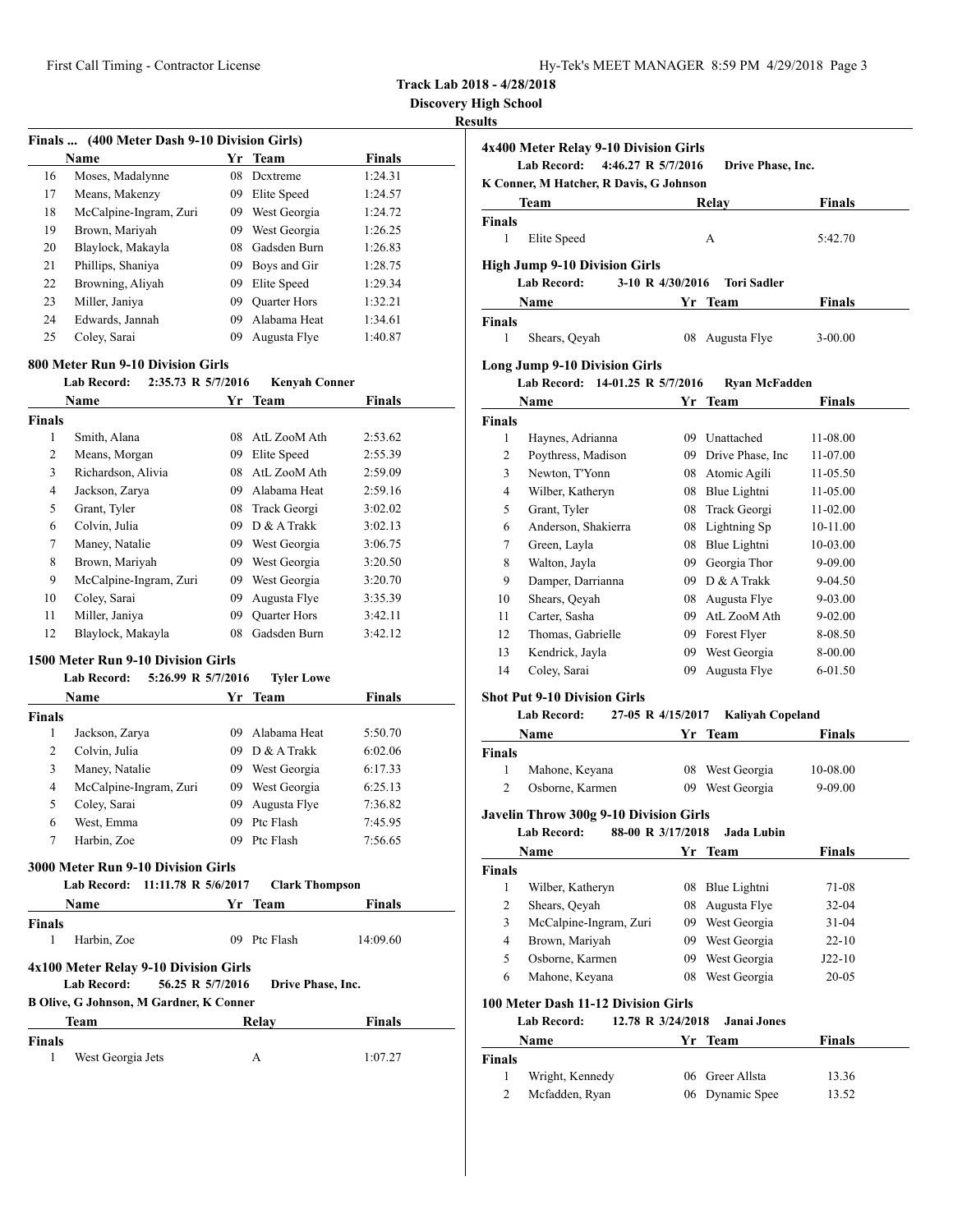**Track Lab 2018 - 4/28/2018**

**Discovery High School**

**Results**

### Finals ... (400 Meter Dash 9-10 Division Girls)

| | Name | Yr | Team | Finals |
|---|---|---|---|---|
| 16 | Moses, Madalynne | 08 | Dextreme | 1:24.31 |
| 17 | Means, Makenzy | 09 | Elite Speed | 1:24.57 |
| 18 | McCalpine-Ingram, Zuri | 09 | West Georgia | 1:24.72 |
| 19 | Brown, Mariyah | 09 | West Georgia | 1:26.25 |
| 20 | Blaylock, Makayla | 08 | Gadsden Burn | 1:26.83 |
| 21 | Phillips, Shaniya | 09 | Boys and Gir | 1:28.75 |
| 22 | Browning, Aliyah | 09 | Elite Speed | 1:29.34 |
| 23 | Miller, Janiya | 09 | Quarter Hors | 1:32.21 |
| 24 | Edwards, Jannah | 09 | Alabama Heat | 1:34.61 |
| 25 | Coley, Sarai | 09 | Augusta Flye | 1:40.87 |

### 800 Meter Run 9-10 Division Girls

**Lab Record: 2:35.73 R 5/7/2016 Kenyah Conner**

| | Name | Yr | Team | Finals |
|---|---|---|---|---|
| **Finals** | | | | |
| 1 | Smith, Alana | 08 | AtL ZooM Ath | 2:53.62 |
| 2 | Means, Morgan | 09 | Elite Speed | 2:55.39 |
| 3 | Richardson, Alivia | 08 | AtL ZooM Ath | 2:59.09 |
| 4 | Jackson, Zarya | 09 | Alabama Heat | 2:59.16 |
| 5 | Grant, Tyler | 08 | Track Georgi | 3:02.02 |
| 6 | Colvin, Julia | 09 | D & A Trakk | 3:02.13 |
| 7 | Maney, Natalie | 09 | West Georgia | 3:06.75 |
| 8 | Brown, Mariyah | 09 | West Georgia | 3:20.50 |
| 9 | McCalpine-Ingram, Zuri | 09 | West Georgia | 3:20.70 |
| 10 | Coley, Sarai | 09 | Augusta Flye | 3:35.39 |
| 11 | Miller, Janiya | 09 | Quarter Hors | 3:42.11 |
| 12 | Blaylock, Makayla | 08 | Gadsden Burn | 3:42.12 |

### 1500 Meter Run 9-10 Division Girls

**Lab Record: 5:26.99 R 5/7/2016 Tyler Lowe**

| | Name | Yr | Team | Finals |
|---|---|---|---|---|
| **Finals** | | | | |
| 1 | Jackson, Zarya | 09 | Alabama Heat | 5:50.70 |
| 2 | Colvin, Julia | 09 | D & A Trakk | 6:02.06 |
| 3 | Maney, Natalie | 09 | West Georgia | 6:17.33 |
| 4 | McCalpine-Ingram, Zuri | 09 | West Georgia | 6:25.13 |
| 5 | Coley, Sarai | 09 | Augusta Flye | 7:36.82 |
| 6 | West, Emma | 09 | Ptc Flash | 7:45.95 |
| 7 | Harbin, Zoe | 09 | Ptc Flash | 7:56.65 |

### 3000 Meter Run 9-10 Division Girls

**Lab Record: 11:11.78 R 5/6/2017 Clark Thompson**

| | Name | Yr | Team | Finals |
|---|---|---|---|---|
| **Finals** | | | | |
| 1 | Harbin, Zoe | 09 | Ptc Flash | 14:09.60 |

### 4x100 Meter Relay 9-10 Division Girls

**Lab Record: 56.25 R 5/7/2016 Drive Phase, Inc.**

**B Olive, G Johnson, M Gardner, K Conner**

| | Team | Relay | Finals |
|---|---|---|---|
| **Finals** | | | |
| 1 | West Georgia Jets | A | 1:07.27 |

### 4x400 Meter Relay 9-10 Division Girls

**Lab Record: 4:46.27 R 5/7/2016 Drive Phase, Inc.**

**K Conner, M Hatcher, R Davis, G Johnson**

| | Team | Relay | Finals |
|---|---|---|---|
| **Finals** | | | |
| 1 | Elite Speed | A | 5:42.70 |

### High Jump 9-10 Division Girls

**Lab Record: 3-10 R 4/30/2016 Tori Sadler**

| | Name | Yr | Team | Finals |
|---|---|---|---|---|
| **Finals** | | | | |
| 1 | Shears, Qeyah | 08 | Augusta Flye | 3-00.00 |

### Long Jump 9-10 Division Girls

**Lab Record: 14-01.25 R 5/7/2016 Ryan McFadden**

| | Name | Yr | Team | Finals |
|---|---|---|---|---|
| **Finals** | | | | |
| 1 | Haynes, Adrianna | 09 | Unattached | 11-08.00 |
| 2 | Poythress, Madison | 09 | Drive Phase, Inc | 11-07.00 |
| 3 | Newton, T'Yonn | 08 | Atomic Agili | 11-05.50 |
| 4 | Wilber, Katheryn | 08 | Blue Lightni | 11-05.00 |
| 5 | Grant, Tyler | 08 | Track Georgi | 11-02.00 |
| 6 | Anderson, Shakierra | 08 | Lightning Sp | 10-11.00 |
| 7 | Green, Layla | 08 | Blue Lightni | 10-03.00 |
| 8 | Walton, Jayla | 09 | Georgia Thor | 9-09.00 |
| 9 | Damper, Darrianna | 09 | D & A Trakk | 9-04.50 |
| 10 | Shears, Qeyah | 08 | Augusta Flye | 9-03.00 |
| 11 | Carter, Sasha | 09 | AtL ZooM Ath | 9-02.00 |
| 12 | Thomas, Gabrielle | 09 | Forest Flyer | 8-08.50 |
| 13 | Kendrick, Jayla | 09 | West Georgia | 8-00.00 |
| 14 | Coley, Sarai | 09 | Augusta Flye | 6-01.50 |

### Shot Put 9-10 Division Girls

**Lab Record: 27-05 R 4/15/2017 Kaliyah Copeland**

| | Name | Yr | Team | Finals |
|---|---|---|---|---|
| **Finals** | | | | |
| 1 | Mahone, Keyana | 08 | West Georgia | 10-08.00 |
| 2 | Osborne, Karmen | 09 | West Georgia | 9-09.00 |

### Javelin Throw 300g 9-10 Division Girls

**Lab Record: 88-00 R 3/17/2018 Jada Lubin**

| | Name | Yr | Team | Finals |
|---|---|---|---|---|
| **Finals** | | | | |
| 1 | Wilber, Katheryn | 08 | Blue Lightni | 71-08 |
| 2 | Shears, Qeyah | 08 | Augusta Flye | 32-04 |
| 3 | McCalpine-Ingram, Zuri | 09 | West Georgia | 31-04 |
| 4 | Brown, Mariyah | 09 | West Georgia | 22-10 |
| 5 | Osborne, Karmen | 09 | West Georgia | J22-10 |
| 6 | Mahone, Keyana | 08 | West Georgia | 20-05 |

### 100 Meter Dash 11-12 Division Girls

**Lab Record: 12.78 R 3/24/2018 Janai Jones**

| | Name | Yr | Team | Finals |
|---|---|---|---|---|
| **Finals** | | | | |
| 1 | Wright, Kennedy | 06 | Greer Allsta | 13.36 |
| 2 | Mcfadden, Ryan | 06 | Dynamic Spee | 13.52 |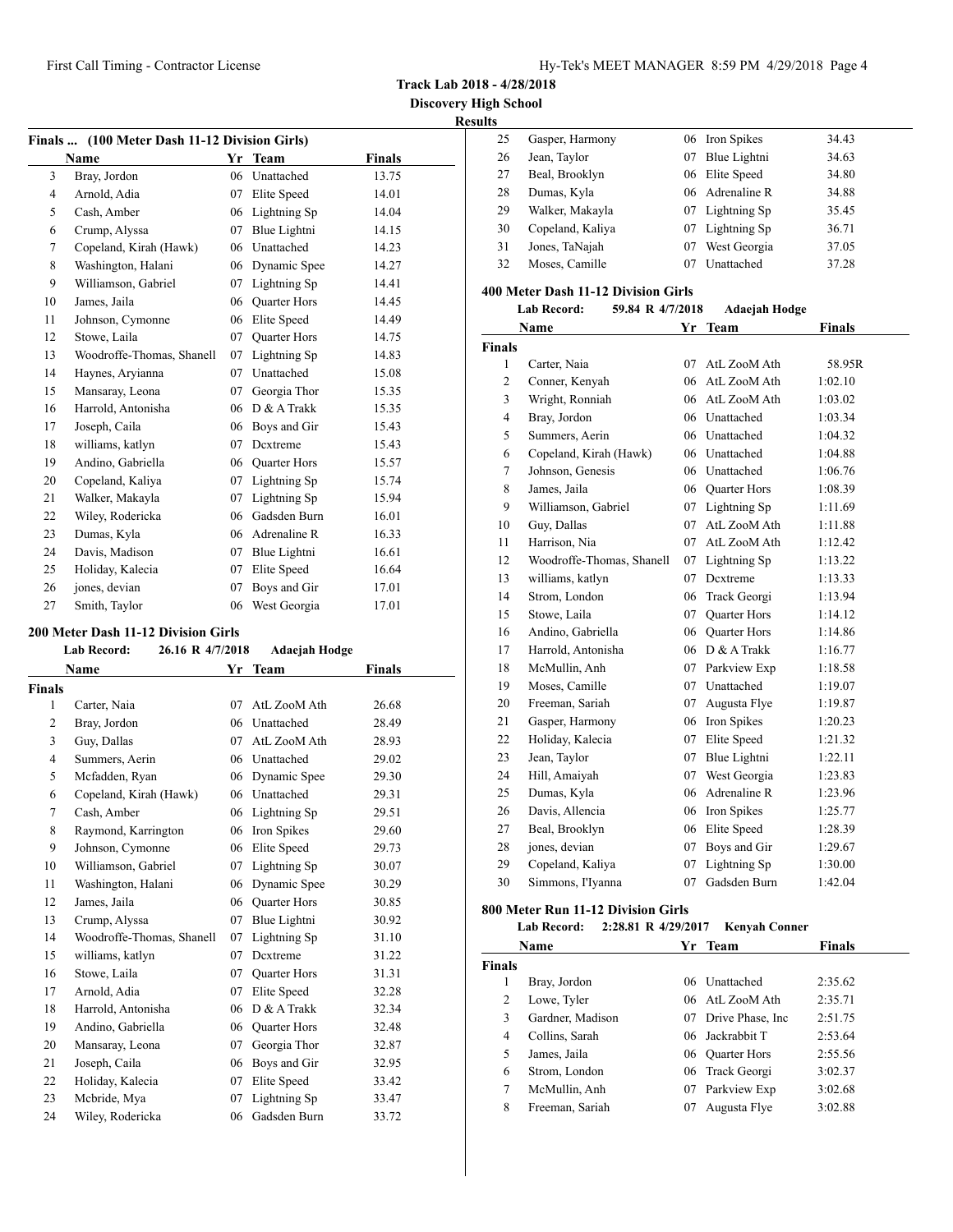**Track Lab 2018 - 4/28/2018**

**Discovery High School**

**Results**

### Finals ... (100 Meter Dash 11-12 Division Girls)

| | Name | Yr | Team | Finals |
|---|---|---|---|---|
| 3 | Bray, Jordon | 06 | Unattached | 13.75 |
| 4 | Arnold, Adia | 07 | Elite Speed | 14.01 |
| 5 | Cash, Amber | 06 | Lightning Sp | 14.04 |
| 6 | Crump, Alyssa | 07 | Blue Lightni | 14.15 |
| 7 | Copeland, Kirah (Hawk) | 06 | Unattached | 14.23 |
| 8 | Washington, Halani | 06 | Dynamic Spee | 14.27 |
| 9 | Williamson, Gabriel | 07 | Lightning Sp | 14.41 |
| 10 | James, Jaila | 06 | Quarter Hors | 14.45 |
| 11 | Johnson, Cymonne | 06 | Elite Speed | 14.49 |
| 12 | Stowe, Laila | 07 | Quarter Hors | 14.75 |
| 13 | Woodroffe-Thomas, Shanell | 07 | Lightning Sp | 14.83 |
| 14 | Haynes, Aryianna | 07 | Unattached | 15.08 |
| 15 | Mansaray, Leona | 07 | Georgia Thor | 15.35 |
| 16 | Harrold, Antonisha | 06 | D & A Trakk | 15.35 |
| 17 | Joseph, Caila | 06 | Boys and Gir | 15.43 |
| 18 | williams, katlyn | 07 | Dextreme | 15.43 |
| 19 | Andino, Gabriella | 06 | Quarter Hors | 15.57 |
| 20 | Copeland, Kaliya | 07 | Lightning Sp | 15.74 |
| 21 | Walker, Makayla | 07 | Lightning Sp | 15.94 |
| 22 | Wiley, Rodericka | 06 | Gadsden Burn | 16.01 |
| 23 | Dumas, Kyla | 06 | Adrenaline R | 16.33 |
| 24 | Davis, Madison | 07 | Blue Lightni | 16.61 |
| 25 | Holiday, Kalecia | 07 | Elite Speed | 16.64 |
| 26 | jones, devian | 07 | Boys and Gir | 17.01 |
| 27 | Smith, Taylor | 06 | West Georgia | 17.01 |

### 200 Meter Dash 11-12 Division Girls

**Lab Record: 26.16 R 4/7/2018 Adaejah Hodge**

| | Name | Yr | Team | Finals |
|---|---|---|---|---|
| **Finals** | | | | |
| 1 | Carter, Naia | 07 | AtL ZooM Ath | 26.68 |
| 2 | Bray, Jordon | 06 | Unattached | 28.49 |
| 3 | Guy, Dallas | 07 | AtL ZooM Ath | 28.93 |
| 4 | Summers, Aerin | 06 | Unattached | 29.02 |
| 5 | Mcfadden, Ryan | 06 | Dynamic Spee | 29.30 |
| 6 | Copeland, Kirah (Hawk) | 06 | Unattached | 29.31 |
| 7 | Cash, Amber | 06 | Lightning Sp | 29.51 |
| 8 | Raymond, Karrington | 06 | Iron Spikes | 29.60 |
| 9 | Johnson, Cymonne | 06 | Elite Speed | 29.73 |
| 10 | Williamson, Gabriel | 07 | Lightning Sp | 30.07 |
| 11 | Washington, Halani | 06 | Dynamic Spee | 30.29 |
| 12 | James, Jaila | 06 | Quarter Hors | 30.85 |
| 13 | Crump, Alyssa | 07 | Blue Lightni | 30.92 |
| 14 | Woodroffe-Thomas, Shanell | 07 | Lightning Sp | 31.10 |
| 15 | williams, katlyn | 07 | Dextreme | 31.22 |
| 16 | Stowe, Laila | 07 | Quarter Hors | 31.31 |
| 17 | Arnold, Adia | 07 | Elite Speed | 32.28 |
| 18 | Harrold, Antonisha | 06 | D & A Trakk | 32.34 |
| 19 | Andino, Gabriella | 06 | Quarter Hors | 32.48 |
| 20 | Mansaray, Leona | 07 | Georgia Thor | 32.87 |
| 21 | Joseph, Caila | 06 | Boys and Gir | 32.95 |
| 22 | Holiday, Kalecia | 07 | Elite Speed | 33.42 |
| 23 | Mcbride, Mya | 07 | Lightning Sp | 33.47 |
| 24 | Wiley, Rodericka | 06 | Gadsden Burn | 33.72 |
| 25 | Gasper, Harmony | 06 | Iron Spikes | 34.43 |
| 26 | Jean, Taylor | 07 | Blue Lightni | 34.63 |
| 27 | Beal, Brooklyn | 06 | Elite Speed | 34.80 |
| 28 | Dumas, Kyla | 06 | Adrenaline R | 34.88 |
| 29 | Walker, Makayla | 07 | Lightning Sp | 35.45 |
| 30 | Copeland, Kaliya | 07 | Lightning Sp | 36.71 |
| 31 | Jones, TaNajah | 07 | West Georgia | 37.05 |
| 32 | Moses, Camille | 07 | Unattached | 37.28 |

### 400 Meter Dash 11-12 Division Girls

**Lab Record: 59.84 R 4/7/2018 Adaejah Hodge**

| | Name | Yr | Team | Finals |
|---|---|---|---|---|
| **Finals** | | | | |
| 1 | Carter, Naia | 07 | AtL ZooM Ath | 58.95R |
| 2 | Conner, Kenyah | 06 | AtL ZooM Ath | 1:02.10 |
| 3 | Wright, Ronniah | 06 | AtL ZooM Ath | 1:03.02 |
| 4 | Bray, Jordon | 06 | Unattached | 1:03.34 |
| 5 | Summers, Aerin | 06 | Unattached | 1:04.32 |
| 6 | Copeland, Kirah (Hawk) | 06 | Unattached | 1:04.88 |
| 7 | Johnson, Genesis | 06 | Unattached | 1:06.76 |
| 8 | James, Jaila | 06 | Quarter Hors | 1:08.39 |
| 9 | Williamson, Gabriel | 07 | Lightning Sp | 1:11.69 |
| 10 | Guy, Dallas | 07 | AtL ZooM Ath | 1:11.88 |
| 11 | Harrison, Nia | 07 | AtL ZooM Ath | 1:12.42 |
| 12 | Woodroffe-Thomas, Shanell | 07 | Lightning Sp | 1:13.22 |
| 13 | williams, katlyn | 07 | Dextreme | 1:13.33 |
| 14 | Strom, London | 06 | Track Georgi | 1:13.94 |
| 15 | Stowe, Laila | 07 | Quarter Hors | 1:14.12 |
| 16 | Andino, Gabriella | 06 | Quarter Hors | 1:14.86 |
| 17 | Harrold, Antonisha | 06 | D & A Trakk | 1:16.77 |
| 18 | McMullin, Anh | 07 | Parkview Exp | 1:18.58 |
| 19 | Moses, Camille | 07 | Unattached | 1:19.07 |
| 20 | Freeman, Sariah | 07 | Augusta Flye | 1:19.87 |
| 21 | Gasper, Harmony | 06 | Iron Spikes | 1:20.23 |
| 22 | Holiday, Kalecia | 07 | Elite Speed | 1:21.32 |
| 23 | Jean, Taylor | 07 | Blue Lightni | 1:22.11 |
| 24 | Hill, Amaiyah | 07 | West Georgia | 1:23.83 |
| 25 | Dumas, Kyla | 06 | Adrenaline R | 1:23.96 |
| 26 | Davis, Allencia | 06 | Iron Spikes | 1:25.77 |
| 27 | Beal, Brooklyn | 06 | Elite Speed | 1:28.39 |
| 28 | jones, devian | 07 | Boys and Gir | 1:29.67 |
| 29 | Copeland, Kaliya | 07 | Lightning Sp | 1:30.00 |
| 30 | Simmons, I'Iyanna | 07 | Gadsden Burn | 1:42.04 |

### 800 Meter Run 11-12 Division Girls

**Lab Record: 2:28.81 R 4/29/2017 Kenyah Conner**

| | Name | Yr | Team | Finals |
|---|---|---|---|---|
| **Finals** | | | | |
| 1 | Bray, Jordon | 06 | Unattached | 2:35.62 |
| 2 | Lowe, Tyler | 06 | AtL ZooM Ath | 2:35.71 |
| 3 | Gardner, Madison | 07 | Drive Phase, Inc | 2:51.75 |
| 4 | Collins, Sarah | 06 | Jackrabbit T | 2:53.64 |
| 5 | James, Jaila | 06 | Quarter Hors | 2:55.56 |
| 6 | Strom, London | 06 | Track Georgi | 3:02.37 |
| 7 | McMullin, Anh | 07 | Parkview Exp | 3:02.68 |
| 8 | Freeman, Sariah | 07 | Augusta Flye | 3:02.88 |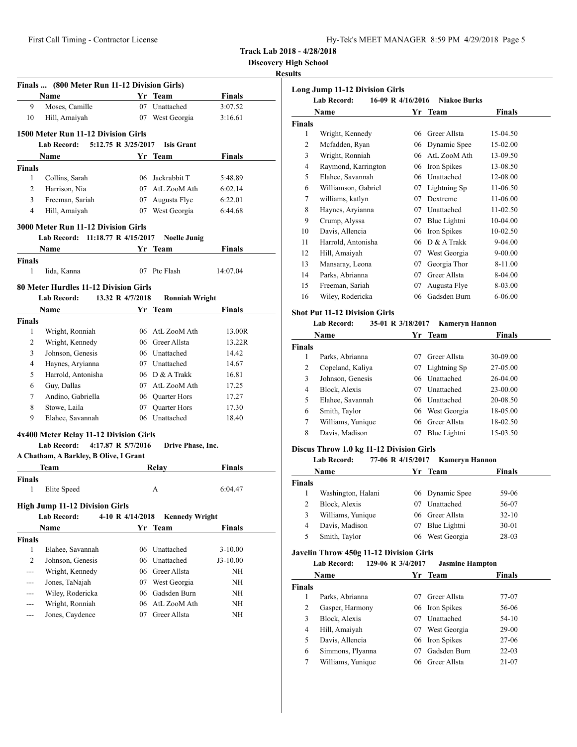**Track Lab 2018 - 4/28/2018**

**Discovery High School**

**Results**

### Finals ... (800 Meter Run 11-12 Division Girls)

| | Name | Yr | Team | Finals |
|---|---|---|---|---|
| 9 | Moses, Camille | 07 | Unattached | 3:07.52 |
| 10 | Hill, Amaiyah | 07 | West Georgia | 3:16.61 |

### 1500 Meter Run 11-12 Division Girls

**Lab Record:** 5:12.75 R 3/25/2017 **Isis Grant**

| | Name | Yr | Team | Finals |
|---|---|---|---|---|
| **Finals** | | | | |
| 1 | Collins, Sarah | 06 | Jackrabbit T | 5:48.89 |
| 2 | Harrison, Nia | 07 | AtL ZooM Ath | 6:02.14 |
| 3 | Freeman, Sariah | 07 | Augusta Flye | 6:22.01 |
| 4 | Hill, Amaiyah | 07 | West Georgia | 6:44.68 |

### 3000 Meter Run 11-12 Division Girls

**Lab Record:** 11:18.77 R 4/15/2017 **Noelle Junig**

| | Name | Yr | Team | Finals |
|---|---|---|---|---|
| **Finals** | | | | |
| 1 | Iida, Kanna | 07 | Ptc Flash | 14:07.04 |

### 80 Meter Hurdles 11-12 Division Girls

**Lab Record:** 13.32 R 4/7/2018 **Ronniah Wright**

| | Name | Yr | Team | Finals |
|---|---|---|---|---|
| **Finals** | | | | |
| 1 | Wright, Ronniah | 06 | AtL ZooM Ath | 13.00R |
| 2 | Wright, Kennedy | 06 | Greer Allsta | 13.22R |
| 3 | Johnson, Genesis | 06 | Unattached | 14.42 |
| 4 | Haynes, Aryianna | 07 | Unattached | 14.67 |
| 5 | Harrold, Antonisha | 06 | D & A Trakk | 16.81 |
| 6 | Guy, Dallas | 07 | AtL ZooM Ath | 17.25 |
| 7 | Andino, Gabriella | 06 | Quarter Hors | 17.27 |
| 8 | Stowe, Laila | 07 | Quarter Hors | 17.30 |
| 9 | Elahee, Savannah | 06 | Unattached | 18.40 |

### 4x400 Meter Relay 11-12 Division Girls

**Lab Record:** 4:17.87 R 5/7/2016 **Drive Phase, Inc.**

**A Chatham, A Barkley, B Olive, I Grant**

| | Team | Relay | Finals |
|---|---|---|---|
| **Finals** | | | |
| 1 | Elite Speed | A | 6:04.47 |

### High Jump 11-12 Division Girls

**Lab Record:** 4-10 R 4/14/2018 **Kennedy Wright**

| | Name | Yr | Team | Finals |
|---|---|---|---|---|
| **Finals** | | | | |
| 1 | Elahee, Savannah | 06 | Unattached | 3-10.00 |
| 2 | Johnson, Genesis | 06 | Unattached | J3-10.00 |
| --- | Wright, Kennedy | 06 | Greer Allsta | NH |
| --- | Jones, TaNajah | 07 | West Georgia | NH |
| --- | Wiley, Rodericka | 06 | Gadsden Burn | NH |
| --- | Wright, Ronniah | 06 | AtL ZooM Ath | NH |
| --- | Jones, Caydence | 07 | Greer Allsta | NH |

### Long Jump 11-12 Division Girls

**Lab Record:** 16-09 R 4/16/2016 **Niakoe Burks**

| | Name | Yr | Team | Finals |
|---|---|---|---|---|
| **Finals** | | | | |
| 1 | Wright, Kennedy | 06 | Greer Allsta | 15-04.50 |
| 2 | Mcfadden, Ryan | 06 | Dynamic Spee | 15-02.00 |
| 3 | Wright, Ronniah | 06 | AtL ZooM Ath | 13-09.50 |
| 4 | Raymond, Karrington | 06 | Iron Spikes | 13-08.50 |
| 5 | Elahee, Savannah | 06 | Unattached | 12-08.00 |
| 6 | Williamson, Gabriel | 07 | Lightning Sp | 11-06.50 |
| 7 | williams, katlyn | 07 | Dextreme | 11-06.00 |
| 8 | Haynes, Aryianna | 07 | Unattached | 11-02.50 |
| 9 | Crump, Alyssa | 07 | Blue Lightni | 10-04.00 |
| 10 | Davis, Allencia | 06 | Iron Spikes | 10-02.50 |
| 11 | Harrold, Antonisha | 06 | D & A Trakk | 9-04.00 |
| 12 | Hill, Amaiyah | 07 | West Georgia | 9-00.00 |
| 13 | Mansaray, Leona | 07 | Georgia Thor | 8-11.00 |
| 14 | Parks, Abrianna | 07 | Greer Allsta | 8-04.00 |
| 15 | Freeman, Sariah | 07 | Augusta Flye | 8-03.00 |
| 16 | Wiley, Rodericka | 06 | Gadsden Burn | 6-06.00 |

### Shot Put 11-12 Division Girls

**Lab Record:** 35-01 R 3/18/2017 **Kameryn Hannon**

| | Name | Yr | Team | Finals |
|---|---|---|---|---|
| **Finals** | | | | |
| 1 | Parks, Abrianna | 07 | Greer Allsta | 30-09.00 |
| 2 | Copeland, Kaliya | 07 | Lightning Sp | 27-05.00 |
| 3 | Johnson, Genesis | 06 | Unattached | 26-04.00 |
| 4 | Block, Alexis | 07 | Unattached | 23-00.00 |
| 5 | Elahee, Savannah | 06 | Unattached | 20-08.50 |
| 6 | Smith, Taylor | 06 | West Georgia | 18-05.00 |
| 7 | Williams, Yunique | 06 | Greer Allsta | 18-02.50 |
| 8 | Davis, Madison | 07 | Blue Lightni | 15-03.50 |

### Discus Throw 1.0 kg 11-12 Division Girls

**Lab Record:** 77-06 R 4/15/2017 **Kameryn Hannon**

| | Name | Yr | Team | Finals |
|---|---|---|---|---|
| **Finals** | | | | |
| 1 | Washington, Halani | 06 | Dynamic Spee | 59-06 |
| 2 | Block, Alexis | 07 | Unattached | 56-07 |
| 3 | Williams, Yunique | 06 | Greer Allsta | 32-10 |
| 4 | Davis, Madison | 07 | Blue Lightni | 30-01 |
| 5 | Smith, Taylor | 06 | West Georgia | 28-03 |

### Javelin Throw 450g 11-12 Division Girls

**Lab Record:** 129-06 R 3/4/2017 **Jasmine Hampton**

| | Name | Yr | Team | Finals |
|---|---|---|---|---|
| **Finals** | | | | |
| 1 | Parks, Abrianna | 07 | Greer Allsta | 77-07 |
| 2 | Gasper, Harmony | 06 | Iron Spikes | 56-06 |
| 3 | Block, Alexis | 07 | Unattached | 54-10 |
| 4 | Hill, Amaiyah | 07 | West Georgia | 29-00 |
| 5 | Davis, Allencia | 06 | Iron Spikes | 27-06 |
| 6 | Simmons, I'Iyanna | 07 | Gadsden Burn | 22-03 |
| 7 | Williams, Yunique | 06 | Greer Allsta | 21-07 |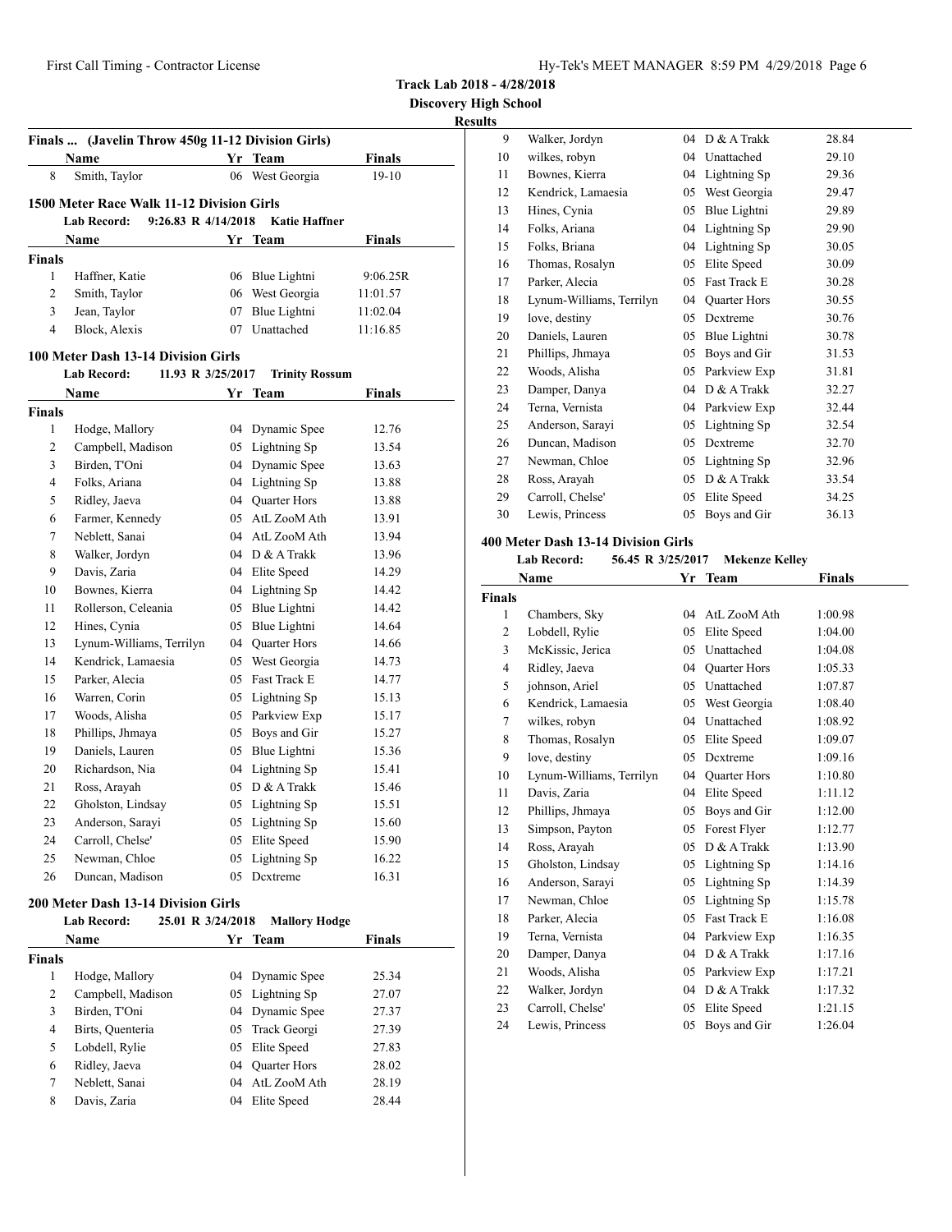**Track Lab 2018 - 4/28/2018**
**Discovery High School**
**Results**

### Finals ... (Javelin Throw 450g 11-12 Division Girls)

| | Name | Yr | Team | Finals |
|---|---|---|---|---|
| 8 | Smith, Taylor | 06 | West Georgia | 19-10 |

### 1500 Meter Race Walk 11-12 Division Girls

Lab Record: 9:26.83 R 4/14/2018 Katie Haffner

| | Name | Yr | Team | Finals |
|---|---|---|---|---|
| **Finals** | | | | |
| 1 | Haffner, Katie | 06 | Blue Lightni | 9:06.25R |
| 2 | Smith, Taylor | 06 | West Georgia | 11:01.57 |
| 3 | Jean, Taylor | 07 | Blue Lightni | 11:02.04 |
| 4 | Block, Alexis | 07 | Unattached | 11:16.85 |

### 100 Meter Dash 13-14 Division Girls

Lab Record: 11.93 R 3/25/2017 Trinity Rossum

| | Name | Yr | Team | Finals |
|---|---|---|---|---|
| **Finals** | | | | |
| 1 | Hodge, Mallory | 04 | Dynamic Spee | 12.76 |
| 2 | Campbell, Madison | 05 | Lightning Sp | 13.54 |
| 3 | Birden, T'Oni | 04 | Dynamic Spee | 13.63 |
| 4 | Folks, Ariana | 04 | Lightning Sp | 13.88 |
| 5 | Ridley, Jaeva | 04 | Quarter Hors | 13.88 |
| 6 | Farmer, Kennedy | 05 | AtL ZooM Ath | 13.91 |
| 7 | Neblett, Sanai | 04 | AtL ZooM Ath | 13.94 |
| 8 | Walker, Jordyn | 04 | D & A Trakk | 13.96 |
| 9 | Davis, Zaria | 04 | Elite Speed | 14.29 |
| 10 | Bownes, Kierra | 04 | Lightning Sp | 14.42 |
| 11 | Rollerson, Celeania | 05 | Blue Lightni | 14.42 |
| 12 | Hines, Cynia | 05 | Blue Lightni | 14.64 |
| 13 | Lynum-Williams, Terrilyn | 04 | Quarter Hors | 14.66 |
| 14 | Kendrick, Lamaesia | 05 | West Georgia | 14.73 |
| 15 | Parker, Alecia | 05 | Fast Track E | 14.77 |
| 16 | Warren, Corin | 05 | Lightning Sp | 15.13 |
| 17 | Woods, Alisha | 05 | Parkview Exp | 15.17 |
| 18 | Phillips, Jhmaya | 05 | Boys and Gir | 15.27 |
| 19 | Daniels, Lauren | 05 | Blue Lightni | 15.36 |
| 20 | Richardson, Nia | 04 | Lightning Sp | 15.41 |
| 21 | Ross, Arayah | 05 | D & A Trakk | 15.46 |
| 22 | Gholston, Lindsay | 05 | Lightning Sp | 15.51 |
| 23 | Anderson, Sarayi | 05 | Lightning Sp | 15.60 |
| 24 | Carroll, Chelse' | 05 | Elite Speed | 15.90 |
| 25 | Newman, Chloe | 05 | Lightning Sp | 16.22 |
| 26 | Duncan, Madison | 05 | Dcxtreme | 16.31 |

### 200 Meter Dash 13-14 Division Girls

Lab Record: 25.01 R 3/24/2018 Mallory Hodge

| | Name | Yr | Team | Finals |
|---|---|---|---|---|
| **Finals** | | | | |
| 1 | Hodge, Mallory | 04 | Dynamic Spee | 25.34 |
| 2 | Campbell, Madison | 05 | Lightning Sp | 27.07 |
| 3 | Birden, T'Oni | 04 | Dynamic Spee | 27.37 |
| 4 | Birts, Quenteria | 05 | Track Georgi | 27.39 |
| 5 | Lobdell, Rylie | 05 | Elite Speed | 27.83 |
| 6 | Ridley, Jaeva | 04 | Quarter Hors | 28.02 |
| 7 | Neblett, Sanai | 04 | AtL ZooM Ath | 28.19 |
| 8 | Davis, Zaria | 04 | Elite Speed | 28.44 |
| 9 | Walker, Jordyn | 04 | D & A Trakk | 28.84 |
| 10 | wilkes, robyn | 04 | Unattached | 29.10 |
| 11 | Bownes, Kierra | 04 | Lightning Sp | 29.36 |
| 12 | Kendrick, Lamaesia | 05 | West Georgia | 29.47 |
| 13 | Hines, Cynia | 05 | Blue Lightni | 29.89 |
| 14 | Folks, Ariana | 04 | Lightning Sp | 29.90 |
| 15 | Folks, Briana | 04 | Lightning Sp | 30.05 |
| 16 | Thomas, Rosalyn | 05 | Elite Speed | 30.09 |
| 17 | Parker, Alecia | 05 | Fast Track E | 30.28 |
| 18 | Lynum-Williams, Terrilyn | 04 | Quarter Hors | 30.55 |
| 19 | love, destiny | 05 | Dcxtreme | 30.76 |
| 20 | Daniels, Lauren | 05 | Blue Lightni | 30.78 |
| 21 | Phillips, Jhmaya | 05 | Boys and Gir | 31.53 |
| 22 | Woods, Alisha | 05 | Parkview Exp | 31.81 |
| 23 | Damper, Danya | 04 | D & A Trakk | 32.27 |
| 24 | Terna, Vernista | 04 | Parkview Exp | 32.44 |
| 25 | Anderson, Sarayi | 05 | Lightning Sp | 32.54 |
| 26 | Duncan, Madison | 05 | Dcxtreme | 32.70 |
| 27 | Newman, Chloe | 05 | Lightning Sp | 32.96 |
| 28 | Ross, Arayah | 05 | D & A Trakk | 33.54 |
| 29 | Carroll, Chelse' | 05 | Elite Speed | 34.25 |
| 30 | Lewis, Princess | 05 | Boys and Gir | 36.13 |

### 400 Meter Dash 13-14 Division Girls

Lab Record: 56.45 R 3/25/2017 Mekenze Kelley

| | Name | Yr | Team | Finals |
|---|---|---|---|---|
| **Finals** | | | | |
| 1 | Chambers, Sky | 04 | AtL ZooM Ath | 1:00.98 |
| 2 | Lobdell, Rylie | 05 | Elite Speed | 1:04.00 |
| 3 | McKissic, Jerica | 05 | Unattached | 1:04.08 |
| 4 | Ridley, Jaeva | 04 | Quarter Hors | 1:05.33 |
| 5 | johnson, Ariel | 05 | Unattached | 1:07.87 |
| 6 | Kendrick, Lamaesia | 05 | West Georgia | 1:08.40 |
| 7 | wilkes, robyn | 04 | Unattached | 1:08.92 |
| 8 | Thomas, Rosalyn | 05 | Elite Speed | 1:09.07 |
| 9 | love, destiny | 05 | Dcxtreme | 1:09.16 |
| 10 | Lynum-Williams, Terrilyn | 04 | Quarter Hors | 1:10.80 |
| 11 | Davis, Zaria | 04 | Elite Speed | 1:11.12 |
| 12 | Phillips, Jhmaya | 05 | Boys and Gir | 1:12.00 |
| 13 | Simpson, Payton | 05 | Forest Flyer | 1:12.77 |
| 14 | Ross, Arayah | 05 | D & A Trakk | 1:13.90 |
| 15 | Gholston, Lindsay | 05 | Lightning Sp | 1:14.16 |
| 16 | Anderson, Sarayi | 05 | Lightning Sp | 1:14.39 |
| 17 | Newman, Chloe | 05 | Lightning Sp | 1:15.78 |
| 18 | Parker, Alecia | 05 | Fast Track E | 1:16.08 |
| 19 | Terna, Vernista | 04 | Parkview Exp | 1:16.35 |
| 20 | Damper, Danya | 04 | D & A Trakk | 1:17.16 |
| 21 | Woods, Alisha | 05 | Parkview Exp | 1:17.21 |
| 22 | Walker, Jordyn | 04 | D & A Trakk | 1:17.32 |
| 23 | Carroll, Chelse' | 05 | Elite Speed | 1:21.15 |
| 24 | Lewis, Princess | 05 | Boys and Gir | 1:26.04 |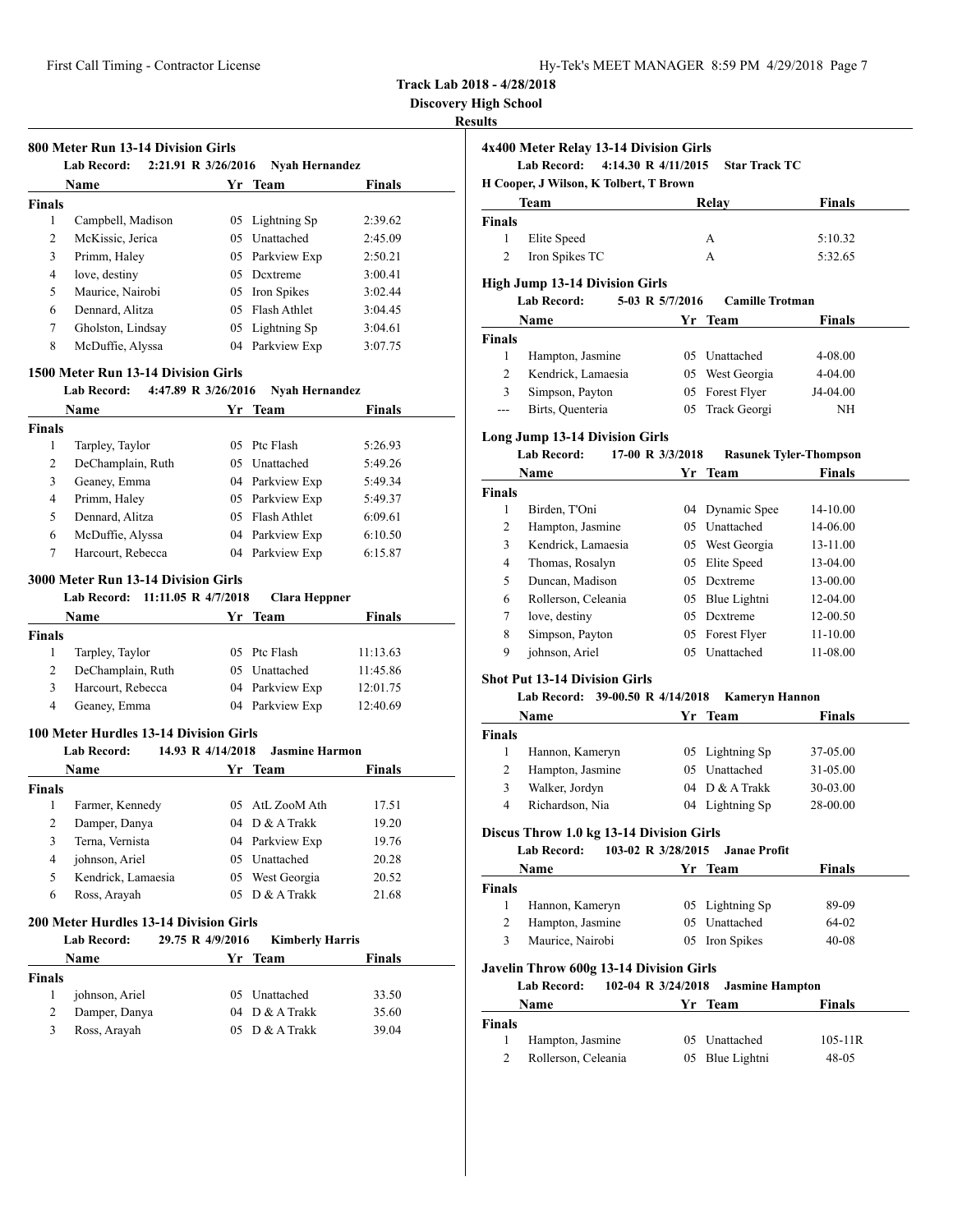**Track Lab 2018 - 4/28/2018**

**Discovery High School**

**Results**

### 800 Meter Run 13-14 Division Girls

**Lab Record:** 2:21.91 R 3/26/2016 **Nyah Hernandez**

| | Name | Yr | Team | Finals |
|---|---|---|---|---|
| **Finals** | | | | |
| 1 | Campbell, Madison | 05 | Lightning Sp | 2:39.62 |
| 2 | McKissic, Jerica | 05 | Unattached | 2:45.09 |
| 3 | Primm, Haley | 05 | Parkview Exp | 2:50.21 |
| 4 | love, destiny | 05 | Dextreme | 3:00.41 |
| 5 | Maurice, Nairobi | 05 | Iron Spikes | 3:02.44 |
| 6 | Dennard, Alitza | 05 | Flash Athlet | 3:04.45 |
| 7 | Gholston, Lindsay | 05 | Lightning Sp | 3:04.61 |
| 8 | McDuffie, Alyssa | 04 | Parkview Exp | 3:07.75 |

### 1500 Meter Run 13-14 Division Girls

**Lab Record:** 4:47.89 R 3/26/2016 **Nyah Hernandez**

| | Name | Yr | Team | Finals |
|---|---|---|---|---|
| **Finals** | | | | |
| 1 | Tarpley, Taylor | 05 | Ptc Flash | 5:26.93 |
| 2 | DeChamplain, Ruth | 05 | Unattached | 5:49.26 |
| 3 | Geaney, Emma | 04 | Parkview Exp | 5:49.34 |
| 4 | Primm, Haley | 05 | Parkview Exp | 5:49.37 |
| 5 | Dennard, Alitza | 05 | Flash Athlet | 6:09.61 |
| 6 | McDuffie, Alyssa | 04 | Parkview Exp | 6:10.50 |
| 7 | Harcourt, Rebecca | 04 | Parkview Exp | 6:15.87 |

### 3000 Meter Run 13-14 Division Girls

**Lab Record:** 11:11.05 R 4/7/2018 **Clara Heppner**

| | Name | Yr | Team | Finals |
|---|---|---|---|---|
| **Finals** | | | | |
| 1 | Tarpley, Taylor | 05 | Ptc Flash | 11:13.63 |
| 2 | DeChamplain, Ruth | 05 | Unattached | 11:45.86 |
| 3 | Harcourt, Rebecca | 04 | Parkview Exp | 12:01.75 |
| 4 | Geaney, Emma | 04 | Parkview Exp | 12:40.69 |

### 100 Meter Hurdles 13-14 Division Girls

**Lab Record:** 14.93 R 4/14/2018 **Jasmine Harmon**

| | Name | Yr | Team | Finals |
|---|---|---|---|---|
| **Finals** | | | | |
| 1 | Farmer, Kennedy | 05 | AtL ZooM Ath | 17.51 |
| 2 | Damper, Danya | 04 | D & A Trakk | 19.20 |
| 3 | Terna, Vernista | 04 | Parkview Exp | 19.76 |
| 4 | johnson, Ariel | 05 | Unattached | 20.28 |
| 5 | Kendrick, Lamaesia | 05 | West Georgia | 20.52 |
| 6 | Ross, Arayah | 05 | D & A Trakk | 21.68 |

### 200 Meter Hurdles 13-14 Division Girls

**Lab Record:** 29.75 R 4/9/2016 **Kimberly Harris**

| | Name | Yr | Team | Finals |
|---|---|---|---|---|
| **Finals** | | | | |
| 1 | johnson, Ariel | 05 | Unattached | 33.50 |
| 2 | Damper, Danya | 04 | D & A Trakk | 35.60 |
| 3 | Ross, Arayah | 05 | D & A Trakk | 39.04 |

### 4x400 Meter Relay 13-14 Division Girls

**Lab Record:** 4:14.30 R 4/11/2015 **Star Track TC**

**H Cooper, J Wilson, K Tolbert, T Brown**

| | Team | Relay | Finals |
|---|---|---|---|
| **Finals** | | | |
| 1 | Elite Speed | A | 5:10.32 |
| 2 | Iron Spikes TC | A | 5:32.65 |

### High Jump 13-14 Division Girls

**Lab Record:** 5-03 R 5/7/2016 **Camille Trotman**

| | Name | Yr | Team | Finals |
|---|---|---|---|---|
| **Finals** | | | | |
| 1 | Hampton, Jasmine | 05 | Unattached | 4-08.00 |
| 2 | Kendrick, Lamaesia | 05 | West Georgia | 4-04.00 |
| 3 | Simpson, Payton | 05 | Forest Flyer | J4-04.00 |
| --- | Birts, Quenteria | 05 | Track Georgi | NH |

### Long Jump 13-14 Division Girls

**Lab Record:** 17-00 R 3/3/2018 **Rasunek Tyler-Thompson**

| | Name | Yr | Team | Finals |
|---|---|---|---|---|
| **Finals** | | | | |
| 1 | Birden, T'Oni | 04 | Dynamic Spee | 14-10.00 |
| 2 | Hampton, Jasmine | 05 | Unattached | 14-06.00 |
| 3 | Kendrick, Lamaesia | 05 | West Georgia | 13-11.00 |
| 4 | Thomas, Rosalyn | 05 | Elite Speed | 13-04.00 |
| 5 | Duncan, Madison | 05 | Dextreme | 13-00.00 |
| 6 | Rollerson, Celeania | 05 | Blue Lightni | 12-04.00 |
| 7 | love, destiny | 05 | Dextreme | 12-00.50 |
| 8 | Simpson, Payton | 05 | Forest Flyer | 11-10.00 |
| 9 | johnson, Ariel | 05 | Unattached | 11-08.00 |

### Shot Put 13-14 Division Girls

**Lab Record:** 39-00.50 R 4/14/2018 **Kameryn Hannon**

| | Name | Yr | Team | Finals |
|---|---|---|---|---|
| **Finals** | | | | |
| 1 | Hannon, Kameryn | 05 | Lightning Sp | 37-05.00 |
| 2 | Hampton, Jasmine | 05 | Unattached | 31-05.00 |
| 3 | Walker, Jordyn | 04 | D & A Trakk | 30-03.00 |
| 4 | Richardson, Nia | 04 | Lightning Sp | 28-00.00 |

### Discus Throw 1.0 kg 13-14 Division Girls

**Lab Record:** 103-02 R 3/28/2015 **Janae Profit**

| | Name | Yr | Team | Finals |
|---|---|---|---|---|
| **Finals** | | | | |
| 1 | Hannon, Kameryn | 05 | Lightning Sp | 89-09 |
| 2 | Hampton, Jasmine | 05 | Unattached | 64-02 |
| 3 | Maurice, Nairobi | 05 | Iron Spikes | 40-08 |

### Javelin Throw 600g 13-14 Division Girls

**Lab Record:** 102-04 R 3/24/2018 **Jasmine Hampton**

| | Name | Yr | Team | Finals |
|---|---|---|---|---|
| **Finals** | | | | |
| 1 | Hampton, Jasmine | 05 | Unattached | 105-11R |
| 2 | Rollerson, Celeania | 05 | Blue Lightni | 48-05 |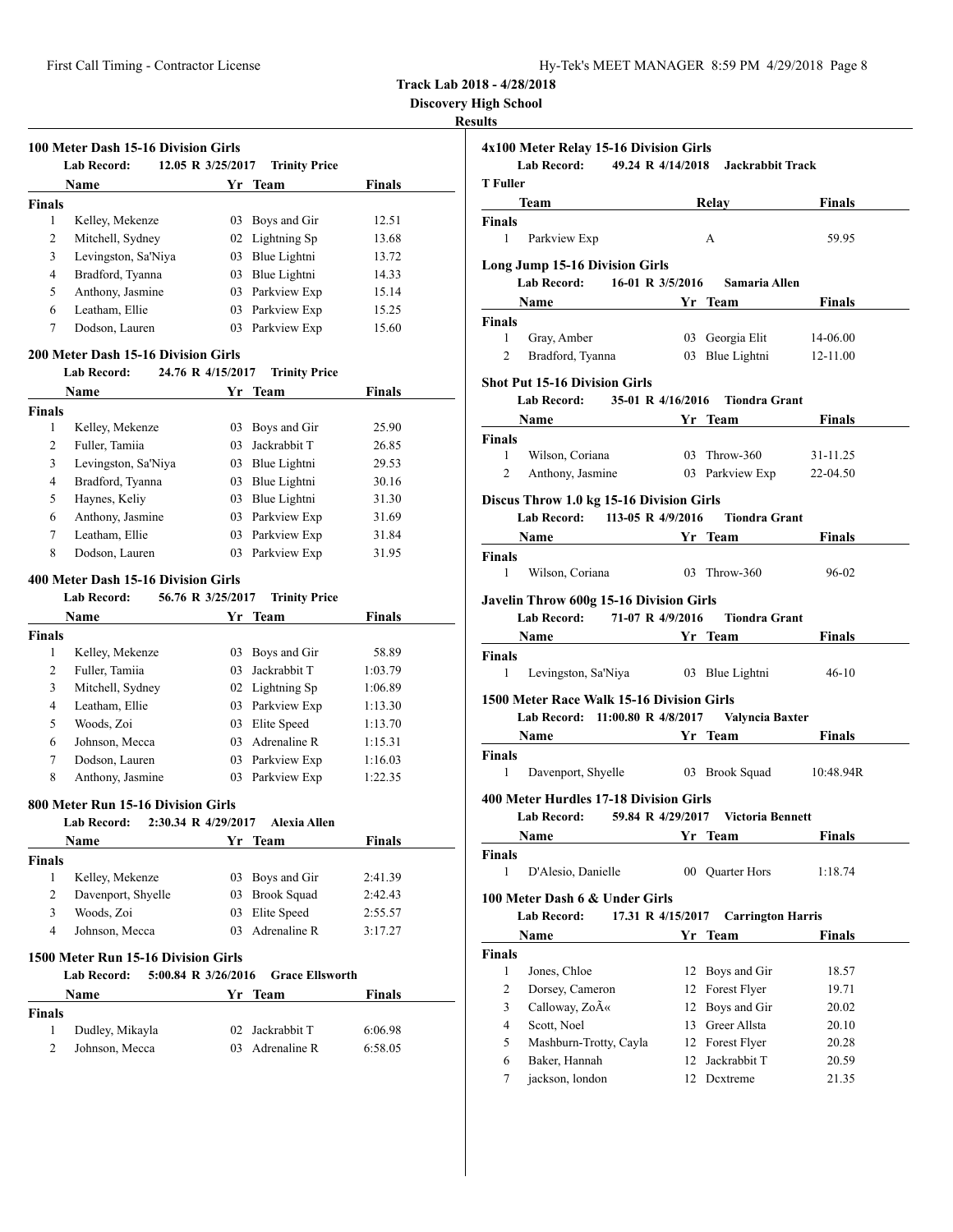**Track Lab 2018 - 4/28/2018**

**Discovery High School**

**Results**

### 100 Meter Dash 15-16 Division Girls

**Lab Record:** 12.05 R 3/25/2017 **Trinity Price**

| | Name | Yr | Team | Finals |
|---|---|---|---|---|
| **Finals** | | | | |
| 1 | Kelley, Mekenze | 03 | Boys and Gir | 12.51 |
| 2 | Mitchell, Sydney | 02 | Lightning Sp | 13.68 |
| 3 | Levingston, Sa'Niya | 03 | Blue Lightni | 13.72 |
| 4 | Bradford, Tyanna | 03 | Blue Lightni | 14.33 |
| 5 | Anthony, Jasmine | 03 | Parkview Exp | 15.14 |
| 6 | Leatham, Ellie | 03 | Parkview Exp | 15.25 |
| 7 | Dodson, Lauren | 03 | Parkview Exp | 15.60 |

### 200 Meter Dash 15-16 Division Girls

**Lab Record:** 24.76 R 4/15/2017 **Trinity Price**

| | Name | Yr | Team | Finals |
|---|---|---|---|---|
| **Finals** | | | | |
| 1 | Kelley, Mekenze | 03 | Boys and Gir | 25.90 |
| 2 | Fuller, Tamiia | 03 | Jackrabbit T | 26.85 |
| 3 | Levingston, Sa'Niya | 03 | Blue Lightni | 29.53 |
| 4 | Bradford, Tyanna | 03 | Blue Lightni | 30.16 |
| 5 | Haynes, Keliy | 03 | Blue Lightni | 31.30 |
| 6 | Anthony, Jasmine | 03 | Parkview Exp | 31.69 |
| 7 | Leatham, Ellie | 03 | Parkview Exp | 31.84 |
| 8 | Dodson, Lauren | 03 | Parkview Exp | 31.95 |

### 400 Meter Dash 15-16 Division Girls

**Lab Record:** 56.76 R 3/25/2017 **Trinity Price**

| | Name | Yr | Team | Finals |
|---|---|---|---|---|
| **Finals** | | | | |
| 1 | Kelley, Mekenze | 03 | Boys and Gir | 58.89 |
| 2 | Fuller, Tamiia | 03 | Jackrabbit T | 1:03.79 |
| 3 | Mitchell, Sydney | 02 | Lightning Sp | 1:06.89 |
| 4 | Leatham, Ellie | 03 | Parkview Exp | 1:13.30 |
| 5 | Woods, Zoi | 03 | Elite Speed | 1:13.70 |
| 6 | Johnson, Mecca | 03 | Adrenaline R | 1:15.31 |
| 7 | Dodson, Lauren | 03 | Parkview Exp | 1:16.03 |
| 8 | Anthony, Jasmine | 03 | Parkview Exp | 1:22.35 |

### 800 Meter Run 15-16 Division Girls

**Lab Record:** 2:30.34 R 4/29/2017 **Alexia Allen**

| | Name | Yr | Team | Finals |
|---|---|---|---|---|
| **Finals** | | | | |
| 1 | Kelley, Mekenze | 03 | Boys and Gir | 2:41.39 |
| 2 | Davenport, Shyelle | 03 | Brook Squad | 2:42.43 |
| 3 | Woods, Zoi | 03 | Elite Speed | 2:55.57 |
| 4 | Johnson, Mecca | 03 | Adrenaline R | 3:17.27 |

### 1500 Meter Run 15-16 Division Girls

**Lab Record:** 5:00.84 R 3/26/2016 **Grace Ellsworth**

| | Name | Yr | Team | Finals |
|---|---|---|---|---|
| **Finals** | | | | |
| 1 | Dudley, Mikayla | 02 | Jackrabbit T | 6:06.98 |
| 2 | Johnson, Mecca | 03 | Adrenaline R | 6:58.05 |

### 4x100 Meter Relay 15-16 Division Girls

**Lab Record:** 49.24 R 4/14/2018 **Jackrabbit Track**

**T Fuller**

| | Team | Relay | Finals |
|---|---|---|---|
| **Finals** | | | |
| 1 | Parkview Exp | A | 59.95 |

### Long Jump 15-16 Division Girls

**Lab Record:** 16-01 R 3/5/2016 **Samaria Allen**

| | Name | Yr | Team | Finals |
|---|---|---|---|---|
| **Finals** | | | | |
| 1 | Gray, Amber | 03 | Georgia Elit | 14-06.00 |
| 2 | Bradford, Tyanna | 03 | Blue Lightni | 12-11.00 |

### Shot Put 15-16 Division Girls

**Lab Record:** 35-01 R 4/16/2016 **Tiondra Grant**

| | Name | Yr | Team | Finals |
|---|---|---|---|---|
| **Finals** | | | | |
| 1 | Wilson, Coriana | 03 | Throw-360 | 31-11.25 |
| 2 | Anthony, Jasmine | 03 | Parkview Exp | 22-04.50 |

### Discus Throw 1.0 kg 15-16 Division Girls

**Lab Record:** 113-05 R 4/9/2016 **Tiondra Grant**

| | Name | Yr | Team | Finals |
|---|---|---|---|---|
| **Finals** | | | | |
| 1 | Wilson, Coriana | 03 | Throw-360 | 96-02 |

### Javelin Throw 600g 15-16 Division Girls

**Lab Record:** 71-07 R 4/9/2016 **Tiondra Grant**

| | Name | Yr | Team | Finals |
|---|---|---|---|---|
| **Finals** | | | | |
| 1 | Levingston, Sa'Niya | 03 | Blue Lightni | 46-10 |

### 1500 Meter Race Walk 15-16 Division Girls

**Lab Record:** 11:00.80 R 4/8/2017 **Valyncia Baxter**

| | Name | Yr | Team | Finals |
|---|---|---|---|---|
| **Finals** | | | | |
| 1 | Davenport, Shyelle | 03 | Brook Squad | 10:48.94R |

### 400 Meter Hurdles 17-18 Division Girls

**Lab Record:** 59.84 R 4/29/2017 **Victoria Bennett**

| | Name | Yr | Team | Finals |
|---|---|---|---|---|
| **Finals** | | | | |
| 1 | D'Alesio, Danielle | 00 | Quarter Hors | 1:18.74 |

### 100 Meter Dash 6 & Under Girls

**Lab Record:** 17.31 R 4/15/2017 **Carrington Harris**

| | Name | Yr | Team | Finals |
|---|---|---|---|---|
| **Finals** | | | | |
| 1 | Jones, Chloe | 12 | Boys and Gir | 18.57 |
| 2 | Dorsey, Cameron | 12 | Forest Flyer | 19.71 |
| 3 | Calloway, ZoÃ« | 12 | Boys and Gir | 20.02 |
| 4 | Scott, Noel | 13 | Greer Allsta | 20.10 |
| 5 | Mashburn-Trotty, Cayla | 12 | Forest Flyer | 20.28 |
| 6 | Baker, Hannah | 12 | Jackrabbit T | 20.59 |
| 7 | jackson, london | 12 | Dcxtreme | 21.35 |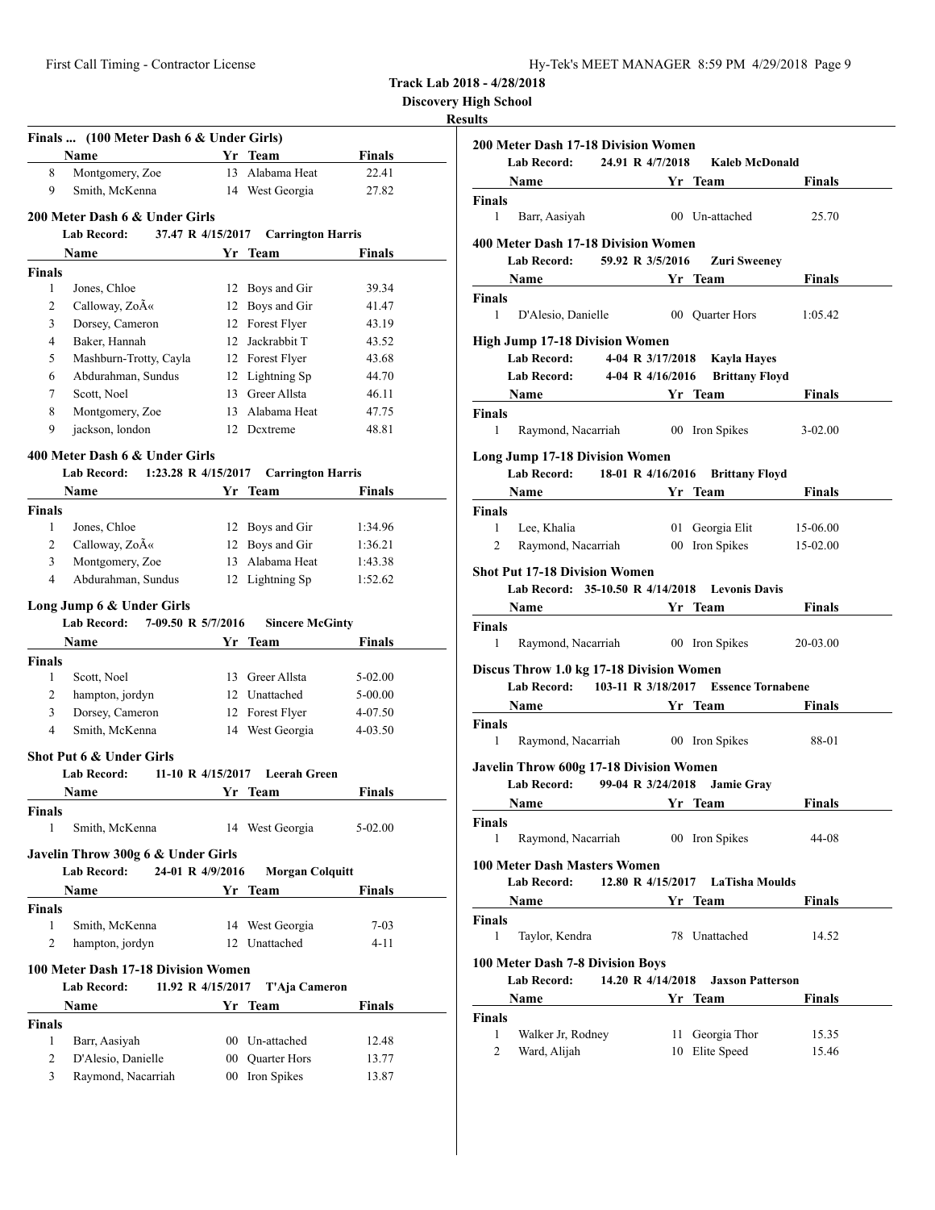**Track Lab 2018 - 4/28/2018**
**Discovery High School**
**Results**

### Finals ... (100 Meter Dash 6 & Under Girls)

| | Name | Yr | Team | Finals |
|---|---|---|---|---|
| 8 | Montgomery, Zoe | 13 | Alabama Heat | 22.41 |
| 9 | Smith, McKenna | 14 | West Georgia | 27.82 |

### 200 Meter Dash 6 & Under Girls

**Lab Record:** 37.47 R 4/15/2017 **Carrington Harris**

| | Name | Yr | Team | Finals |
|---|---|---|---|---|
| **Finals** | | | | |
| 1 | Jones, Chloe | 12 | Boys and Gir | 39.34 |
| 2 | Calloway, ZoÃ« | 12 | Boys and Gir | 41.47 |
| 3 | Dorsey, Cameron | 12 | Forest Flyer | 43.19 |
| 4 | Baker, Hannah | 12 | Jackrabbit T | 43.52 |
| 5 | Mashburn-Trotty, Cayla | 12 | Forest Flyer | 43.68 |
| 6 | Abdurahman, Sundus | 12 | Lightning Sp | 44.70 |
| 7 | Scott, Noel | 13 | Greer Allsta | 46.11 |
| 8 | Montgomery, Zoe | 13 | Alabama Heat | 47.75 |
| 9 | jackson, london | 12 | Dcxtreme | 48.81 |

### 400 Meter Dash 6 & Under Girls

**Lab Record:** 1:23.28 R 4/15/2017 **Carrington Harris**

| | Name | Yr | Team | Finals |
|---|---|---|---|---|
| **Finals** | | | | |
| 1 | Jones, Chloe | 12 | Boys and Gir | 1:34.96 |
| 2 | Calloway, ZoÃ« | 12 | Boys and Gir | 1:36.21 |
| 3 | Montgomery, Zoe | 13 | Alabama Heat | 1:43.38 |
| 4 | Abdurahman, Sundus | 12 | Lightning Sp | 1:52.62 |

### Long Jump 6 & Under Girls

**Lab Record:** 7-09.50 R 5/7/2016 **Sincere McGinty**

| | Name | Yr | Team | Finals |
|---|---|---|---|---|
| **Finals** | | | | |
| 1 | Scott, Noel | 13 | Greer Allsta | 5-02.00 |
| 2 | hampton, jordyn | 12 | Unattached | 5-00.00 |
| 3 | Dorsey, Cameron | 12 | Forest Flyer | 4-07.50 |
| 4 | Smith, McKenna | 14 | West Georgia | 4-03.50 |

### Shot Put 6 & Under Girls

**Lab Record:** 11-10 R 4/15/2017 **Leerah Green**

| | Name | Yr | Team | Finals |
|---|---|---|---|---|
| **Finals** | | | | |
| 1 | Smith, McKenna | 14 | West Georgia | 5-02.00 |

### Javelin Throw 300g 6 & Under Girls

**Lab Record:** 24-01 R 4/9/2016 **Morgan Colquitt**

| | Name | Yr | Team | Finals |
|---|---|---|---|---|
| **Finals** | | | | |
| 1 | Smith, McKenna | 14 | West Georgia | 7-03 |
| 2 | hampton, jordyn | 12 | Unattached | 4-11 |

### 100 Meter Dash 17-18 Division Women

**Lab Record:** 11.92 R 4/15/2017 **T'Aja Cameron**

| | Name | Yr | Team | Finals |
|---|---|---|---|---|
| **Finals** | | | | |
| 1 | Barr, Aasiyah | 00 | Un-attached | 12.48 |
| 2 | D'Alesio, Danielle | 00 | Quarter Hors | 13.77 |
| 3 | Raymond, Nacarriah | 00 | Iron Spikes | 13.87 |

### 200 Meter Dash 17-18 Division Women

**Lab Record:** 24.91 R 4/7/2018 **Kaleb McDonald**

| | Name | Yr | Team | Finals |
|---|---|---|---|---|
| **Finals** | | | | |
| 1 | Barr, Aasiyah | 00 | Un-attached | 25.70 |

### 400 Meter Dash 17-18 Division Women

**Lab Record:** 59.92 R 3/5/2016 **Zuri Sweeney**

| | Name | Yr | Team | Finals |
|---|---|---|---|---|
| **Finals** | | | | |
| 1 | D'Alesio, Danielle | 00 | Quarter Hors | 1:05.42 |

### High Jump 17-18 Division Women

**Lab Record:** 4-04 R 3/17/2018 **Kayla Hayes**
**Lab Record:** 4-04 R 4/16/2016 **Brittany Floyd**

| | Name | Yr | Team | Finals |
|---|---|---|---|---|
| **Finals** | | | | |
| 1 | Raymond, Nacarriah | 00 | Iron Spikes | 3-02.00 |

### Long Jump 17-18 Division Women

**Lab Record:** 18-01 R 4/16/2016 **Brittany Floyd**

| | Name | Yr | Team | Finals |
|---|---|---|---|---|
| **Finals** | | | | |
| 1 | Lee, Khalia | 01 | Georgia Elit | 15-06.00 |
| 2 | Raymond, Nacarriah | 00 | Iron Spikes | 15-02.00 |

### Shot Put 17-18 Division Women

**Lab Record:** 35-10.50 R 4/14/2018 **Levonis Davis**

| | Name | Yr | Team | Finals |
|---|---|---|---|---|
| **Finals** | | | | |
| 1 | Raymond, Nacarriah | 00 | Iron Spikes | 20-03.00 |

### Discus Throw 1.0 kg 17-18 Division Women

**Lab Record:** 103-11 R 3/18/2017 **Essence Tornabene**

| | Name | Yr | Team | Finals |
|---|---|---|---|---|
| **Finals** | | | | |
| 1 | Raymond, Nacarriah | 00 | Iron Spikes | 88-01 |

### Javelin Throw 600g 17-18 Division Women

**Lab Record:** 99-04 R 3/24/2018 **Jamie Gray**

| | Name | Yr | Team | Finals |
|---|---|---|---|---|
| **Finals** | | | | |
| 1 | Raymond, Nacarriah | 00 | Iron Spikes | 44-08 |

### 100 Meter Dash Masters Women

**Lab Record:** 12.80 R 4/15/2017 **LaTisha Moulds**

| | Name | Yr | Team | Finals |
|---|---|---|---|---|
| **Finals** | | | | |
| 1 | Taylor, Kendra | 78 | Unattached | 14.52 |

### 100 Meter Dash 7-8 Division Boys

**Lab Record:** 14.20 R 4/14/2018 **Jaxson Patterson**

| | Name | Yr | Team | Finals |
|---|---|---|---|---|
| **Finals** | | | | |
| 1 | Walker Jr, Rodney | 11 | Georgia Thor | 15.35 |
| 2 | Ward, Alijah | 10 | Elite Speed | 15.46 |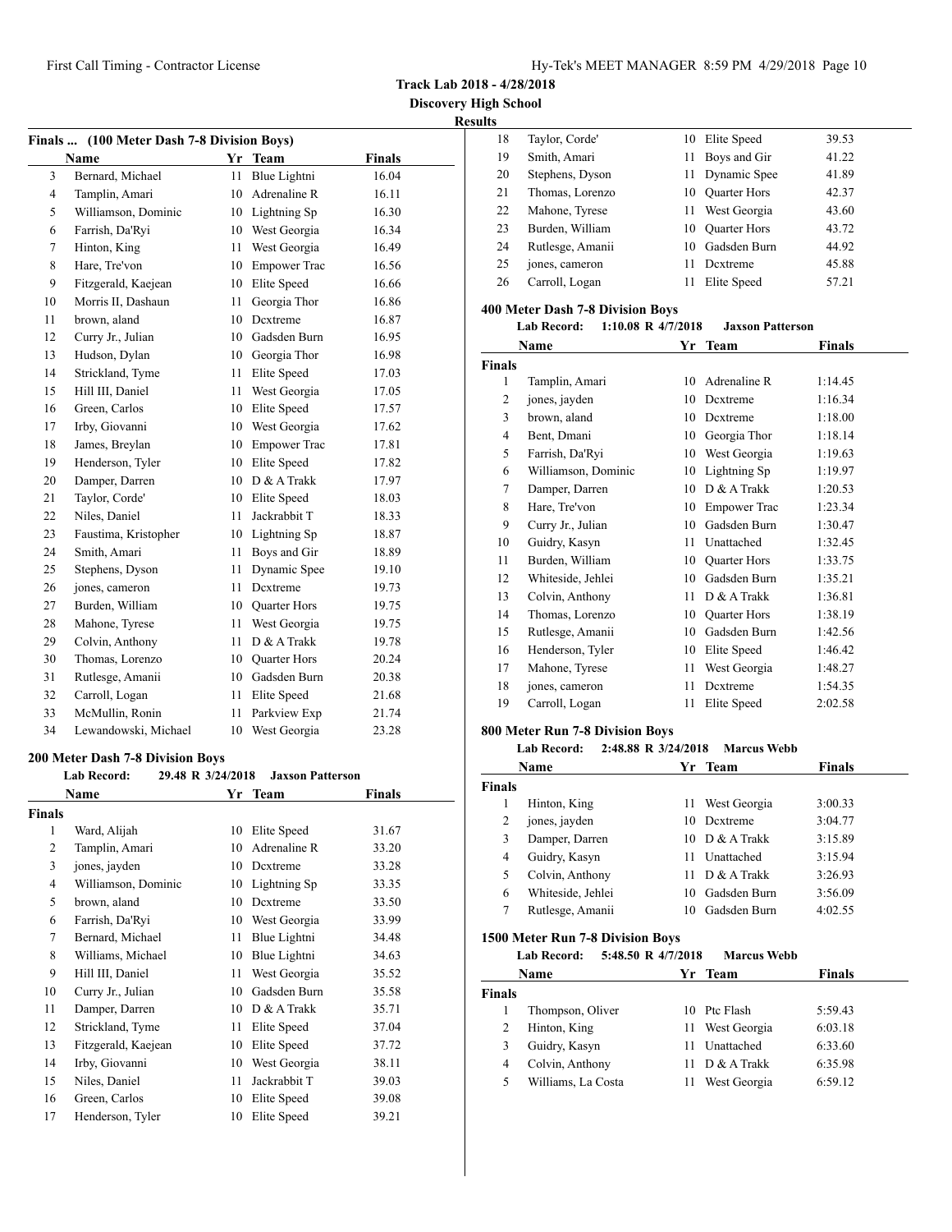**Track Lab 2018 - 4/28/2018**
**Discovery High School**
**Results**

### Finals ... (100 Meter Dash 7-8 Division Boys)

| | Name | Yr | Team | Finals |
|---|---|---|---|---|
| 3 | Bernard, Michael | 11 | Blue Lightni | 16.04 |
| 4 | Tamplin, Amari | 10 | Adrenaline R | 16.11 |
| 5 | Williamson, Dominic | 10 | Lightning Sp | 16.30 |
| 6 | Farrish, Da'Ryi | 10 | West Georgia | 16.34 |
| 7 | Hinton, King | 11 | West Georgia | 16.49 |
| 8 | Hare, Tre'von | 10 | Empower Trac | 16.56 |
| 9 | Fitzgerald, Kaejean | 10 | Elite Speed | 16.66 |
| 10 | Morris II, Dashaun | 11 | Georgia Thor | 16.86 |
| 11 | brown, aland | 10 | Dcxtreme | 16.87 |
| 12 | Curry Jr., Julian | 10 | Gadsden Burn | 16.95 |
| 13 | Hudson, Dylan | 10 | Georgia Thor | 16.98 |
| 14 | Strickland, Tyme | 11 | Elite Speed | 17.03 |
| 15 | Hill III, Daniel | 11 | West Georgia | 17.05 |
| 16 | Green, Carlos | 10 | Elite Speed | 17.57 |
| 17 | Irby, Giovanni | 10 | West Georgia | 17.62 |
| 18 | James, Breylan | 10 | Empower Trac | 17.81 |
| 19 | Henderson, Tyler | 10 | Elite Speed | 17.82 |
| 20 | Damper, Darren | 10 | D & A Trakk | 17.97 |
| 21 | Taylor, Corde' | 10 | Elite Speed | 18.03 |
| 22 | Niles, Daniel | 11 | Jackrabbit T | 18.33 |
| 23 | Faustima, Kristopher | 10 | Lightning Sp | 18.87 |
| 24 | Smith, Amari | 11 | Boys and Gir | 18.89 |
| 25 | Stephens, Dyson | 11 | Dynamic Spee | 19.10 |
| 26 | jones, cameron | 11 | Dcxtreme | 19.73 |
| 27 | Burden, William | 10 | Quarter Hors | 19.75 |
| 28 | Mahone, Tyrese | 11 | West Georgia | 19.75 |
| 29 | Colvin, Anthony | 11 | D & A Trakk | 19.78 |
| 30 | Thomas, Lorenzo | 10 | Quarter Hors | 20.24 |
| 31 | Rutlesge, Amanii | 10 | Gadsden Burn | 20.38 |
| 32 | Carroll, Logan | 11 | Elite Speed | 21.68 |
| 33 | McMullin, Ronin | 11 | Parkview Exp | 21.74 |
| 34 | Lewandowski, Michael | 10 | West Georgia | 23.28 |

### 200 Meter Dash 7-8 Division Boys

**Lab Record:** 29.48 R 3/24/2018 **Jaxson Patterson**

| | Name | Yr | Team | Finals |
|---|---|---|---|---|
| **Finals** | | | | |
| 1 | Ward, Alijah | 10 | Elite Speed | 31.67 |
| 2 | Tamplin, Amari | 10 | Adrenaline R | 33.20 |
| 3 | jones, jayden | 10 | Dcxtreme | 33.28 |
| 4 | Williamson, Dominic | 10 | Lightning Sp | 33.35 |
| 5 | brown, aland | 10 | Dcxtreme | 33.50 |
| 6 | Farrish, Da'Ryi | 10 | West Georgia | 33.99 |
| 7 | Bernard, Michael | 11 | Blue Lightni | 34.48 |
| 8 | Williams, Michael | 10 | Blue Lightni | 34.63 |
| 9 | Hill III, Daniel | 11 | West Georgia | 35.52 |
| 10 | Curry Jr., Julian | 10 | Gadsden Burn | 35.58 |
| 11 | Damper, Darren | 10 | D & A Trakk | 35.71 |
| 12 | Strickland, Tyme | 11 | Elite Speed | 37.04 |
| 13 | Fitzgerald, Kaejean | 10 | Elite Speed | 37.72 |
| 14 | Irby, Giovanni | 10 | West Georgia | 38.11 |
| 15 | Niles, Daniel | 11 | Jackrabbit T | 39.03 |
| 16 | Green, Carlos | 10 | Elite Speed | 39.08 |
| 17 | Henderson, Tyler | 10 | Elite Speed | 39.21 |
| 18 | Taylor, Corde' | 10 | Elite Speed | 39.53 |
| 19 | Smith, Amari | 11 | Boys and Gir | 41.22 |
| 20 | Stephens, Dyson | 11 | Dynamic Spee | 41.89 |
| 21 | Thomas, Lorenzo | 10 | Quarter Hors | 42.37 |
| 22 | Mahone, Tyrese | 11 | West Georgia | 43.60 |
| 23 | Burden, William | 10 | Quarter Hors | 43.72 |
| 24 | Rutlesge, Amanii | 10 | Gadsden Burn | 44.92 |
| 25 | jones, cameron | 11 | Dcxtreme | 45.88 |
| 26 | Carroll, Logan | 11 | Elite Speed | 57.21 |

### 400 Meter Dash 7-8 Division Boys

**Lab Record:** 1:10.08 R 4/7/2018 **Jaxson Patterson**

| | Name | Yr | Team | Finals |
|---|---|---|---|---|
| **Finals** | | | | |
| 1 | Tamplin, Amari | 10 | Adrenaline R | 1:14.45 |
| 2 | jones, jayden | 10 | Dcxtreme | 1:16.34 |
| 3 | brown, aland | 10 | Dcxtreme | 1:18.00 |
| 4 | Bent, Dmani | 10 | Georgia Thor | 1:18.14 |
| 5 | Farrish, Da'Ryi | 10 | West Georgia | 1:19.63 |
| 6 | Williamson, Dominic | 10 | Lightning Sp | 1:19.97 |
| 7 | Damper, Darren | 10 | D & A Trakk | 1:20.53 |
| 8 | Hare, Tre'von | 10 | Empower Trac | 1:23.34 |
| 9 | Curry Jr., Julian | 10 | Gadsden Burn | 1:30.47 |
| 10 | Guidry, Kasyn | 11 | Unattached | 1:32.45 |
| 11 | Burden, William | 10 | Quarter Hors | 1:33.75 |
| 12 | Whiteside, Jehlei | 10 | Gadsden Burn | 1:35.21 |
| 13 | Colvin, Anthony | 11 | D & A Trakk | 1:36.81 |
| 14 | Thomas, Lorenzo | 10 | Quarter Hors | 1:38.19 |
| 15 | Rutlesge, Amanii | 10 | Gadsden Burn | 1:42.56 |
| 16 | Henderson, Tyler | 10 | Elite Speed | 1:46.42 |
| 17 | Mahone, Tyrese | 11 | West Georgia | 1:48.27 |
| 18 | jones, cameron | 11 | Dcxtreme | 1:54.35 |
| 19 | Carroll, Logan | 11 | Elite Speed | 2:02.58 |

### 800 Meter Run 7-8 Division Boys

**Lab Record:** 2:48.88 R 3/24/2018 **Marcus Webb**

| | Name | Yr | Team | Finals |
|---|---|---|---|---|
| **Finals** | | | | |
| 1 | Hinton, King | 11 | West Georgia | 3:00.33 |
| 2 | jones, jayden | 10 | Dcxtreme | 3:04.77 |
| 3 | Damper, Darren | 10 | D & A Trakk | 3:15.89 |
| 4 | Guidry, Kasyn | 11 | Unattached | 3:15.94 |
| 5 | Colvin, Anthony | 11 | D & A Trakk | 3:26.93 |
| 6 | Whiteside, Jehlei | 10 | Gadsden Burn | 3:56.09 |
| 7 | Rutlesge, Amanii | 10 | Gadsden Burn | 4:02.55 |

### 1500 Meter Run 7-8 Division Boys

**Lab Record:** 5:48.50 R 4/7/2018 **Marcus Webb**

| | Name | Yr | Team | Finals |
|---|---|---|---|---|
| **Finals** | | | | |
| 1 | Thompson, Oliver | 10 | Ptc Flash | 5:59.43 |
| 2 | Hinton, King | 11 | West Georgia | 6:03.18 |
| 3 | Guidry, Kasyn | 11 | Unattached | 6:33.60 |
| 4 | Colvin, Anthony | 11 | D & A Trakk | 6:35.98 |
| 5 | Williams, La Costa | 11 | West Georgia | 6:59.12 |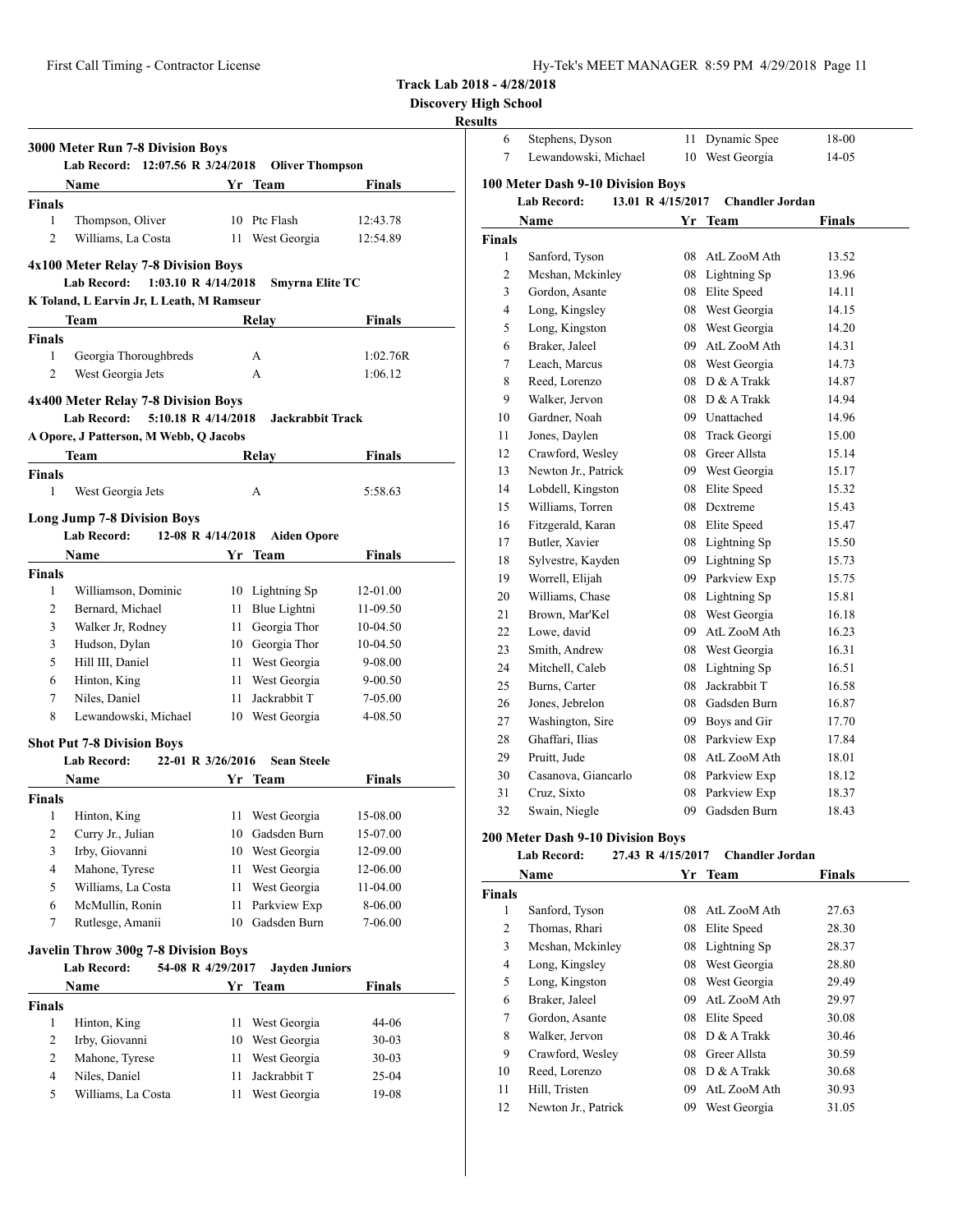**Track Lab 2018 - 4/28/2018**

**Discovery High School**

**Results**

### 3000 Meter Run 7-8 Division Boys

Lab Record: 12:07.56 R 3/24/2018 Oliver Thompson

| | Name | Yr | Team | Finals |
|---|---|---|---|---|
| **Finals** | | | | |
| 1 | Thompson, Oliver | 10 | Ptc Flash | 12:43.78 |
| 2 | Williams, La Costa | 11 | West Georgia | 12:54.89 |

### 4x100 Meter Relay 7-8 Division Boys

Lab Record: 1:03.10 R 4/14/2018 Smyrna Elite TC

K Toland, L Earvin Jr, L Leath, M Ramseur

| | Team | Relay | Finals |
|---|---|---|---|
| **Finals** | | | |
| 1 | Georgia Thoroughbreds | A | 1:02.76R |
| 2 | West Georgia Jets | A | 1:06.12 |

### 4x400 Meter Relay 7-8 Division Boys

Lab Record: 5:10.18 R 4/14/2018 Jackrabbit Track

A Opore, J Patterson, M Webb, Q Jacobs

| | Team | Relay | Finals |
|---|---|---|---|
| **Finals** | | | |
| 1 | West Georgia Jets | A | 5:58.63 |

### Long Jump 7-8 Division Boys

Lab Record: 12-08 R 4/14/2018 Aiden Opore

| | Name | Yr | Team | Finals |
|---|---|---|---|---|
| **Finals** | | | | |
| 1 | Williamson, Dominic | 10 | Lightning Sp | 12-01.00 |
| 2 | Bernard, Michael | 11 | Blue Lightni | 11-09.50 |
| 3 | Walker Jr, Rodney | 11 | Georgia Thor | 10-04.50 |
| 3 | Hudson, Dylan | 10 | Georgia Thor | 10-04.50 |
| 5 | Hill III, Daniel | 11 | West Georgia | 9-08.00 |
| 6 | Hinton, King | 11 | West Georgia | 9-00.50 |
| 7 | Niles, Daniel | 11 | Jackrabbit T | 7-05.00 |
| 8 | Lewandowski, Michael | 10 | West Georgia | 4-08.50 |

### Shot Put 7-8 Division Boys

Lab Record: 22-01 R 3/26/2016 Sean Steele

| | Name | Yr | Team | Finals |
|---|---|---|---|---|
| **Finals** | | | | |
| 1 | Hinton, King | 11 | West Georgia | 15-08.00 |
| 2 | Curry Jr., Julian | 10 | Gadsden Burn | 15-07.00 |
| 3 | Irby, Giovanni | 10 | West Georgia | 12-09.00 |
| 4 | Mahone, Tyrese | 11 | West Georgia | 12-06.00 |
| 5 | Williams, La Costa | 11 | West Georgia | 11-04.00 |
| 6 | McMullin, Ronin | 11 | Parkview Exp | 8-06.00 |
| 7 | Rutlesge, Amanii | 10 | Gadsden Burn | 7-06.00 |

### Javelin Throw 300g 7-8 Division Boys

Lab Record: 54-08 R 4/29/2017 Jayden Juniors

| | Name | Yr | Team | Finals |
|---|---|---|---|---|
| **Finals** | | | | |
| 1 | Hinton, King | 11 | West Georgia | 44-06 |
| 2 | Irby, Giovanni | 10 | West Georgia | 30-03 |
| 2 | Mahone, Tyrese | 11 | West Georgia | 30-03 |
| 4 | Niles, Daniel | 11 | Jackrabbit T | 25-04 |
| 5 | Williams, La Costa | 11 | West Georgia | 19-08 |
| 6 | Stephens, Dyson | 11 | Dynamic Spee | 18-00 |
| 7 | Lewandowski, Michael | 10 | West Georgia | 14-05 |

### 100 Meter Dash 9-10 Division Boys

Lab Record: 13.01 R 4/15/2017 Chandler Jordan

| | Name | Yr | Team | Finals |
|---|---|---|---|---|
| **Finals** | | | | |
| 1 | Sanford, Tyson | 08 | AtL ZooM Ath | 13.52 |
| 2 | Mcshan, Mckinley | 08 | Lightning Sp | 13.96 |
| 3 | Gordon, Asante | 08 | Elite Speed | 14.11 |
| 4 | Long, Kingsley | 08 | West Georgia | 14.15 |
| 5 | Long, Kingston | 08 | West Georgia | 14.20 |
| 6 | Braker, Jaleel | 09 | AtL ZooM Ath | 14.31 |
| 7 | Leach, Marcus | 08 | West Georgia | 14.73 |
| 8 | Reed, Lorenzo | 08 | D & A Trakk | 14.87 |
| 9 | Walker, Jervon | 08 | D & A Trakk | 14.94 |
| 10 | Gardner, Noah | 09 | Unattached | 14.96 |
| 11 | Jones, Daylen | 08 | Track Georgi | 15.00 |
| 12 | Crawford, Wesley | 08 | Greer Allsta | 15.14 |
| 13 | Newton Jr., Patrick | 09 | West Georgia | 15.17 |
| 14 | Lobdell, Kingston | 08 | Elite Speed | 15.32 |
| 15 | Williams, Torren | 08 | Dcxtreme | 15.43 |
| 16 | Fitzgerald, Karan | 08 | Elite Speed | 15.47 |
| 17 | Butler, Xavier | 08 | Lightning Sp | 15.50 |
| 18 | Sylvestre, Kayden | 09 | Lightning Sp | 15.73 |
| 19 | Worrell, Elijah | 09 | Parkview Exp | 15.75 |
| 20 | Williams, Chase | 08 | Lightning Sp | 15.81 |
| 21 | Brown, Mar'Kel | 08 | West Georgia | 16.18 |
| 22 | Lowe, david | 09 | AtL ZooM Ath | 16.23 |
| 23 | Smith, Andrew | 08 | West Georgia | 16.31 |
| 24 | Mitchell, Caleb | 08 | Lightning Sp | 16.51 |
| 25 | Burns, Carter | 08 | Jackrabbit T | 16.58 |
| 26 | Jones, Jebrelon | 08 | Gadsden Burn | 16.87 |
| 27 | Washington, Sire | 09 | Boys and Gir | 17.70 |
| 28 | Ghaffari, Ilias | 08 | Parkview Exp | 17.84 |
| 29 | Pruitt, Jude | 08 | AtL ZooM Ath | 18.01 |
| 30 | Casanova, Giancarlo | 08 | Parkview Exp | 18.12 |
| 31 | Cruz, Sixto | 08 | Parkview Exp | 18.37 |
| 32 | Swain, Niegle | 09 | Gadsden Burn | 18.43 |

### 200 Meter Dash 9-10 Division Boys

Lab Record: 27.43 R 4/15/2017 Chandler Jordan

| | Name | Yr | Team | Finals |
|---|---|---|---|---|
| **Finals** | | | | |
| 1 | Sanford, Tyson | 08 | AtL ZooM Ath | 27.63 |
| 2 | Thomas, Rhari | 08 | Elite Speed | 28.30 |
| 3 | Mcshan, Mckinley | 08 | Lightning Sp | 28.37 |
| 4 | Long, Kingsley | 08 | West Georgia | 28.80 |
| 5 | Long, Kingston | 08 | West Georgia | 29.49 |
| 6 | Braker, Jaleel | 09 | AtL ZooM Ath | 29.97 |
| 7 | Gordon, Asante | 08 | Elite Speed | 30.08 |
| 8 | Walker, Jervon | 08 | D & A Trakk | 30.46 |
| 9 | Crawford, Wesley | 08 | Greer Allsta | 30.59 |
| 10 | Reed, Lorenzo | 08 | D & A Trakk | 30.68 |
| 11 | Hill, Tristen | 09 | AtL ZooM Ath | 30.93 |
| 12 | Newton Jr., Patrick | 09 | West Georgia | 31.05 |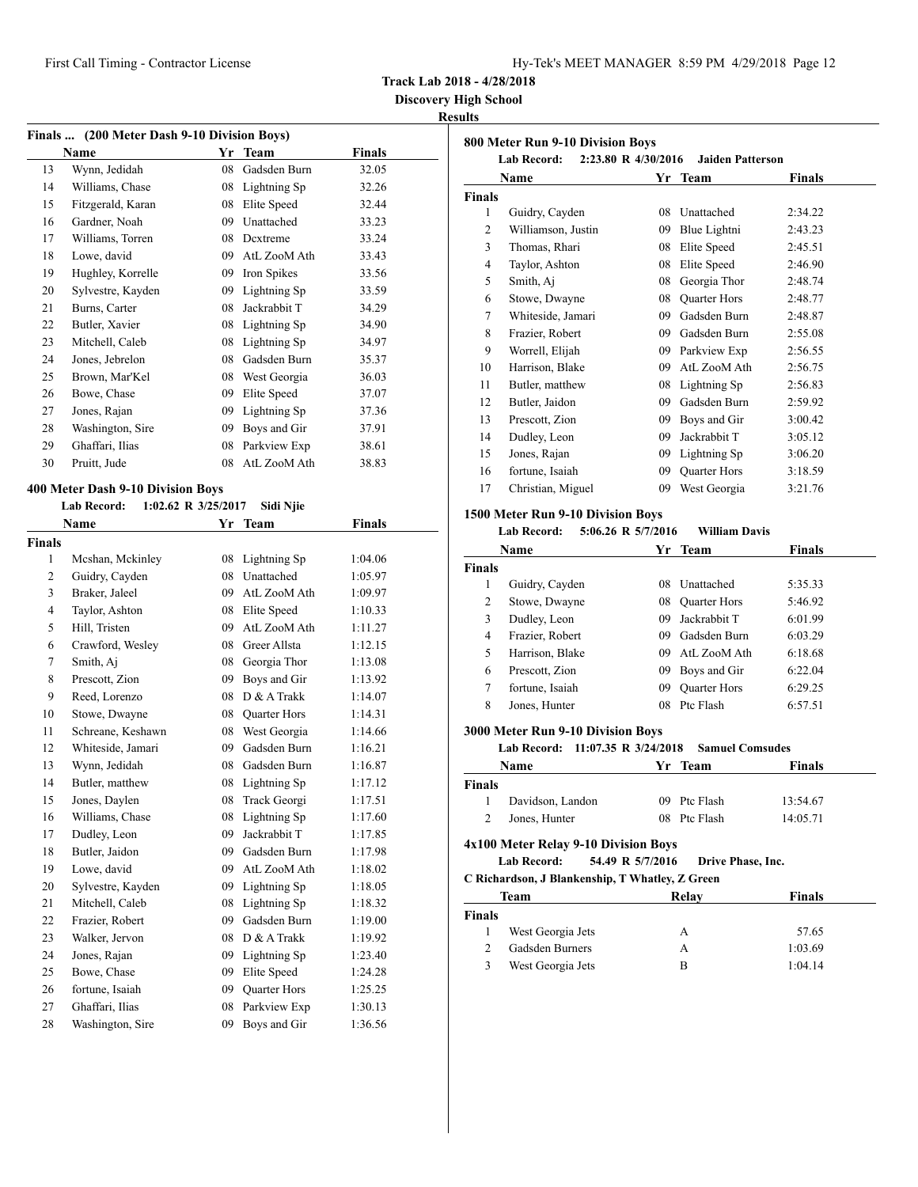**Track Lab 2018 - 4/28/2018**

**Discovery High School**

**Results**

### Finals ... (200 Meter Dash 9-10 Division Boys)

| | Name | Yr | Team | Finals |
|---|---|---|---|---|
| 13 | Wynn, Jedidah | 08 | Gadsden Burn | 32.05 |
| 14 | Williams, Chase | 08 | Lightning Sp | 32.26 |
| 15 | Fitzgerald, Karan | 08 | Elite Speed | 32.44 |
| 16 | Gardner, Noah | 09 | Unattached | 33.23 |
| 17 | Williams, Torren | 08 | Dcxtreme | 33.24 |
| 18 | Lowe, david | 09 | AtL ZooM Ath | 33.43 |
| 19 | Hughley, Korrelle | 09 | Iron Spikes | 33.56 |
| 20 | Sylvestre, Kayden | 09 | Lightning Sp | 33.59 |
| 21 | Burns, Carter | 08 | Jackrabbit T | 34.29 |
| 22 | Butler, Xavier | 08 | Lightning Sp | 34.90 |
| 23 | Mitchell, Caleb | 08 | Lightning Sp | 34.97 |
| 24 | Jones, Jebrelon | 08 | Gadsden Burn | 35.37 |
| 25 | Brown, Mar'Kel | 08 | West Georgia | 36.03 |
| 26 | Bowe, Chase | 09 | Elite Speed | 37.07 |
| 27 | Jones, Rajan | 09 | Lightning Sp | 37.36 |
| 28 | Washington, Sire | 09 | Boys and Gir | 37.91 |
| 29 | Ghaffari, Ilias | 08 | Parkview Exp | 38.61 |
| 30 | Pruitt, Jude | 08 | AtL ZooM Ath | 38.83 |

### 400 Meter Dash 9-10 Division Boys

**Lab Record: 1:02.62 R 3/25/2017 Sidi Njie**

| | Name | Yr | Team | Finals |
|---|---|---|---|---|
| **Finals** | | | | |
| 1 | Mcshan, Mckinley | 08 | Lightning Sp | 1:04.06 |
| 2 | Guidry, Cayden | 08 | Unattached | 1:05.97 |
| 3 | Braker, Jaleel | 09 | AtL ZooM Ath | 1:09.97 |
| 4 | Taylor, Ashton | 08 | Elite Speed | 1:10.33 |
| 5 | Hill, Tristen | 09 | AtL ZooM Ath | 1:11.27 |
| 6 | Crawford, Wesley | 08 | Greer Allsta | 1:12.15 |
| 7 | Smith, Aj | 08 | Georgia Thor | 1:13.08 |
| 8 | Prescott, Zion | 09 | Boys and Gir | 1:13.92 |
| 9 | Reed, Lorenzo | 08 | D & A Trakk | 1:14.07 |
| 10 | Stowe, Dwayne | 08 | Quarter Hors | 1:14.31 |
| 11 | Schreane, Keshawn | 08 | West Georgia | 1:14.66 |
| 12 | Whiteside, Jamari | 09 | Gadsden Burn | 1:16.21 |
| 13 | Wynn, Jedidah | 08 | Gadsden Burn | 1:16.87 |
| 14 | Butler, matthew | 08 | Lightning Sp | 1:17.12 |
| 15 | Jones, Daylen | 08 | Track Georgi | 1:17.51 |
| 16 | Williams, Chase | 08 | Lightning Sp | 1:17.60 |
| 17 | Dudley, Leon | 09 | Jackrabbit T | 1:17.85 |
| 18 | Butler, Jaidon | 09 | Gadsden Burn | 1:17.98 |
| 19 | Lowe, david | 09 | AtL ZooM Ath | 1:18.02 |
| 20 | Sylvestre, Kayden | 09 | Lightning Sp | 1:18.05 |
| 21 | Mitchell, Caleb | 08 | Lightning Sp | 1:18.32 |
| 22 | Frazier, Robert | 09 | Gadsden Burn | 1:19.00 |
| 23 | Walker, Jervon | 08 | D & A Trakk | 1:19.92 |
| 24 | Jones, Rajan | 09 | Lightning Sp | 1:23.40 |
| 25 | Bowe, Chase | 09 | Elite Speed | 1:24.28 |
| 26 | fortune, Isaiah | 09 | Quarter Hors | 1:25.25 |
| 27 | Ghaffari, Ilias | 08 | Parkview Exp | 1:30.13 |
| 28 | Washington, Sire | 09 | Boys and Gir | 1:36.56 |

### 800 Meter Run 9-10 Division Boys

**Lab Record: 2:23.80 R 4/30/2016 Jaiden Patterson**

| | Name | Yr | Team | Finals |
|---|---|---|---|---|
| **Finals** | | | | |
| 1 | Guidry, Cayden | 08 | Unattached | 2:34.22 |
| 2 | Williamson, Justin | 09 | Blue Lightni | 2:43.23 |
| 3 | Thomas, Rhari | 08 | Elite Speed | 2:45.51 |
| 4 | Taylor, Ashton | 08 | Elite Speed | 2:46.90 |
| 5 | Smith, Aj | 08 | Georgia Thor | 2:48.74 |
| 6 | Stowe, Dwayne | 08 | Quarter Hors | 2:48.77 |
| 7 | Whiteside, Jamari | 09 | Gadsden Burn | 2:48.87 |
| 8 | Frazier, Robert | 09 | Gadsden Burn | 2:55.08 |
| 9 | Worrell, Elijah | 09 | Parkview Exp | 2:56.55 |
| 10 | Harrison, Blake | 09 | AtL ZooM Ath | 2:56.75 |
| 11 | Butler, matthew | 08 | Lightning Sp | 2:56.83 |
| 12 | Butler, Jaidon | 09 | Gadsden Burn | 2:59.92 |
| 13 | Prescott, Zion | 09 | Boys and Gir | 3:00.42 |
| 14 | Dudley, Leon | 09 | Jackrabbit T | 3:05.12 |
| 15 | Jones, Rajan | 09 | Lightning Sp | 3:06.20 |
| 16 | fortune, Isaiah | 09 | Quarter Hors | 3:18.59 |
| 17 | Christian, Miguel | 09 | West Georgia | 3:21.76 |

### 1500 Meter Run 9-10 Division Boys

**Lab Record: 5:06.26 R 5/7/2016 William Davis**

| | Name | Yr | Team | Finals |
|---|---|---|---|---|
| **Finals** | | | | |
| 1 | Guidry, Cayden | 08 | Unattached | 5:35.33 |
| 2 | Stowe, Dwayne | 08 | Quarter Hors | 5:46.92 |
| 3 | Dudley, Leon | 09 | Jackrabbit T | 6:01.99 |
| 4 | Frazier, Robert | 09 | Gadsden Burn | 6:03.29 |
| 5 | Harrison, Blake | 09 | AtL ZooM Ath | 6:18.68 |
| 6 | Prescott, Zion | 09 | Boys and Gir | 6:22.04 |
| 7 | fortune, Isaiah | 09 | Quarter Hors | 6:29.25 |
| 8 | Jones, Hunter | 08 | Ptc Flash | 6:57.51 |

### 3000 Meter Run 9-10 Division Boys

**Lab Record: 11:07.35 R 3/24/2018 Samuel Comsudes**

| | Name | Yr | Team | Finals |
|---|---|---|---|---|
| **Finals** | | | | |
| 1 | Davidson, Landon | 09 | Ptc Flash | 13:54.67 |
| 2 | Jones, Hunter | 08 | Ptc Flash | 14:05.71 |

### 4x100 Meter Relay 9-10 Division Boys

**Lab Record: 54.49 R 5/7/2016 Drive Phase, Inc.**

**C Richardson, J Blankenship, T Whatley, Z Green**

| | Team | Relay | Finals |
|---|---|---|---|
| **Finals** | | | |
| 1 | West Georgia Jets | A | 57.65 |
| 2 | Gadsden Burners | A | 1:03.69 |
| 3 | West Georgia Jets | B | 1:04.14 |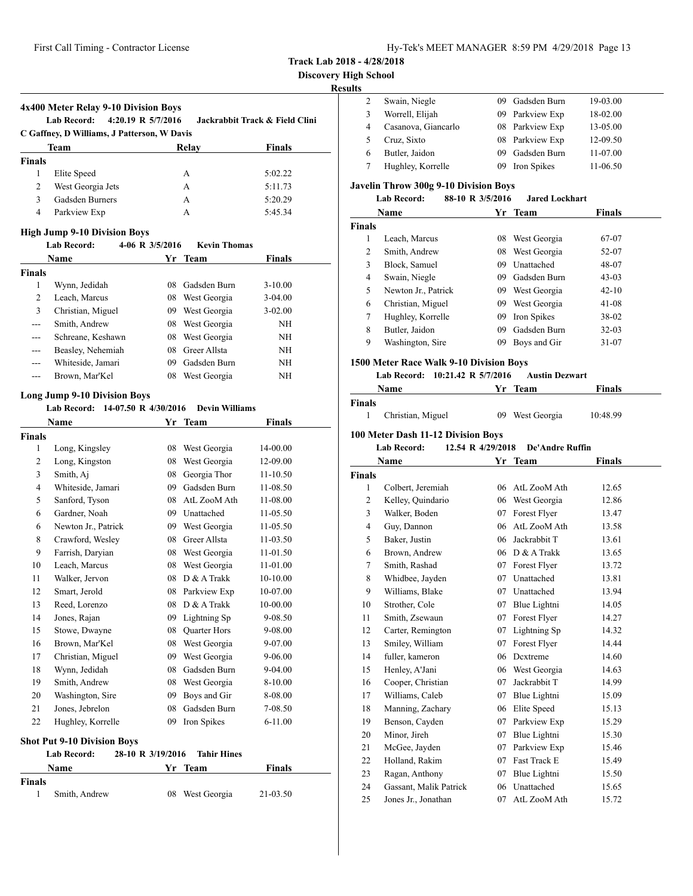**Track Lab 2018 - 4/28/2018**

**Discovery High School**

**Results**

### 4x400 Meter Relay 9-10 Division Boys

**Lab Record:** 4:20.19 R 5/7/2016 **Jackrabbit Track & Field Clini**

C Gaffney, D Williams, J Patterson, W Davis

| | Team | Relay | Finals |
|---|---|---|---|
| **Finals** | | | |
| 1 | Elite Speed | A | 5:02.22 |
| 2 | West Georgia Jets | A | 5:11.73 |
| 3 | Gadsden Burners | A | 5:20.29 |
| 4 | Parkview Exp | A | 5:45.34 |

### High Jump 9-10 Division Boys

**Lab Record:** 4-06 R 3/5/2016 **Kevin Thomas**

| | Name | Yr | Team | Finals |
|---|---|---|---|---|
| **Finals** | | | | |
| 1 | Wynn, Jedidah | 08 | Gadsden Burn | 3-10.00 |
| 2 | Leach, Marcus | 08 | West Georgia | 3-04.00 |
| 3 | Christian, Miguel | 09 | West Georgia | 3-02.00 |
| --- | Smith, Andrew | 08 | West Georgia | NH |
| --- | Schreane, Keshawn | 08 | West Georgia | NH |
| --- | Beasley, Nehemiah | 08 | Greer Allsta | NH |
| --- | Whiteside, Jamari | 09 | Gadsden Burn | NH |
| --- | Brown, Mar'Kel | 08 | West Georgia | NH |

### Long Jump 9-10 Division Boys

**Lab Record:** 14-07.50 R 4/30/2016 **Devin Williams**

| | Name | Yr | Team | Finals |
|---|---|---|---|---|
| **Finals** | | | | |
| 1 | Long, Kingsley | 08 | West Georgia | 14-00.00 |
| 2 | Long, Kingston | 08 | West Georgia | 12-09.00 |
| 3 | Smith, Aj | 08 | Georgia Thor | 11-10.50 |
| 4 | Whiteside, Jamari | 09 | Gadsden Burn | 11-08.50 |
| 5 | Sanford, Tyson | 08 | AtL ZooM Ath | 11-08.00 |
| 6 | Gardner, Noah | 09 | Unattached | 11-05.50 |
| 6 | Newton Jr., Patrick | 09 | West Georgia | 11-05.50 |
| 8 | Crawford, Wesley | 08 | Greer Allsta | 11-03.50 |
| 9 | Farrish, Daryian | 08 | West Georgia | 11-01.50 |
| 10 | Leach, Marcus | 08 | West Georgia | 11-01.00 |
| 11 | Walker, Jervon | 08 | D & A Trakk | 10-10.00 |
| 12 | Smart, Jerold | 08 | Parkview Exp | 10-07.00 |
| 13 | Reed, Lorenzo | 08 | D & A Trakk | 10-00.00 |
| 14 | Jones, Rajan | 09 | Lightning Sp | 9-08.50 |
| 15 | Stowe, Dwayne | 08 | Quarter Hors | 9-08.00 |
| 16 | Brown, Mar'Kel | 08 | West Georgia | 9-07.00 |
| 17 | Christian, Miguel | 09 | West Georgia | 9-06.00 |
| 18 | Wynn, Jedidah | 08 | Gadsden Burn | 9-04.00 |
| 19 | Smith, Andrew | 08 | West Georgia | 8-10.00 |
| 20 | Washington, Sire | 09 | Boys and Gir | 8-08.00 |
| 21 | Jones, Jebrelon | 08 | Gadsden Burn | 7-08.50 |
| 22 | Hughley, Korrelle | 09 | Iron Spikes | 6-11.00 |

### Shot Put 9-10 Division Boys

**Lab Record:** 28-10 R 3/19/2016 **Tahir Hines**

| | Name | Yr | Team | Finals |
|---|---|---|---|---|
| **Finals** | | | | |
| 1 | Smith, Andrew | 08 | West Georgia | 21-03.50 |
| 2 | Swain, Niegle | 09 | Gadsden Burn | 19-03.00 |
| 3 | Worrell, Elijah | 09 | Parkview Exp | 18-02.00 |
| 4 | Casanova, Giancarlo | 08 | Parkview Exp | 13-05.00 |
| 5 | Cruz, Sixto | 08 | Parkview Exp | 12-09.50 |
| 6 | Butler, Jaidon | 09 | Gadsden Burn | 11-07.00 |
| 7 | Hughley, Korrelle | 09 | Iron Spikes | 11-06.50 |

### Javelin Throw 300g 9-10 Division Boys

**Lab Record:** 88-10 R 3/5/2016 **Jared Lockhart**

| | Name | Yr | Team | Finals |
|---|---|---|---|---|
| **Finals** | | | | |
| 1 | Leach, Marcus | 08 | West Georgia | 67-07 |
| 2 | Smith, Andrew | 08 | West Georgia | 52-07 |
| 3 | Block, Samuel | 09 | Unattached | 48-07 |
| 4 | Swain, Niegle | 09 | Gadsden Burn | 43-03 |
| 5 | Newton Jr., Patrick | 09 | West Georgia | 42-10 |
| 6 | Christian, Miguel | 09 | West Georgia | 41-08 |
| 7 | Hughley, Korrelle | 09 | Iron Spikes | 38-02 |
| 8 | Butler, Jaidon | 09 | Gadsden Burn | 32-03 |
| 9 | Washington, Sire | 09 | Boys and Gir | 31-07 |

### 1500 Meter Race Walk 9-10 Division Boys

**Lab Record:** 10:21.42 R 5/7/2016 **Austin Dezwart**

| | Name | Yr | Team | Finals |
|---|---|---|---|---|
| **Finals** | | | | |
| 1 | Christian, Miguel | 09 | West Georgia | 10:48.99 |

### 100 Meter Dash 11-12 Division Boys

**Lab Record:** 12.54 R 4/29/2018 **De'Andre Ruffin**

| | Name | Yr | Team | Finals |
|---|---|---|---|---|
| **Finals** | | | | |
| 1 | Colbert, Jeremiah | 06 | AtL ZooM Ath | 12.65 |
| 2 | Kelley, Quindario | 06 | West Georgia | 12.86 |
| 3 | Walker, Boden | 07 | Forest Flyer | 13.47 |
| 4 | Guy, Dannon | 06 | AtL ZooM Ath | 13.58 |
| 5 | Baker, Justin | 06 | Jackrabbit T | 13.61 |
| 6 | Brown, Andrew | 06 | D & A Trakk | 13.65 |
| 7 | Smith, Rashad | 07 | Forest Flyer | 13.72 |
| 8 | Whidbee, Jayden | 07 | Unattached | 13.81 |
| 9 | Williams, Blake | 07 | Unattached | 13.94 |
| 10 | Strother, Cole | 07 | Blue Lightni | 14.05 |
| 11 | Smith, Zsewaun | 07 | Forest Flyer | 14.27 |
| 12 | Carter, Remington | 07 | Lightning Sp | 14.32 |
| 13 | Smiley, William | 07 | Forest Flyer | 14.44 |
| 14 | fuller, kameron | 06 | Dcxtreme | 14.60 |
| 15 | Henley, A'Jani | 06 | West Georgia | 14.63 |
| 16 | Cooper, Christian | 07 | Jackrabbit T | 14.99 |
| 17 | Williams, Caleb | 07 | Blue Lightni | 15.09 |
| 18 | Manning, Zachary | 06 | Elite Speed | 15.13 |
| 19 | Benson, Cayden | 07 | Parkview Exp | 15.29 |
| 20 | Minor, Jireh | 07 | Blue Lightni | 15.30 |
| 21 | McGee, Jayden | 07 | Parkview Exp | 15.46 |
| 22 | Holland, Rakim | 07 | Fast Track E | 15.49 |
| 23 | Ragan, Anthony | 07 | Blue Lightni | 15.50 |
| 24 | Gassant, Malik Patrick | 06 | Unattached | 15.65 |
| 25 | Jones Jr., Jonathan | 07 | AtL ZooM Ath | 15.72 |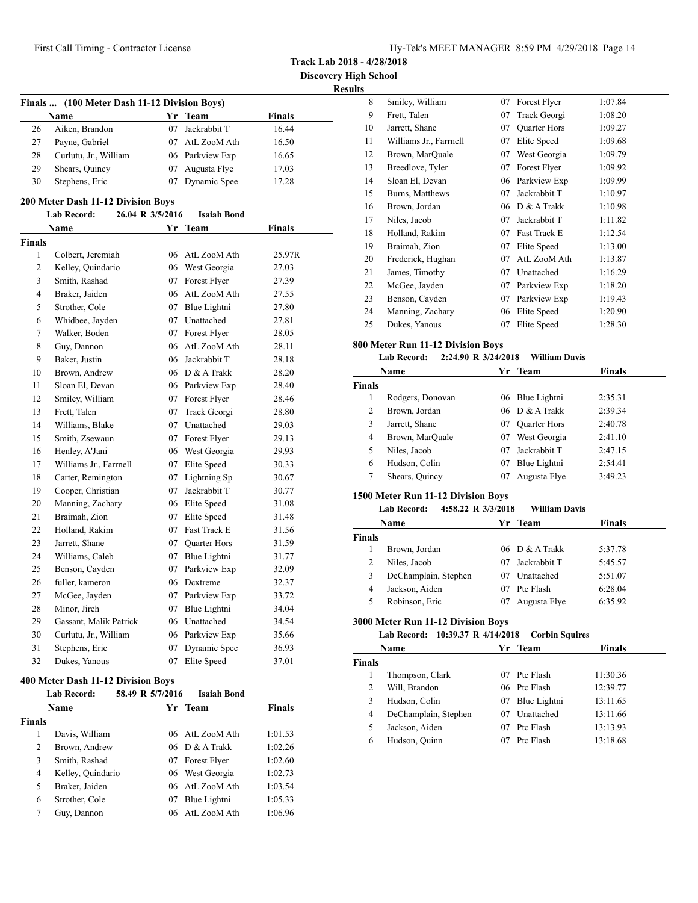**Track Lab 2018 - 4/28/2018**

**Discovery High School**

**Results**

### Finals ... (100 Meter Dash 11-12 Division Boys)

| | Name | Yr | Team | Finals |
|---|---|---|---|---|
| 26 | Aiken, Brandon | 07 | Jackrabbit T | 16.44 |
| 27 | Payne, Gabriel | 07 | AtL ZooM Ath | 16.50 |
| 28 | Curlutu, Jr., William | 06 | Parkview Exp | 16.65 |
| 29 | Shears, Quincy | 07 | Augusta Flye | 17.03 |
| 30 | Stephens, Eric | 07 | Dynamic Spee | 17.28 |

### 200 Meter Dash 11-12 Division Boys

**Lab Record: 26.04 R 3/5/2016 Isaiah Bond**

| | Name | Yr | Team | Finals |
|---|---|---|---|---|
| **Finals** | | | | |
| 1 | Colbert, Jeremiah | 06 | AtL ZooM Ath | 25.97R |
| 2 | Kelley, Quindario | 06 | West Georgia | 27.03 |
| 3 | Smith, Rashad | 07 | Forest Flyer | 27.39 |
| 4 | Braker, Jaiden | 06 | AtL ZooM Ath | 27.55 |
| 5 | Strother, Cole | 07 | Blue Lightni | 27.80 |
| 6 | Whidbee, Jayden | 07 | Unattached | 27.81 |
| 7 | Walker, Boden | 07 | Forest Flyer | 28.05 |
| 8 | Guy, Dannon | 06 | AtL ZooM Ath | 28.11 |
| 9 | Baker, Justin | 06 | Jackrabbit T | 28.18 |
| 10 | Brown, Andrew | 06 | D & A Trakk | 28.20 |
| 11 | Sloan El, Devan | 06 | Parkview Exp | 28.40 |
| 12 | Smiley, William | 07 | Forest Flyer | 28.46 |
| 13 | Frett, Talen | 07 | Track Georgi | 28.80 |
| 14 | Williams, Blake | 07 | Unattached | 29.03 |
| 15 | Smith, Zsewaun | 07 | Forest Flyer | 29.13 |
| 16 | Henley, A'Jani | 06 | West Georgia | 29.93 |
| 17 | Williams Jr., Farrnell | 07 | Elite Speed | 30.33 |
| 18 | Carter, Remington | 07 | Lightning Sp | 30.67 |
| 19 | Cooper, Christian | 07 | Jackrabbit T | 30.77 |
| 20 | Manning, Zachary | 06 | Elite Speed | 31.08 |
| 21 | Braimah, Zion | 07 | Elite Speed | 31.48 |
| 22 | Holland, Rakim | 07 | Fast Track E | 31.56 |
| 23 | Jarrett, Shane | 07 | Quarter Hors | 31.59 |
| 24 | Williams, Caleb | 07 | Blue Lightni | 31.77 |
| 25 | Benson, Cayden | 07 | Parkview Exp | 32.09 |
| 26 | fuller, kameron | 06 | Dcxtreme | 32.37 |
| 27 | McGee, Jayden | 07 | Parkview Exp | 33.72 |
| 28 | Minor, Jireh | 07 | Blue Lightni | 34.04 |
| 29 | Gassant, Malik Patrick | 06 | Unattached | 34.54 |
| 30 | Curlutu, Jr., William | 06 | Parkview Exp | 35.66 |
| 31 | Stephens, Eric | 07 | Dynamic Spee | 36.93 |
| 32 | Dukes, Yanous | 07 | Elite Speed | 37.01 |

### 400 Meter Dash 11-12 Division Boys

**Lab Record: 58.49 R 5/7/2016 Isaiah Bond**

| | Name | Yr | Team | Finals |
|---|---|---|---|---|
| **Finals** | | | | |
| 1 | Davis, William | 06 | AtL ZooM Ath | 1:01.53 |
| 2 | Brown, Andrew | 06 | D & A Trakk | 1:02.26 |
| 3 | Smith, Rashad | 07 | Forest Flyer | 1:02.60 |
| 4 | Kelley, Quindario | 06 | West Georgia | 1:02.73 |
| 5 | Braker, Jaiden | 06 | AtL ZooM Ath | 1:03.54 |
| 6 | Strother, Cole | 07 | Blue Lightni | 1:05.33 |
| 7 | Guy, Dannon | 06 | AtL ZooM Ath | 1:06.96 |
| 8 | Smiley, William | 07 | Forest Flyer | 1:07.84 |
| 9 | Frett, Talen | 07 | Track Georgi | 1:08.20 |
| 10 | Jarrett, Shane | 07 | Quarter Hors | 1:09.27 |
| 11 | Williams Jr., Farrnell | 07 | Elite Speed | 1:09.68 |
| 12 | Brown, MarQuale | 07 | West Georgia | 1:09.79 |
| 13 | Breedlove, Tyler | 07 | Forest Flyer | 1:09.92 |
| 14 | Sloan El, Devan | 06 | Parkview Exp | 1:09.99 |
| 15 | Burns, Matthews | 07 | Jackrabbit T | 1:10.97 |
| 16 | Brown, Jordan | 06 | D & A Trakk | 1:10.98 |
| 17 | Niles, Jacob | 07 | Jackrabbit T | 1:11.82 |
| 18 | Holland, Rakim | 07 | Fast Track E | 1:12.54 |
| 19 | Braimah, Zion | 07 | Elite Speed | 1:13.00 |
| 20 | Frederick, Hughan | 07 | AtL ZooM Ath | 1:13.87 |
| 21 | James, Timothy | 07 | Unattached | 1:16.29 |
| 22 | McGee, Jayden | 07 | Parkview Exp | 1:18.20 |
| 23 | Benson, Cayden | 07 | Parkview Exp | 1:19.43 |
| 24 | Manning, Zachary | 06 | Elite Speed | 1:20.90 |
| 25 | Dukes, Yanous | 07 | Elite Speed | 1:28.30 |

### 800 Meter Run 11-12 Division Boys

**Lab Record: 2:24.90 R 3/24/2018 William Davis**

| | Name | Yr | Team | Finals |
|---|---|---|---|---|
| **Finals** | | | | |
| 1 | Rodgers, Donovan | 06 | Blue Lightni | 2:35.31 |
| 2 | Brown, Jordan | 06 | D & A Trakk | 2:39.34 |
| 3 | Jarrett, Shane | 07 | Quarter Hors | 2:40.78 |
| 4 | Brown, MarQuale | 07 | West Georgia | 2:41.10 |
| 5 | Niles, Jacob | 07 | Jackrabbit T | 2:47.15 |
| 6 | Hudson, Colin | 07 | Blue Lightni | 2:54.41 |
| 7 | Shears, Quincy | 07 | Augusta Flye | 3:49.23 |

### 1500 Meter Run 11-12 Division Boys

**Lab Record: 4:58.22 R 3/3/2018 William Davis**

| | Name | Yr | Team | Finals |
|---|---|---|---|---|
| **Finals** | | | | |
| 1 | Brown, Jordan | 06 | D & A Trakk | 5:37.78 |
| 2 | Niles, Jacob | 07 | Jackrabbit T | 5:45.57 |
| 3 | DeChamplain, Stephen | 07 | Unattached | 5:51.07 |
| 4 | Jackson, Aiden | 07 | Ptc Flash | 6:28.04 |
| 5 | Robinson, Eric | 07 | Augusta Flye | 6:35.92 |

### 3000 Meter Run 11-12 Division Boys

**Lab Record: 10:39.37 R 4/14/2018 Corbin Squires**

| | Name | Yr | Team | Finals |
|---|---|---|---|---|
| **Finals** | | | | |
| 1 | Thompson, Clark | 07 | Ptc Flash | 11:30.36 |
| 2 | Will, Brandon | 06 | Ptc Flash | 12:39.77 |
| 3 | Hudson, Colin | 07 | Blue Lightni | 13:11.65 |
| 4 | DeChamplain, Stephen | 07 | Unattached | 13:11.66 |
| 5 | Jackson, Aiden | 07 | Ptc Flash | 13:13.93 |
| 6 | Hudson, Quinn | 07 | Ptc Flash | 13:18.68 |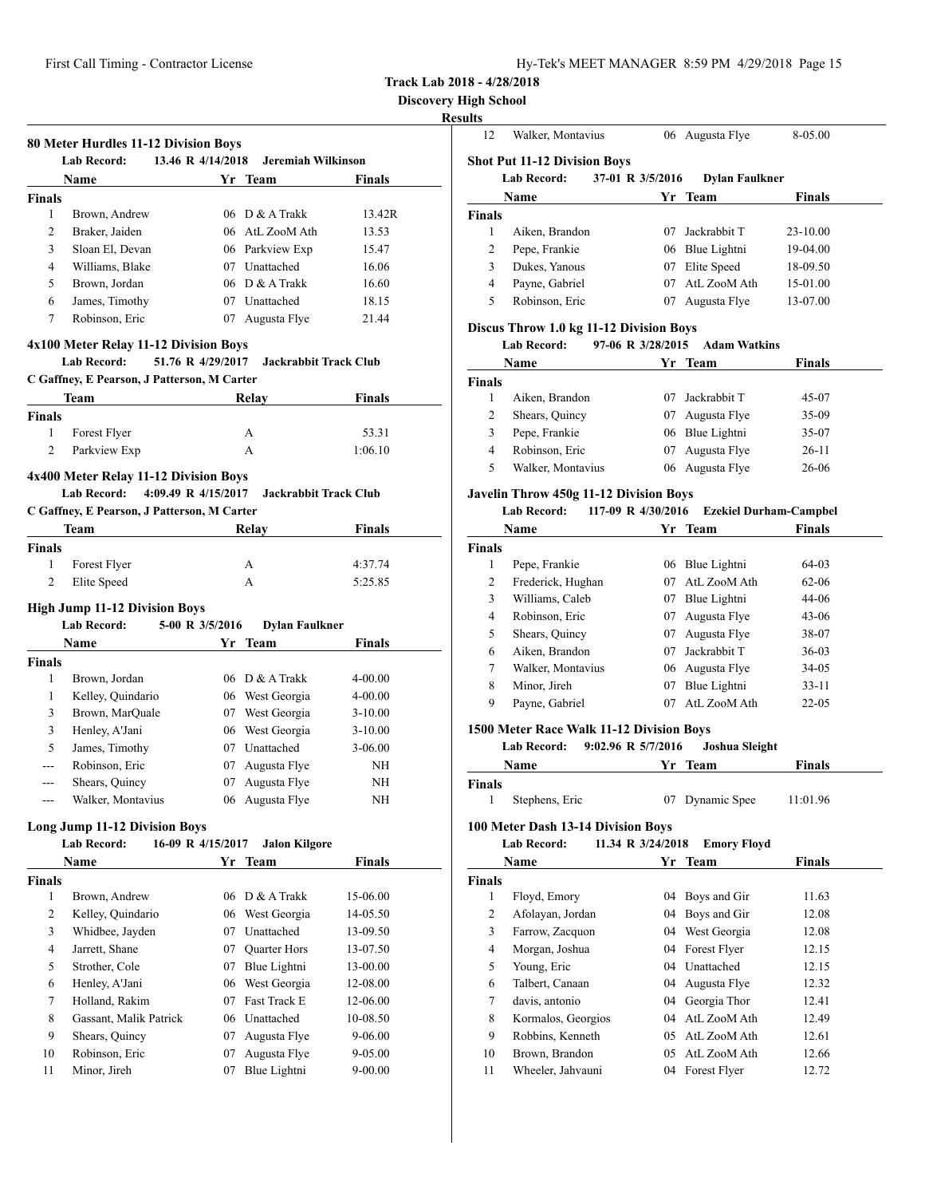**Track Lab 2018 - 4/28/2018**

**Discovery High School**

**Results**

## 80 Meter Hurdles 11-12 Division Boys

Lab Record: 13.46 R 4/14/2018 Jeremiah Wilkinson

| | Name | Yr | Team | Finals |
|---|---|---|---|---|
| **Finals** | | | | |
| 1 | Brown, Andrew | 06 | D & A Trakk | 13.42R |
| 2 | Braker, Jaiden | 06 | AtL ZooM Ath | 13.53 |
| 3 | Sloan El, Devan | 06 | Parkview Exp | 15.47 |
| 4 | Williams, Blake | 07 | Unattached | 16.06 |
| 5 | Brown, Jordan | 06 | D & A Trakk | 16.60 |
| 6 | James, Timothy | 07 | Unattached | 18.15 |
| 7 | Robinson, Eric | 07 | Augusta Flye | 21.44 |

## 4x100 Meter Relay 11-12 Division Boys

Lab Record: 51.76 R 4/29/2017 Jackrabbit Track Club

C Gaffney, E Pearson, J Patterson, M Carter

| | Team | Relay | Finals |
|---|---|---|---|
| **Finals** | | | |
| 1 | Forest Flyer | A | 53.31 |
| 2 | Parkview Exp | A | 1:06.10 |

## 4x400 Meter Relay 11-12 Division Boys

Lab Record: 4:09.49 R 4/15/2017 Jackrabbit Track Club

C Gaffney, E Pearson, J Patterson, M Carter

| | Team | Relay | Finals |
|---|---|---|---|
| **Finals** | | | |
| 1 | Forest Flyer | A | 4:37.74 |
| 2 | Elite Speed | A | 5:25.85 |

## High Jump 11-12 Division Boys

Lab Record: 5-00 R 3/5/2016 Dylan Faulkner

| | Name | Yr | Team | Finals |
|---|---|---|---|---|
| **Finals** | | | | |
| 1 | Brown, Jordan | 06 | D & A Trakk | 4-00.00 |
| 1 | Kelley, Quindario | 06 | West Georgia | 4-00.00 |
| 3 | Brown, MarQuale | 07 | West Georgia | 3-10.00 |
| 3 | Henley, A'Jani | 06 | West Georgia | 3-10.00 |
| 5 | James, Timothy | 07 | Unattached | 3-06.00 |
| --- | Robinson, Eric | 07 | Augusta Flye | NH |
| --- | Shears, Quincy | 07 | Augusta Flye | NH |
| --- | Walker, Montavius | 06 | Augusta Flye | NH |

## Long Jump 11-12 Division Boys

Lab Record: 16-09 R 4/15/2017 Jalon Kilgore

| | Name | Yr | Team | Finals |
|---|---|---|---|---|
| **Finals** | | | | |
| 1 | Brown, Andrew | 06 | D & A Trakk | 15-06.00 |
| 2 | Kelley, Quindario | 06 | West Georgia | 14-05.50 |
| 3 | Whidbee, Jayden | 07 | Unattached | 13-09.50 |
| 4 | Jarrett, Shane | 07 | Quarter Hors | 13-07.50 |
| 5 | Strother, Cole | 07 | Blue Lightni | 13-00.00 |
| 6 | Henley, A'Jani | 06 | West Georgia | 12-08.00 |
| 7 | Holland, Rakim | 07 | Fast Track E | 12-06.00 |
| 8 | Gassant, Malik Patrick | 06 | Unattached | 10-08.50 |
| 9 | Shears, Quincy | 07 | Augusta Flye | 9-06.00 |
| 10 | Robinson, Eric | 07 | Augusta Flye | 9-05.00 |
| 11 | Minor, Jireh | 07 | Blue Lightni | 9-00.00 |
| 12 | Walker, Montavius | 06 | Augusta Flye | 8-05.00 |

## Shot Put 11-12 Division Boys

Lab Record: 37-01 R 3/5/2016 Dylan Faulkner

| | Name | Yr | Team | Finals |
|---|---|---|---|---|
| **Finals** | | | | |
| 1 | Aiken, Brandon | 07 | Jackrabbit T | 23-10.00 |
| 2 | Pepe, Frankie | 06 | Blue Lightni | 19-04.00 |
| 3 | Dukes, Yanous | 07 | Elite Speed | 18-09.50 |
| 4 | Payne, Gabriel | 07 | AtL ZooM Ath | 15-01.00 |
| 5 | Robinson, Eric | 07 | Augusta Flye | 13-07.00 |

## Discus Throw 1.0 kg 11-12 Division Boys

Lab Record: 97-06 R 3/28/2015 Adam Watkins

| | Name | Yr | Team | Finals |
|---|---|---|---|---|
| **Finals** | | | | |
| 1 | Aiken, Brandon | 07 | Jackrabbit T | 45-07 |
| 2 | Shears, Quincy | 07 | Augusta Flye | 35-09 |
| 3 | Pepe, Frankie | 06 | Blue Lightni | 35-07 |
| 4 | Robinson, Eric | 07 | Augusta Flye | 26-11 |
| 5 | Walker, Montavius | 06 | Augusta Flye | 26-06 |

## Javelin Throw 450g 11-12 Division Boys

Lab Record: 117-09 R 4/30/2016 Ezekiel Durham-Campbel

| | Name | Yr | Team | Finals |
|---|---|---|---|---|
| **Finals** | | | | |
| 1 | Pepe, Frankie | 06 | Blue Lightni | 64-03 |
| 2 | Frederick, Hughan | 07 | AtL ZooM Ath | 62-06 |
| 3 | Williams, Caleb | 07 | Blue Lightni | 44-06 |
| 4 | Robinson, Eric | 07 | Augusta Flye | 43-06 |
| 5 | Shears, Quincy | 07 | Augusta Flye | 38-07 |
| 6 | Aiken, Brandon | 07 | Jackrabbit T | 36-03 |
| 7 | Walker, Montavius | 06 | Augusta Flye | 34-05 |
| 8 | Minor, Jireh | 07 | Blue Lightni | 33-11 |
| 9 | Payne, Gabriel | 07 | AtL ZooM Ath | 22-05 |

## 1500 Meter Race Walk 11-12 Division Boys

Lab Record: 9:02.96 R 5/7/2016 Joshua Sleight

| | Name | Yr | Team | Finals |
|---|---|---|---|---|
| **Finals** | | | | |
| 1 | Stephens, Eric | 07 | Dynamic Spee | 11:01.96 |

## 100 Meter Dash 13-14 Division Boys

Lab Record: 11.34 R 3/24/2018 Emory Floyd

| | Name | Yr | Team | Finals |
|---|---|---|---|---|
| **Finals** | | | | |
| 1 | Floyd, Emory | 04 | Boys and Gir | 11.63 |
| 2 | Afolayan, Jordan | 04 | Boys and Gir | 12.08 |
| 3 | Farrow, Zacquon | 04 | West Georgia | 12.08 |
| 4 | Morgan, Joshua | 04 | Forest Flyer | 12.15 |
| 5 | Young, Eric | 04 | Unattached | 12.15 |
| 6 | Talbert, Canaan | 04 | Augusta Flye | 12.32 |
| 7 | davis, antonio | 04 | Georgia Thor | 12.41 |
| 8 | Kormalos, Georgios | 04 | AtL ZooM Ath | 12.49 |
| 9 | Robbins, Kenneth | 05 | AtL ZooM Ath | 12.61 |
| 10 | Brown, Brandon | 05 | AtL ZooM Ath | 12.66 |
| 11 | Wheeler, Jahvauni | 04 | Forest Flyer | 12.72 |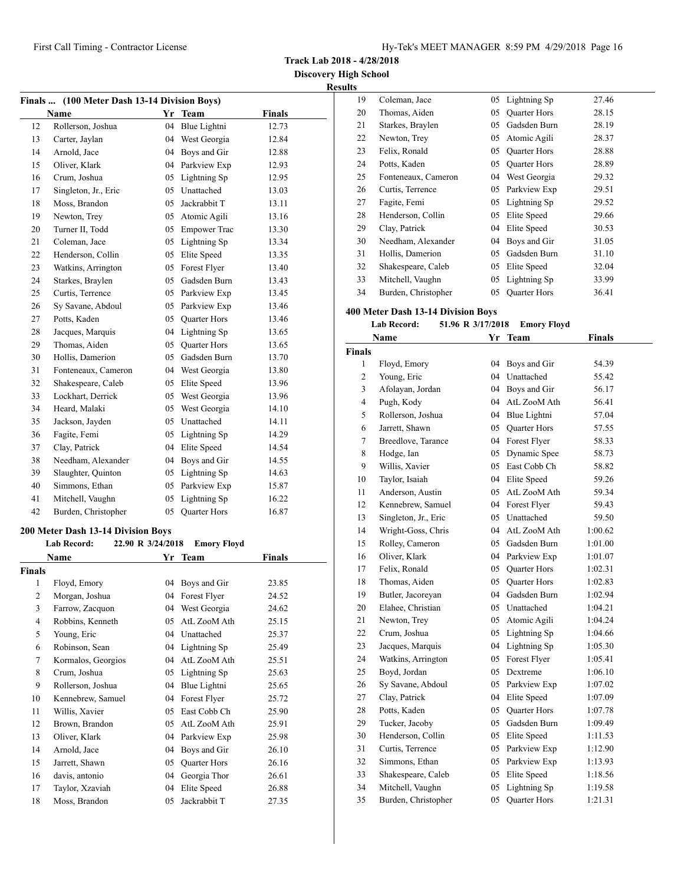**Track Lab 2018 - 4/28/2018**

**Discovery High School**

**Results**

### Finals ... (100 Meter Dash 13-14 Division Boys)

| | Name | Yr | Team | Finals |
|---|---|---|---|---|
| 12 | Rollerson, Joshua | 04 | Blue Lightni | 12.73 |
| 13 | Carter, Jaylan | 04 | West Georgia | 12.84 |
| 14 | Arnold, Jace | 04 | Boys and Gir | 12.88 |
| 15 | Oliver, Klark | 04 | Parkview Exp | 12.93 |
| 16 | Crum, Joshua | 05 | Lightning Sp | 12.95 |
| 17 | Singleton, Jr., Eric | 05 | Unattached | 13.03 |
| 18 | Moss, Brandon | 05 | Jackrabbit T | 13.11 |
| 19 | Newton, Trey | 05 | Atomic Agili | 13.16 |
| 20 | Turner II, Todd | 05 | Empower Trac | 13.30 |
| 21 | Coleman, Jace | 05 | Lightning Sp | 13.34 |
| 22 | Henderson, Collin | 05 | Elite Speed | 13.35 |
| 23 | Watkins, Arrington | 05 | Forest Flyer | 13.40 |
| 24 | Starkes, Braylen | 05 | Gadsden Burn | 13.43 |
| 25 | Curtis, Terrence | 05 | Parkview Exp | 13.45 |
| 26 | Sy Savane, Abdoul | 05 | Parkview Exp | 13.46 |
| 27 | Potts, Kaden | 05 | Quarter Hors | 13.46 |
| 28 | Jacques, Marquis | 04 | Lightning Sp | 13.65 |
| 29 | Thomas, Aiden | 05 | Quarter Hors | 13.65 |
| 30 | Hollis, Damerion | 05 | Gadsden Burn | 13.70 |
| 31 | Fonteneaux, Cameron | 04 | West Georgia | 13.80 |
| 32 | Shakespeare, Caleb | 05 | Elite Speed | 13.96 |
| 33 | Lockhart, Derrick | 05 | West Georgia | 13.96 |
| 34 | Heard, Malaki | 05 | West Georgia | 14.10 |
| 35 | Jackson, Jayden | 05 | Unattached | 14.11 |
| 36 | Fagite, Femi | 05 | Lightning Sp | 14.29 |
| 37 | Clay, Patrick | 04 | Elite Speed | 14.54 |
| 38 | Needham, Alexander | 04 | Boys and Gir | 14.55 |
| 39 | Slaughter, Quinton | 05 | Lightning Sp | 14.63 |
| 40 | Simmons, Ethan | 05 | Parkview Exp | 15.87 |
| 41 | Mitchell, Vaughn | 05 | Lightning Sp | 16.22 |
| 42 | Burden, Christopher | 05 | Quarter Hors | 16.87 |

### 200 Meter Dash 13-14 Division Boys

**Lab Record:** 22.90 R 3/24/2018 **Emory Floyd**

| | Name | Yr | Team | Finals |
|---|---|---|---|---|
| **Finals** | | | | |
| 1 | Floyd, Emory | 04 | Boys and Gir | 23.85 |
| 2 | Morgan, Joshua | 04 | Forest Flyer | 24.52 |
| 3 | Farrow, Zacquon | 04 | West Georgia | 24.62 |
| 4 | Robbins, Kenneth | 05 | AtL ZooM Ath | 25.15 |
| 5 | Young, Eric | 04 | Unattached | 25.37 |
| 6 | Robinson, Sean | 04 | Lightning Sp | 25.49 |
| 7 | Kormalos, Georgios | 04 | AtL ZooM Ath | 25.51 |
| 8 | Crum, Joshua | 05 | Lightning Sp | 25.63 |
| 9 | Rollerson, Joshua | 04 | Blue Lightni | 25.65 |
| 10 | Kennebrew, Samuel | 04 | Forest Flyer | 25.72 |
| 11 | Willis, Xavier | 05 | East Cobb Ch | 25.90 |
| 12 | Brown, Brandon | 05 | AtL ZooM Ath | 25.91 |
| 13 | Oliver, Klark | 04 | Parkview Exp | 25.98 |
| 14 | Arnold, Jace | 04 | Boys and Gir | 26.10 |
| 15 | Jarrett, Shawn | 05 | Quarter Hors | 26.16 |
| 16 | davis, antonio | 04 | Georgia Thor | 26.61 |
| 17 | Taylor, Xzaviah | 04 | Elite Speed | 26.88 |
| 18 | Moss, Brandon | 05 | Jackrabbit T | 27.35 |
| 19 | Coleman, Jace | 05 | Lightning Sp | 27.46 |
| 20 | Thomas, Aiden | 05 | Quarter Hors | 28.15 |
| 21 | Starkes, Braylen | 05 | Gadsden Burn | 28.19 |
| 22 | Newton, Trey | 05 | Atomic Agili | 28.37 |
| 23 | Felix, Ronald | 05 | Quarter Hors | 28.88 |
| 24 | Potts, Kaden | 05 | Quarter Hors | 28.89 |
| 25 | Fonteneaux, Cameron | 04 | West Georgia | 29.32 |
| 26 | Curtis, Terrence | 05 | Parkview Exp | 29.51 |
| 27 | Fagite, Femi | 05 | Lightning Sp | 29.52 |
| 28 | Henderson, Collin | 05 | Elite Speed | 29.66 |
| 29 | Clay, Patrick | 04 | Elite Speed | 30.53 |
| 30 | Needham, Alexander | 04 | Boys and Gir | 31.05 |
| 31 | Hollis, Damerion | 05 | Gadsden Burn | 31.10 |
| 32 | Shakespeare, Caleb | 05 | Elite Speed | 32.04 |
| 33 | Mitchell, Vaughn | 05 | Lightning Sp | 33.99 |
| 34 | Burden, Christopher | 05 | Quarter Hors | 36.41 |

### 400 Meter Dash 13-14 Division Boys

**Lab Record:** 51.96 R 3/17/2018 **Emory Floyd**

| | Name | Yr | Team | Finals |
|---|---|---|---|---|
| **Finals** | | | | |
| 1 | Floyd, Emory | 04 | Boys and Gir | 54.39 |
| 2 | Young, Eric | 04 | Unattached | 55.42 |
| 3 | Afolayan, Jordan | 04 | Boys and Gir | 56.17 |
| 4 | Pugh, Kody | 04 | AtL ZooM Ath | 56.41 |
| 5 | Rollerson, Joshua | 04 | Blue Lightni | 57.04 |
| 6 | Jarrett, Shawn | 05 | Quarter Hors | 57.55 |
| 7 | Breedlove, Tarance | 04 | Forest Flyer | 58.33 |
| 8 | Hodge, Ian | 05 | Dynamic Spee | 58.73 |
| 9 | Willis, Xavier | 05 | East Cobb Ch | 58.82 |
| 10 | Taylor, Isaiah | 04 | Elite Speed | 59.26 |
| 11 | Anderson, Austin | 05 | AtL ZooM Ath | 59.34 |
| 12 | Kennebrew, Samuel | 04 | Forest Flyer | 59.43 |
| 13 | Singleton, Jr., Eric | 05 | Unattached | 59.50 |
| 14 | Wright-Goss, Chris | 04 | AtL ZooM Ath | 1:00.62 |
| 15 | Rolley, Cameron | 05 | Gadsden Burn | 1:01.00 |
| 16 | Oliver, Klark | 04 | Parkview Exp | 1:01.07 |
| 17 | Felix, Ronald | 05 | Quarter Hors | 1:02.31 |
| 18 | Thomas, Aiden | 05 | Quarter Hors | 1:02.83 |
| 19 | Butler, Jacoreyan | 04 | Gadsden Burn | 1:02.94 |
| 20 | Elahee, Christian | 05 | Unattached | 1:04.21 |
| 21 | Newton, Trey | 05 | Atomic Agili | 1:04.24 |
| 22 | Crum, Joshua | 05 | Lightning Sp | 1:04.66 |
| 23 | Jacques, Marquis | 04 | Lightning Sp | 1:05.30 |
| 24 | Watkins, Arrington | 05 | Forest Flyer | 1:05.41 |
| 25 | Boyd, Jordan | 05 | Dextreme | 1:06.10 |
| 26 | Sy Savane, Abdoul | 05 | Parkview Exp | 1:07.02 |
| 27 | Clay, Patrick | 04 | Elite Speed | 1:07.09 |
| 28 | Potts, Kaden | 05 | Quarter Hors | 1:07.78 |
| 29 | Tucker, Jacoby | 05 | Gadsden Burn | 1:09.49 |
| 30 | Henderson, Collin | 05 | Elite Speed | 1:11.53 |
| 31 | Curtis, Terrence | 05 | Parkview Exp | 1:12.90 |
| 32 | Simmons, Ethan | 05 | Parkview Exp | 1:13.93 |
| 33 | Shakespeare, Caleb | 05 | Elite Speed | 1:18.56 |
| 34 | Mitchell, Vaughn | 05 | Lightning Sp | 1:19.58 |
| 35 | Burden, Christopher | 05 | Quarter Hors | 1:21.31 |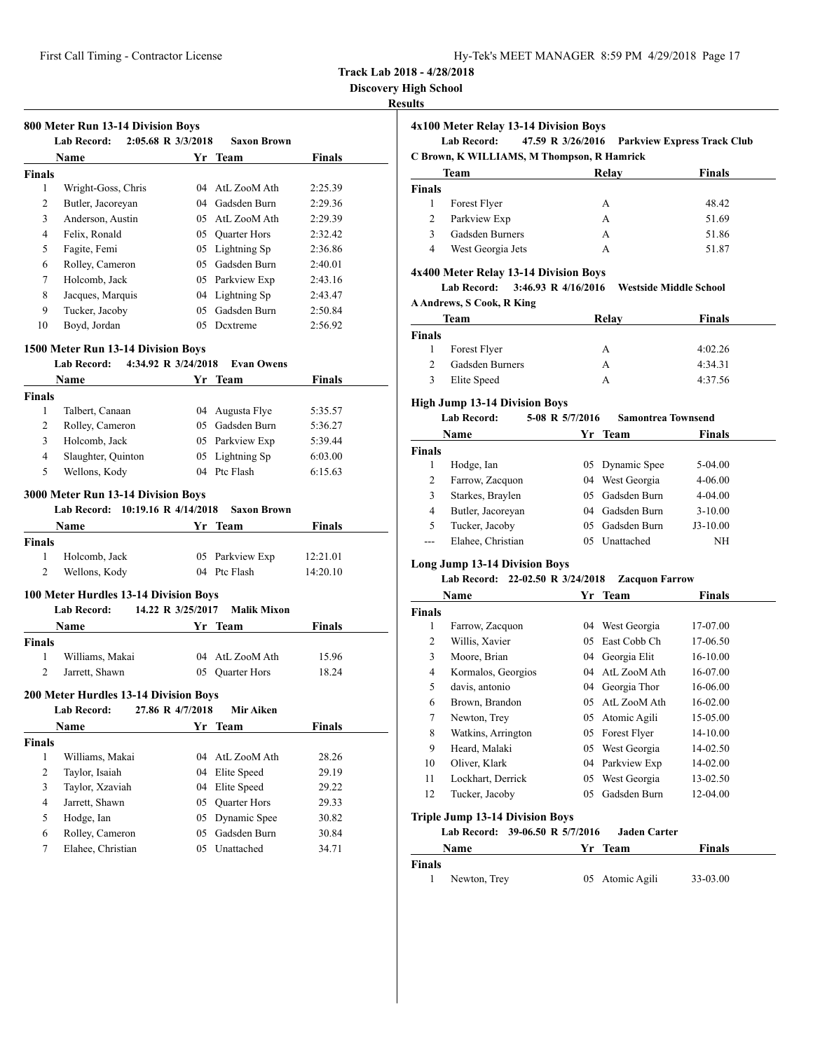**Track Lab 2018 - 4/28/2018**

**Discovery High School**

**Results**

### 800 Meter Run 13-14 Division Boys

**Lab Record:** 2:05.68 R 3/3/2018 **Saxon Brown**

| | Name | Yr | Team | Finals |
|---|---|---|---|---|
| **Finals** | | | | |
| 1 | Wright-Goss, Chris | 04 | AtL ZooM Ath | 2:25.39 |
| 2 | Butler, Jacoreyan | 04 | Gadsden Burn | 2:29.36 |
| 3 | Anderson, Austin | 05 | AtL ZooM Ath | 2:29.39 |
| 4 | Felix, Ronald | 05 | Quarter Hors | 2:32.42 |
| 5 | Fagite, Femi | 05 | Lightning Sp | 2:36.86 |
| 6 | Rolley, Cameron | 05 | Gadsden Burn | 2:40.01 |
| 7 | Holcomb, Jack | 05 | Parkview Exp | 2:43.16 |
| 8 | Jacques, Marquis | 04 | Lightning Sp | 2:43.47 |
| 9 | Tucker, Jacoby | 05 | Gadsden Burn | 2:50.84 |
| 10 | Boyd, Jordan | 05 | Dcxtreme | 2:56.92 |

### 1500 Meter Run 13-14 Division Boys

**Lab Record:** 4:34.92 R 3/24/2018 **Evan Owens**

| | Name | Yr | Team | Finals |
|---|---|---|---|---|
| **Finals** | | | | |
| 1 | Talbert, Canaan | 04 | Augusta Flye | 5:35.57 |
| 2 | Rolley, Cameron | 05 | Gadsden Burn | 5:36.27 |
| 3 | Holcomb, Jack | 05 | Parkview Exp | 5:39.44 |
| 4 | Slaughter, Quinton | 05 | Lightning Sp | 6:03.00 |
| 5 | Wellons, Kody | 04 | Ptc Flash | 6:15.63 |

### 3000 Meter Run 13-14 Division Boys

**Lab Record:** 10:19.16 R 4/14/2018 **Saxon Brown**

| | Name | Yr | Team | Finals |
|---|---|---|---|---|
| **Finals** | | | | |
| 1 | Holcomb, Jack | 05 | Parkview Exp | 12:21.01 |
| 2 | Wellons, Kody | 04 | Ptc Flash | 14:20.10 |

### 100 Meter Hurdles 13-14 Division Boys

**Lab Record:** 14.22 R 3/25/2017 **Malik Mixon**

| | Name | Yr | Team | Finals |
|---|---|---|---|---|
| **Finals** | | | | |
| 1 | Williams, Makai | 04 | AtL ZooM Ath | 15.96 |
| 2 | Jarrett, Shawn | 05 | Quarter Hors | 18.24 |

### 200 Meter Hurdles 13-14 Division Boys

**Lab Record:** 27.86 R 4/7/2018 **Mir Aiken**

| | Name | Yr | Team | Finals |
|---|---|---|---|---|
| **Finals** | | | | |
| 1 | Williams, Makai | 04 | AtL ZooM Ath | 28.26 |
| 2 | Taylor, Isaiah | 04 | Elite Speed | 29.19 |
| 3 | Taylor, Xzaviah | 04 | Elite Speed | 29.22 |
| 4 | Jarrett, Shawn | 05 | Quarter Hors | 29.33 |
| 5 | Hodge, Ian | 05 | Dynamic Spee | 30.82 |
| 6 | Rolley, Cameron | 05 | Gadsden Burn | 30.84 |
| 7 | Elahee, Christian | 05 | Unattached | 34.71 |

### 4x100 Meter Relay 13-14 Division Boys

**Lab Record:** 47.59 R 3/26/2016 **Parkview Express Track Club**

**C Brown, K WILLIAMS, M Thompson, R Hamrick**

| | Team | Relay | Finals |
|---|---|---|---|
| **Finals** | | | |
| 1 | Forest Flyer | A | 48.42 |
| 2 | Parkview Exp | A | 51.69 |
| 3 | Gadsden Burners | A | 51.86 |
| 4 | West Georgia Jets | A | 51.87 |

### 4x400 Meter Relay 13-14 Division Boys

**Lab Record:** 3:46.93 R 4/16/2016 **Westside Middle School**

**A Andrews, S Cook, R King**

| | Team | Relay | Finals |
|---|---|---|---|
| **Finals** | | | |
| 1 | Forest Flyer | A | 4:02.26 |
| 2 | Gadsden Burners | A | 4:34.31 |
| 3 | Elite Speed | A | 4:37.56 |

### High Jump 13-14 Division Boys

**Lab Record:** 5-08 R 5/7/2016 **Samontrea Townsend**

| | Name | Yr | Team | Finals |
|---|---|---|---|---|
| **Finals** | | | | |
| 1 | Hodge, Ian | 05 | Dynamic Spee | 5-04.00 |
| 2 | Farrow, Zacquon | 04 | West Georgia | 4-06.00 |
| 3 | Starkes, Braylen | 05 | Gadsden Burn | 4-04.00 |
| 4 | Butler, Jacoreyan | 04 | Gadsden Burn | 3-10.00 |
| 5 | Tucker, Jacoby | 05 | Gadsden Burn | J3-10.00 |
| --- | Elahee, Christian | 05 | Unattached | NH |

### Long Jump 13-14 Division Boys

**Lab Record:** 22-02.50 R 3/24/2018 **Zacquon Farrow**

| | Name | Yr | Team | Finals |
|---|---|---|---|---|
| **Finals** | | | | |
| 1 | Farrow, Zacquon | 04 | West Georgia | 17-07.00 |
| 2 | Willis, Xavier | 05 | East Cobb Ch | 17-06.50 |
| 3 | Moore, Brian | 04 | Georgia Elit | 16-10.00 |
| 4 | Kormalos, Georgios | 04 | AtL ZooM Ath | 16-07.00 |
| 5 | davis, antonio | 04 | Georgia Thor | 16-06.00 |
| 6 | Brown, Brandon | 05 | AtL ZooM Ath | 16-02.00 |
| 7 | Newton, Trey | 05 | Atomic Agili | 15-05.00 |
| 8 | Watkins, Arrington | 05 | Forest Flyer | 14-10.00 |
| 9 | Heard, Malaki | 05 | West Georgia | 14-02.50 |
| 10 | Oliver, Klark | 04 | Parkview Exp | 14-02.00 |
| 11 | Lockhart, Derrick | 05 | West Georgia | 13-02.50 |
| 12 | Tucker, Jacoby | 05 | Gadsden Burn | 12-04.00 |

### Triple Jump 13-14 Division Boys

**Lab Record:** 39-06.50 R 5/7/2016 **Jaden Carter**

| | Name | Yr | Team | Finals |
|---|---|---|---|---|
| **Finals** | | | | |
| 1 | Newton, Trey | 05 | Atomic Agili | 33-03.00 |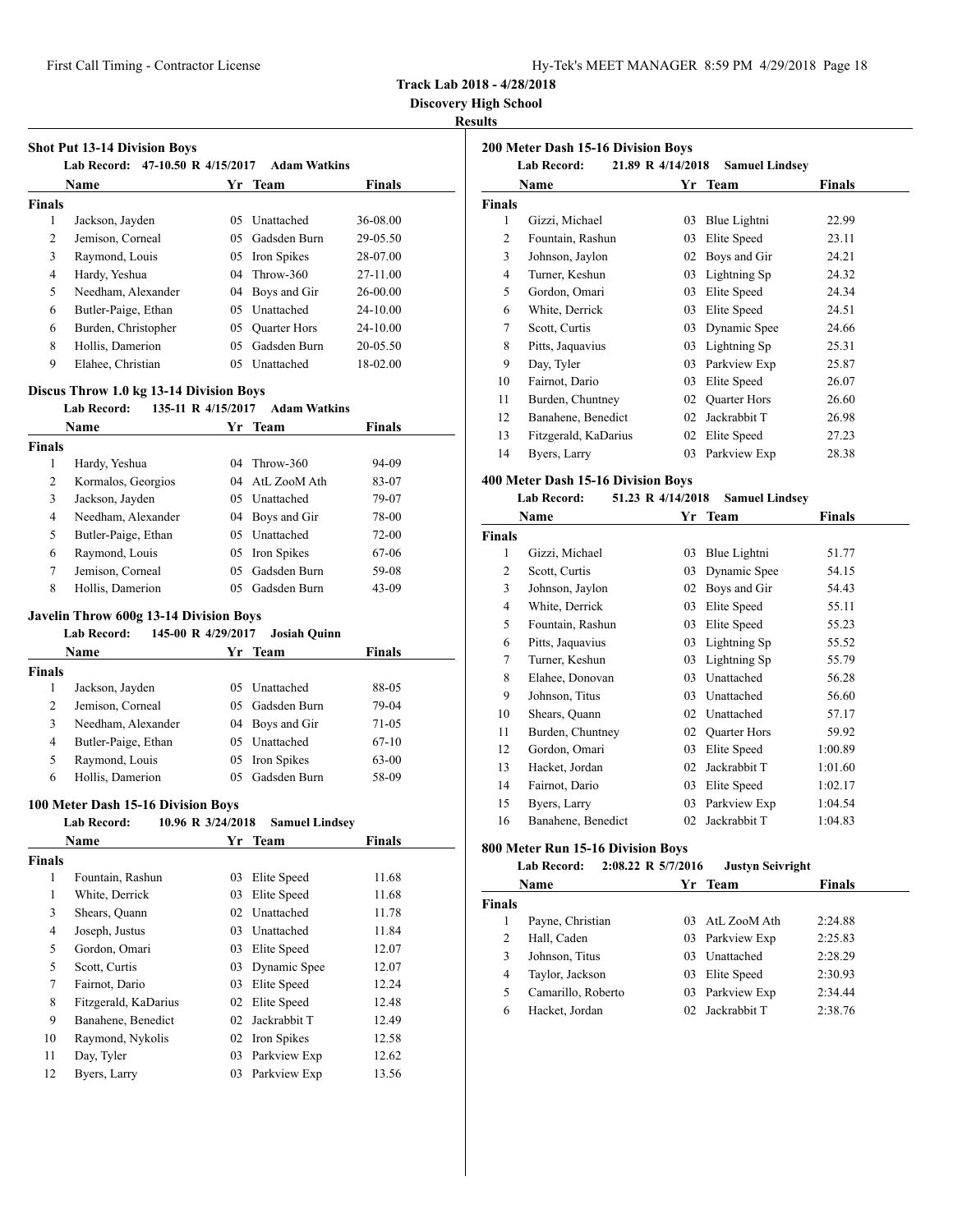**Track Lab 2018 - 4/28/2018**

**Discovery High School**

**Results**

### Shot Put 13-14 Division Boys

**Lab Record: 47-10.50 R 4/15/2017 Adam Watkins**

| | Name | Yr | Team | Finals |
|---|---|---|---|---|
| **Finals** | | | | |
| 1 | Jackson, Jayden | 05 | Unattached | 36-08.00 |
| 2 | Jemison, Corneal | 05 | Gadsden Burn | 29-05.50 |
| 3 | Raymond, Louis | 05 | Iron Spikes | 28-07.00 |
| 4 | Hardy, Yeshua | 04 | Throw-360 | 27-11.00 |
| 5 | Needham, Alexander | 04 | Boys and Gir | 26-00.00 |
| 6 | Butler-Paige, Ethan | 05 | Unattached | 24-10.00 |
| 6 | Burden, Christopher | 05 | Quarter Hors | 24-10.00 |
| 8 | Hollis, Damerion | 05 | Gadsden Burn | 20-05.50 |
| 9 | Elahee, Christian | 05 | Unattached | 18-02.00 |

### Discus Throw 1.0 kg 13-14 Division Boys

**Lab Record: 135-11 R 4/15/2017 Adam Watkins**

| | Name | Yr | Team | Finals |
|---|---|---|---|---|
| **Finals** | | | | |
| 1 | Hardy, Yeshua | 04 | Throw-360 | 94-09 |
| 2 | Kormalos, Georgios | 04 | AtL ZooM Ath | 83-07 |
| 3 | Jackson, Jayden | 05 | Unattached | 79-07 |
| 4 | Needham, Alexander | 04 | Boys and Gir | 78-00 |
| 5 | Butler-Paige, Ethan | 05 | Unattached | 72-00 |
| 6 | Raymond, Louis | 05 | Iron Spikes | 67-06 |
| 7 | Jemison, Corneal | 05 | Gadsden Burn | 59-08 |
| 8 | Hollis, Damerion | 05 | Gadsden Burn | 43-09 |

### Javelin Throw 600g 13-14 Division Boys

**Lab Record: 145-00 R 4/29/2017 Josiah Quinn**

| | Name | Yr | Team | Finals |
|---|---|---|---|---|
| **Finals** | | | | |
| 1 | Jackson, Jayden | 05 | Unattached | 88-05 |
| 2 | Jemison, Corneal | 05 | Gadsden Burn | 79-04 |
| 3 | Needham, Alexander | 04 | Boys and Gir | 71-05 |
| 4 | Butler-Paige, Ethan | 05 | Unattached | 67-10 |
| 5 | Raymond, Louis | 05 | Iron Spikes | 63-00 |
| 6 | Hollis, Damerion | 05 | Gadsden Burn | 58-09 |

### 100 Meter Dash 15-16 Division Boys

**Lab Record: 10.96 R 3/24/2018 Samuel Lindsey**

| | Name | Yr | Team | Finals |
|---|---|---|---|---|
| **Finals** | | | | |
| 1 | Fountain, Rashun | 03 | Elite Speed | 11.68 |
| 1 | White, Derrick | 03 | Elite Speed | 11.68 |
| 3 | Shears, Quann | 02 | Unattached | 11.78 |
| 4 | Joseph, Justus | 03 | Unattached | 11.84 |
| 5 | Gordon, Omari | 03 | Elite Speed | 12.07 |
| 5 | Scott, Curtis | 03 | Dynamic Spee | 12.07 |
| 7 | Fairnot, Dario | 03 | Elite Speed | 12.24 |
| 8 | Fitzgerald, KaDarius | 02 | Elite Speed | 12.48 |
| 9 | Banahene, Benedict | 02 | Jackrabbit T | 12.49 |
| 10 | Raymond, Nykolis | 02 | Iron Spikes | 12.58 |
| 11 | Day, Tyler | 03 | Parkview Exp | 12.62 |
| 12 | Byers, Larry | 03 | Parkview Exp | 13.56 |

### 200 Meter Dash 15-16 Division Boys

**Lab Record: 21.89 R 4/14/2018 Samuel Lindsey**

| | Name | Yr | Team | Finals |
|---|---|---|---|---|
| **Finals** | | | | |
| 1 | Gizzi, Michael | 03 | Blue Lightni | 22.99 |
| 2 | Fountain, Rashun | 03 | Elite Speed | 23.11 |
| 3 | Johnson, Jaylon | 02 | Boys and Gir | 24.21 |
| 4 | Turner, Keshun | 03 | Lightning Sp | 24.32 |
| 5 | Gordon, Omari | 03 | Elite Speed | 24.34 |
| 6 | White, Derrick | 03 | Elite Speed | 24.51 |
| 7 | Scott, Curtis | 03 | Dynamic Spee | 24.66 |
| 8 | Pitts, Jaquavius | 03 | Lightning Sp | 25.31 |
| 9 | Day, Tyler | 03 | Parkview Exp | 25.87 |
| 10 | Fairnot, Dario | 03 | Elite Speed | 26.07 |
| 11 | Burden, Chuntney | 02 | Quarter Hors | 26.60 |
| 12 | Banahene, Benedict | 02 | Jackrabbit T | 26.98 |
| 13 | Fitzgerald, KaDarius | 02 | Elite Speed | 27.23 |
| 14 | Byers, Larry | 03 | Parkview Exp | 28.38 |

### 400 Meter Dash 15-16 Division Boys

**Lab Record: 51.23 R 4/14/2018 Samuel Lindsey**

| | Name | Yr | Team | Finals |
|---|---|---|---|---|
| **Finals** | | | | |
| 1 | Gizzi, Michael | 03 | Blue Lightni | 51.77 |
| 2 | Scott, Curtis | 03 | Dynamic Spee | 54.15 |
| 3 | Johnson, Jaylon | 02 | Boys and Gir | 54.43 |
| 4 | White, Derrick | 03 | Elite Speed | 55.11 |
| 5 | Fountain, Rashun | 03 | Elite Speed | 55.23 |
| 6 | Pitts, Jaquavius | 03 | Lightning Sp | 55.52 |
| 7 | Turner, Keshun | 03 | Lightning Sp | 55.79 |
| 8 | Elahee, Donovan | 03 | Unattached | 56.28 |
| 9 | Johnson, Titus | 03 | Unattached | 56.60 |
| 10 | Shears, Quann | 02 | Unattached | 57.17 |
| 11 | Burden, Chuntney | 02 | Quarter Hors | 59.92 |
| 12 | Gordon, Omari | 03 | Elite Speed | 1:00.89 |
| 13 | Hacket, Jordan | 02 | Jackrabbit T | 1:01.60 |
| 14 | Fairnot, Dario | 03 | Elite Speed | 1:02.17 |
| 15 | Byers, Larry | 03 | Parkview Exp | 1:04.54 |
| 16 | Banahene, Benedict | 02 | Jackrabbit T | 1:04.83 |

### 800 Meter Run 15-16 Division Boys

**Lab Record: 2:08.22 R 5/7/2016 Justyn Seivright**

| | Name | Yr | Team | Finals |
|---|---|---|---|---|
| **Finals** | | | | |
| 1 | Payne, Christian | 03 | AtL ZooM Ath | 2:24.88 |
| 2 | Hall, Caden | 03 | Parkview Exp | 2:25.83 |
| 3 | Johnson, Titus | 03 | Unattached | 2:28.29 |
| 4 | Taylor, Jackson | 03 | Elite Speed | 2:30.93 |
| 5 | Camarillo, Roberto | 03 | Parkview Exp | 2:34.44 |
| 6 | Hacket, Jordan | 02 | Jackrabbit T | 2:38.76 |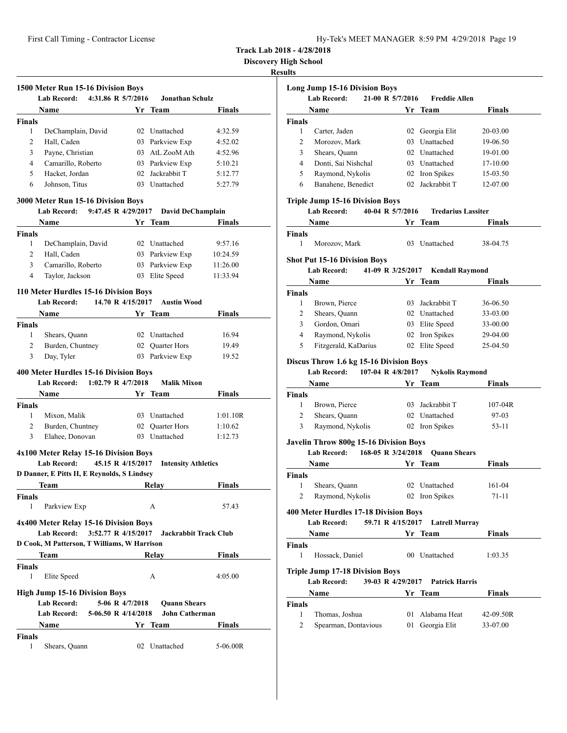**Track Lab 2018 - 4/28/2018**

**Discovery High School**

**Results**

### 1500 Meter Run 15-16 Division Boys

**Lab Record:** 4:31.86 R 5/7/2016 **Jonathan Schulz**

| | Name | Yr | Team | Finals |
|---|---|---|---|---|
| **Finals** | | | | |
| 1 | DeChamplain, David | 02 | Unattached | 4:32.59 |
| 2 | Hall, Caden | 03 | Parkview Exp | 4:52.02 |
| 3 | Payne, Christian | 03 | AtL ZooM Ath | 4:52.96 |
| 4 | Camarillo, Roberto | 03 | Parkview Exp | 5:10.21 |
| 5 | Hacket, Jordan | 02 | Jackrabbit T | 5:12.77 |
| 6 | Johnson, Titus | 03 | Unattached | 5:27.79 |

### 3000 Meter Run 15-16 Division Boys

**Lab Record:** 9:47.45 R 4/29/2017 **David DeChamplain**

| | Name | Yr | Team | Finals |
|---|---|---|---|---|
| **Finals** | | | | |
| 1 | DeChamplain, David | 02 | Unattached | 9:57.16 |
| 2 | Hall, Caden | 03 | Parkview Exp | 10:24.59 |
| 3 | Camarillo, Roberto | 03 | Parkview Exp | 11:26.00 |
| 4 | Taylor, Jackson | 03 | Elite Speed | 11:33.94 |

### 110 Meter Hurdles 15-16 Division Boys

**Lab Record:** 14.70 R 4/15/2017 **Austin Wood**

| | Name | Yr | Team | Finals |
|---|---|---|---|---|
| **Finals** | | | | |
| 1 | Shears, Quann | 02 | Unattached | 16.94 |
| 2 | Burden, Chuntney | 02 | Quarter Hors | 19.49 |
| 3 | Day, Tyler | 03 | Parkview Exp | 19.52 |

### 400 Meter Hurdles 15-16 Division Boys

**Lab Record:** 1:02.79 R 4/7/2018 **Malik Mixon**

| | Name | Yr | Team | Finals |
|---|---|---|---|---|
| **Finals** | | | | |
| 1 | Mixon, Malik | 03 | Unattached | 1:01.10R |
| 2 | Burden, Chuntney | 02 | Quarter Hors | 1:10.62 |
| 3 | Elahee, Donovan | 03 | Unattached | 1:12.73 |

### 4x100 Meter Relay 15-16 Division Boys

**Lab Record:** 45.15 R 4/15/2017 **Intensity Athletics**

**D Danner, E Pitts II, E Reynolds, S Lindsey**

| | Team | Relay | Finals |
|---|---|---|---|
| **Finals** | | | |
| 1 | Parkview Exp | A | 57.43 |

### 4x400 Meter Relay 15-16 Division Boys

**Lab Record:** 3:52.77 R 4/15/2017 **Jackrabbit Track Club**

**D Cook, M Patterson, T Williams, W Harrison**

| | Team | Relay | Finals |
|---|---|---|---|
| **Finals** | | | |
| 1 | Elite Speed | A | 4:05.00 |

### High Jump 15-16 Division Boys

**Lab Record:** 5-06 R 4/7/2018 **Quann Shears**

**Lab Record:** 5-06.50 R 4/14/2018 **John Catherman**

| | Name | Yr | Team | Finals |
|---|---|---|---|---|
| **Finals** | | | | |
| 1 | Shears, Quann | 02 | Unattached | 5-06.00R |

### Long Jump 15-16 Division Boys

**Lab Record:** 21-00 R 5/7/2016 **Freddie Allen**

| | Name | Yr | Team | Finals |
|---|---|---|---|---|
| **Finals** | | | | |
| 1 | Carter, Jaden | 02 | Georgia Elit | 20-03.00 |
| 2 | Morozov, Mark | 03 | Unattached | 19-06.50 |
| 3 | Shears, Quann | 02 | Unattached | 19-01.00 |
| 4 | Donti, Sai Nishchal | 03 | Unattached | 17-10.00 |
| 5 | Raymond, Nykolis | 02 | Iron Spikes | 15-03.50 |
| 6 | Banahene, Benedict | 02 | Jackrabbit T | 12-07.00 |

### Triple Jump 15-16 Division Boys

**Lab Record:** 40-04 R 5/7/2016 **Tredarius Lassiter**

| | Name | Yr | Team | Finals |
|---|---|---|---|---|
| **Finals** | | | | |
| 1 | Morozov, Mark | 03 | Unattached | 38-04.75 |

### Shot Put 15-16 Division Boys

**Lab Record:** 41-09 R 3/25/2017 **Kendall Raymond**

| | Name | Yr | Team | Finals |
|---|---|---|---|---|
| **Finals** | | | | |
| 1 | Brown, Pierce | 03 | Jackrabbit T | 36-06.50 |
| 2 | Shears, Quann | 02 | Unattached | 33-03.00 |
| 3 | Gordon, Omari | 03 | Elite Speed | 33-00.00 |
| 4 | Raymond, Nykolis | 02 | Iron Spikes | 29-04.00 |
| 5 | Fitzgerald, KaDarius | 02 | Elite Speed | 25-04.50 |

### Discus Throw 1.6 kg 15-16 Division Boys

**Lab Record:** 107-04 R 4/8/2017 **Nykolis Raymond**

| | Name | Yr | Team | Finals |
|---|---|---|---|---|
| **Finals** | | | | |
| 1 | Brown, Pierce | 03 | Jackrabbit T | 107-04R |
| 2 | Shears, Quann | 02 | Unattached | 97-03 |
| 3 | Raymond, Nykolis | 02 | Iron Spikes | 53-11 |

### Javelin Throw 800g 15-16 Division Boys

**Lab Record:** 168-05 R 3/24/2018 **Quann Shears**

| | Name | Yr | Team | Finals |
|---|---|---|---|---|
| **Finals** | | | | |
| 1 | Shears, Quann | 02 | Unattached | 161-04 |
| 2 | Raymond, Nykolis | 02 | Iron Spikes | 71-11 |

### 400 Meter Hurdles 17-18 Division Boys

**Lab Record:** 59.71 R 4/15/2017 **Latrell Murray**

| | Name | Yr | Team | Finals |
|---|---|---|---|---|
| **Finals** | | | | |
| 1 | Hossack, Daniel | 00 | Unattached | 1:03.35 |

### Triple Jump 17-18 Division Boys

**Lab Record:** 39-03 R 4/29/2017 **Patrick Harris**

| | Name | Yr | Team | Finals |
|---|---|---|---|---|
| **Finals** | | | | |
| 1 | Thomas, Joshua | 01 | Alabama Heat | 42-09.50R |
| 2 | Spearman, Dontavious | 01 | Georgia Elit | 33-07.00 |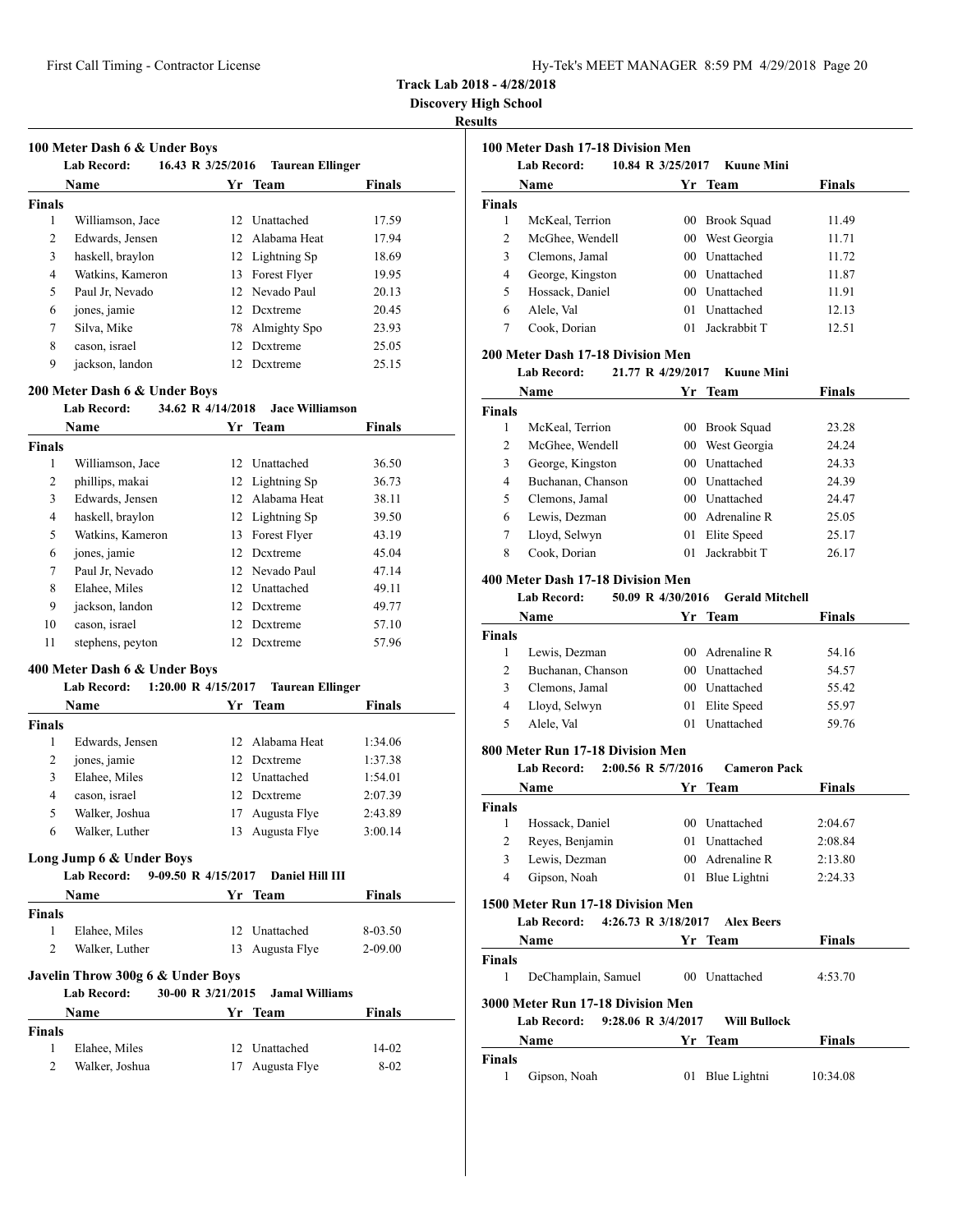**Track Lab 2018 - 4/28/2018**

**Discovery High School**

**Results**

### 100 Meter Dash 6 & Under Boys

**Lab Record:** 16.43 R 3/25/2016 **Taurean Ellinger**

| | Name | Yr | Team | Finals |
|---|---|---|---|---|
| **Finals** | | | | |
| 1 | Williamson, Jace | 12 | Unattached | 17.59 |
| 2 | Edwards, Jensen | 12 | Alabama Heat | 17.94 |
| 3 | haskell, braylon | 12 | Lightning Sp | 18.69 |
| 4 | Watkins, Kameron | 13 | Forest Flyer | 19.95 |
| 5 | Paul Jr, Nevado | 12 | Nevado Paul | 20.13 |
| 6 | jones, jamie | 12 | Dcxtreme | 20.45 |
| 7 | Silva, Mike | 78 | Almighty Spo | 23.93 |
| 8 | cason, israel | 12 | Dcxtreme | 25.05 |
| 9 | jackson, landon | 12 | Dcxtreme | 25.15 |

### 200 Meter Dash 6 & Under Boys

**Lab Record:** 34.62 R 4/14/2018 **Jace Williamson**

| | Name | Yr | Team | Finals |
|---|---|---|---|---|
| **Finals** | | | | |
| 1 | Williamson, Jace | 12 | Unattached | 36.50 |
| 2 | phillips, makai | 12 | Lightning Sp | 36.73 |
| 3 | Edwards, Jensen | 12 | Alabama Heat | 38.11 |
| 4 | haskell, braylon | 12 | Lightning Sp | 39.50 |
| 5 | Watkins, Kameron | 13 | Forest Flyer | 43.19 |
| 6 | jones, jamie | 12 | Dcxtreme | 45.04 |
| 7 | Paul Jr, Nevado | 12 | Nevado Paul | 47.14 |
| 8 | Elahee, Miles | 12 | Unattached | 49.11 |
| 9 | jackson, landon | 12 | Dcxtreme | 49.77 |
| 10 | cason, israel | 12 | Dcxtreme | 57.10 |
| 11 | stephens, peyton | 12 | Dcxtreme | 57.96 |

### 400 Meter Dash 6 & Under Boys

**Lab Record:** 1:20.00 R 4/15/2017 **Taurean Ellinger**

| | Name | Yr | Team | Finals |
|---|---|---|---|---|
| **Finals** | | | | |
| 1 | Edwards, Jensen | 12 | Alabama Heat | 1:34.06 |
| 2 | jones, jamie | 12 | Dcxtreme | 1:37.38 |
| 3 | Elahee, Miles | 12 | Unattached | 1:54.01 |
| 4 | cason, israel | 12 | Dcxtreme | 2:07.39 |
| 5 | Walker, Joshua | 17 | Augusta Flye | 2:43.89 |
| 6 | Walker, Luther | 13 | Augusta Flye | 3:00.14 |

### Long Jump 6 & Under Boys

**Lab Record:** 9-09.50 R 4/15/2017 **Daniel Hill III**

| | Name | Yr | Team | Finals |
|---|---|---|---|---|
| **Finals** | | | | |
| 1 | Elahee, Miles | 12 | Unattached | 8-03.50 |
| 2 | Walker, Luther | 13 | Augusta Flye | 2-09.00 |

### Javelin Throw 300g 6 & Under Boys

**Lab Record:** 30-00 R 3/21/2015 **Jamal Williams**

| | Name | Yr | Team | Finals |
|---|---|---|---|---|
| **Finals** | | | | |
| 1 | Elahee, Miles | 12 | Unattached | 14-02 |
| 2 | Walker, Joshua | 17 | Augusta Flye | 8-02 |

### 100 Meter Dash 17-18 Division Men

**Lab Record:** 10.84 R 3/25/2017 **Kuune Mini**

| | Name | Yr | Team | Finals |
|---|---|---|---|---|
| **Finals** | | | | |
| 1 | McKeal, Terrion | 00 | Brook Squad | 11.49 |
| 2 | McGhee, Wendell | 00 | West Georgia | 11.71 |
| 3 | Clemons, Jamal | 00 | Unattached | 11.72 |
| 4 | George, Kingston | 00 | Unattached | 11.87 |
| 5 | Hossack, Daniel | 00 | Unattached | 11.91 |
| 6 | Alele, Val | 01 | Unattached | 12.13 |
| 7 | Cook, Dorian | 01 | Jackrabbit T | 12.51 |

### 200 Meter Dash 17-18 Division Men

**Lab Record:** 21.77 R 4/29/2017 **Kuune Mini**

| | Name | Yr | Team | Finals |
|---|---|---|---|---|
| **Finals** | | | | |
| 1 | McKeal, Terrion | 00 | Brook Squad | 23.28 |
| 2 | McGhee, Wendell | 00 | West Georgia | 24.24 |
| 3 | George, Kingston | 00 | Unattached | 24.33 |
| 4 | Buchanan, Chanson | 00 | Unattached | 24.39 |
| 5 | Clemons, Jamal | 00 | Unattached | 24.47 |
| 6 | Lewis, Dezman | 00 | Adrenaline R | 25.05 |
| 7 | Lloyd, Selwyn | 01 | Elite Speed | 25.17 |
| 8 | Cook, Dorian | 01 | Jackrabbit T | 26.17 |

### 400 Meter Dash 17-18 Division Men

**Lab Record:** 50.09 R 4/30/2016 **Gerald Mitchell**

| | Name | Yr | Team | Finals |
|---|---|---|---|---|
| **Finals** | | | | |
| 1 | Lewis, Dezman | 00 | Adrenaline R | 54.16 |
| 2 | Buchanan, Chanson | 00 | Unattached | 54.57 |
| 3 | Clemons, Jamal | 00 | Unattached | 55.42 |
| 4 | Lloyd, Selwyn | 01 | Elite Speed | 55.97 |
| 5 | Alele, Val | 01 | Unattached | 59.76 |

### 800 Meter Run 17-18 Division Men

**Lab Record:** 2:00.56 R 5/7/2016 **Cameron Pack**

| | Name | Yr | Team | Finals |
|---|---|---|---|---|
| **Finals** | | | | |
| 1 | Hossack, Daniel | 00 | Unattached | 2:04.67 |
| 2 | Reyes, Benjamin | 01 | Unattached | 2:08.84 |
| 3 | Lewis, Dezman | 00 | Adrenaline R | 2:13.80 |
| 4 | Gipson, Noah | 01 | Blue Lightni | 2:24.33 |

### 1500 Meter Run 17-18 Division Men

**Lab Record:** 4:26.73 R 3/18/2017 **Alex Beers**

| | Name | Yr | Team | Finals |
|---|---|---|---|---|
| **Finals** | | | | |
| 1 | DeChamplain, Samuel | 00 | Unattached | 4:53.70 |

### 3000 Meter Run 17-18 Division Men

**Lab Record:** 9:28.06 R 3/4/2017 **Will Bullock**

| | Name | Yr | Team | Finals |
|---|---|---|---|---|
| **Finals** | | | | |
| 1 | Gipson, Noah | 01 | Blue Lightni | 10:34.08 |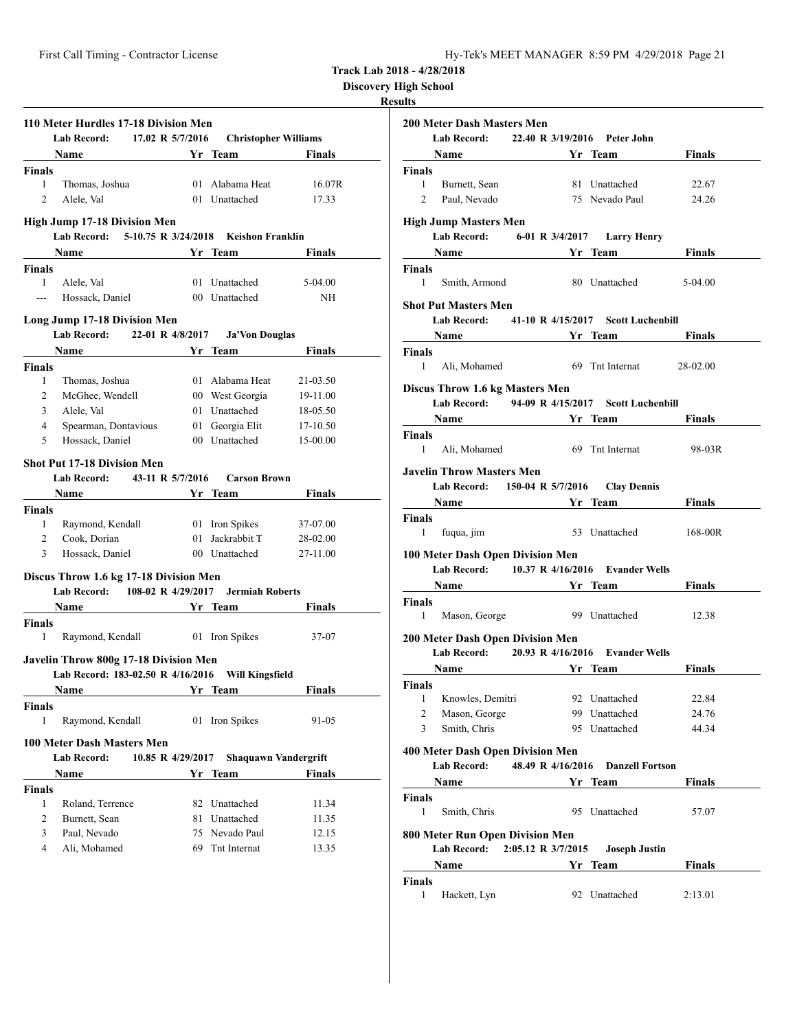Track Lab 2018 - 4/28/2018

Discovery High School

Results

### 110 Meter Hurdles 17-18 Division Men

Lab Record: 17.02 R 5/7/2016 Christopher Williams

| | Name | Yr | Team | Finals |
|---|---|---|---|---|
| **Finals** | | | | |
| 1 | Thomas, Joshua | 01 | Alabama Heat | 16.07R |
| 2 | Alele, Val | 01 | Unattached | 17.33 |

### High Jump 17-18 Division Men

Lab Record: 5-10.75 R 3/24/2018 Keishon Franklin

| | Name | Yr | Team | Finals |
|---|---|---|---|---|
| **Finals** | | | | |
| 1 | Alele, Val | 01 | Unattached | 5-04.00 |
| --- | Hossack, Daniel | 00 | Unattached | NH |

### Long Jump 17-18 Division Men

Lab Record: 22-01 R 4/8/2017 Ja'Von Douglas

| | Name | Yr | Team | Finals |
|---|---|---|---|---|
| **Finals** | | | | |
| 1 | Thomas, Joshua | 01 | Alabama Heat | 21-03.50 |
| 2 | McGhee, Wendell | 00 | West Georgia | 19-11.00 |
| 3 | Alele, Val | 01 | Unattached | 18-05.50 |
| 4 | Spearman, Dontavious | 01 | Georgia Elit | 17-10.50 |
| 5 | Hossack, Daniel | 00 | Unattached | 15-00.00 |

### Shot Put 17-18 Division Men

Lab Record: 43-11 R 5/7/2016 Carson Brown

| | Name | Yr | Team | Finals |
|---|---|---|---|---|
| **Finals** | | | | |
| 1 | Raymond, Kendall | 01 | Iron Spikes | 37-07.00 |
| 2 | Cook, Dorian | 01 | Jackrabbit T | 28-02.00 |
| 3 | Hossack, Daniel | 00 | Unattached | 27-11.00 |

### Discus Throw 1.6 kg 17-18 Division Men

Lab Record: 108-02 R 4/29/2017 Jermiah Roberts

| | Name | Yr | Team | Finals |
|---|---|---|---|---|
| **Finals** | | | | |
| 1 | Raymond, Kendall | 01 | Iron Spikes | 37-07 |

### Javelin Throw 800g 17-18 Division Men

Lab Record: 183-02.50 R 4/16/2016 Will Kingsfield

| | Name | Yr | Team | Finals |
|---|---|---|---|---|
| **Finals** | | | | |
| 1 | Raymond, Kendall | 01 | Iron Spikes | 91-05 |

### 100 Meter Dash Masters Men

Lab Record: 10.85 R 4/29/2017 Shaquawn Vandergrift

| | Name | Yr | Team | Finals |
|---|---|---|---|---|
| **Finals** | | | | |
| 1 | Roland, Terrence | 82 | Unattached | 11.34 |
| 2 | Burnett, Sean | 81 | Unattached | 11.35 |
| 3 | Paul, Nevado | 75 | Nevado Paul | 12.15 |
| 4 | Ali, Mohamed | 69 | Tnt Internat | 13.35 |

### 200 Meter Dash Masters Men

Lab Record: 22.40 R 3/19/2016 Peter John

| | Name | Yr | Team | Finals |
|---|---|---|---|---|
| **Finals** | | | | |
| 1 | Burnett, Sean | 81 | Unattached | 22.67 |
| 2 | Paul, Nevado | 75 | Nevado Paul | 24.26 |

### High Jump Masters Men

Lab Record: 6-01 R 3/4/2017 Larry Henry

| | Name | Yr | Team | Finals |
|---|---|---|---|---|
| **Finals** | | | | |
| 1 | Smith, Armond | 80 | Unattached | 5-04.00 |

### Shot Put Masters Men

Lab Record: 41-10 R 4/15/2017 Scott Luchenbill

| | Name | Yr | Team | Finals |
|---|---|---|---|---|
| **Finals** | | | | |
| 1 | Ali, Mohamed | 69 | Tnt Internat | 28-02.00 |

### Discus Throw 1.6 kg Masters Men

Lab Record: 94-09 R 4/15/2017 Scott Luchenbill

| | Name | Yr | Team | Finals |
|---|---|---|---|---|
| **Finals** | | | | |
| 1 | Ali, Mohamed | 69 | Tnt Internat | 98-03R |

### Javelin Throw Masters Men

Lab Record: 150-04 R 5/7/2016 Clay Dennis

| | Name | Yr | Team | Finals |
|---|---|---|---|---|
| **Finals** | | | | |
| 1 | fuqua, jim | 53 | Unattached | 168-00R |

### 100 Meter Dash Open Division Men

Lab Record: 10.37 R 4/16/2016 Evander Wells

| | Name | Yr | Team | Finals |
|---|---|---|---|---|
| **Finals** | | | | |
| 1 | Mason, George | 99 | Unattached | 12.38 |

### 200 Meter Dash Open Division Men

Lab Record: 20.93 R 4/16/2016 Evander Wells

| | Name | Yr | Team | Finals |
|---|---|---|---|---|
| **Finals** | | | | |
| 1 | Knowles, Demitri | 92 | Unattached | 22.84 |
| 2 | Mason, George | 99 | Unattached | 24.76 |
| 3 | Smith, Chris | 95 | Unattached | 44.34 |

### 400 Meter Dash Open Division Men

Lab Record: 48.49 R 4/16/2016 Danzell Fortson

| | Name | Yr | Team | Finals |
|---|---|---|---|---|
| **Finals** | | | | |
| 1 | Smith, Chris | 95 | Unattached | 57.07 |

### 800 Meter Run Open Division Men

Lab Record: 2:05.12 R 3/7/2015 Joseph Justin

| | Name | Yr | Team | Finals |
|---|---|---|---|---|
| **Finals** | | | | |
| 1 | Hackett, Lyn | 92 | Unattached | 2:13.01 |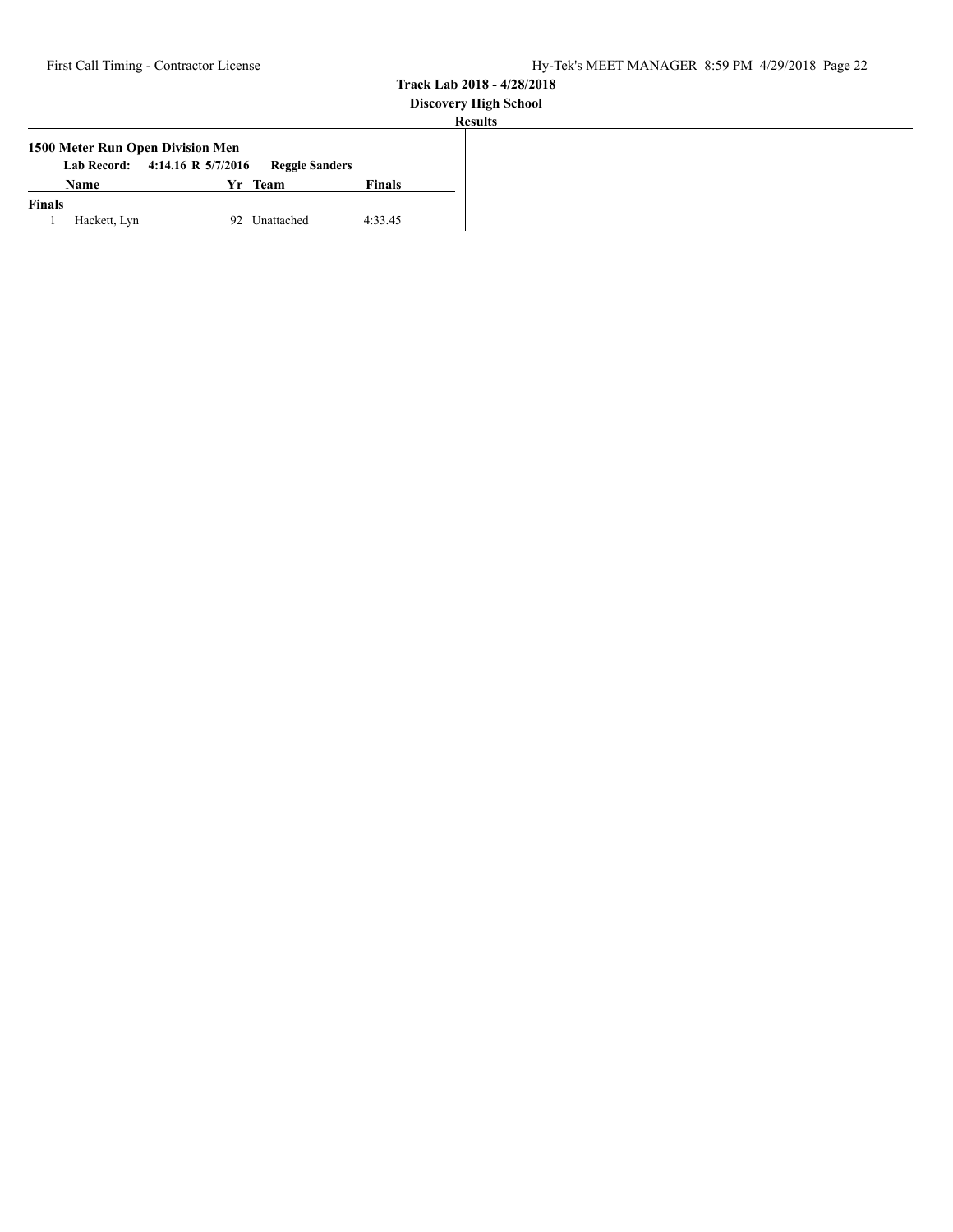**Track Lab 2018 - 4/28/2018**

**Discovery High School**

**Results**

### 1500 Meter Run Open Division Men

**Lab Record: 4:14.16 R 5/7/2016 Reggie Sanders**

| | Name | Yr | Team | Finals |
|---|---|---|---|---|
| **Finals** | | | | |
| 1 | Hackett, Lyn | 92 | Unattached | 4:33.45 |